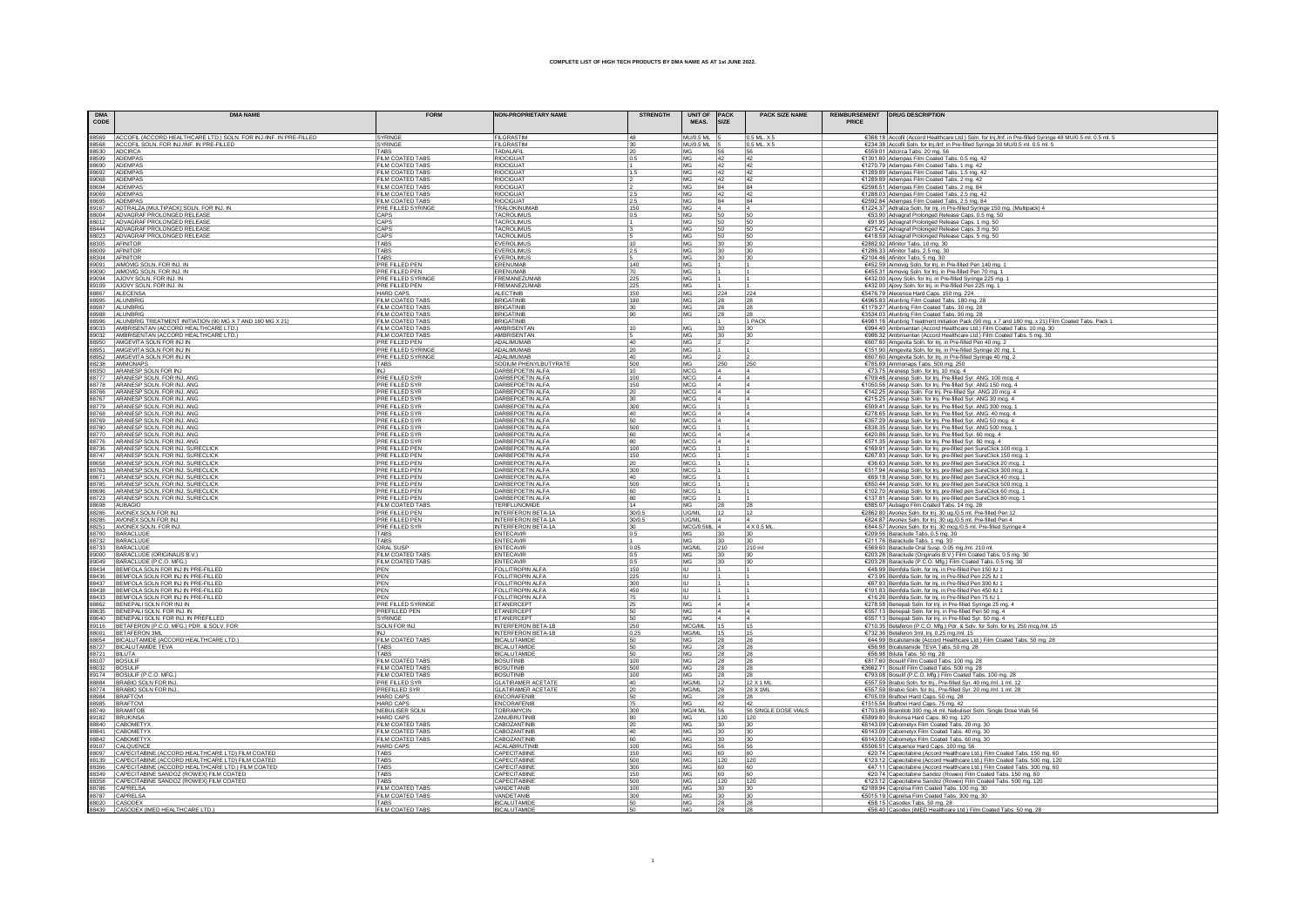# COMPLETE LIST OF HIGH TECH PRODUCTS BY DMA NAME AS AT 1st JUNE 2022.

| DMA CODE | DMA NAME | FORM | NON-PROPRIETARY NAME | STRENGTH | UNIT OF MEAS. | PACK SIZE | PACK SIZE NAME | REIMBURSEMENT PRICE | DRUG DESCRIPTION |
|---|---|---|---|---|---|---|---|---|---|
| 88569 | ACCOFIL (ACCORD HEALTHCARE LTD.) SOLN. FOR INJ./INF. IN PRE-FILLED | SYRINGE | FILGRASTIM | 48 | MU/0.5 ML | 5 | 0.5 ML. X 5 | €368.18 | Accofil (Accord Healthcare Ltd.) Soln. for Inj./Inf. in Pre-filled Syringe 48 MU/0.5 ml. 0.5 ml. 5 |
| 88568 | ACCOFIL SOLN. FOR INJ./INF. IN PRE-FILLED | SYRINGE | FILGRASTIM | 30 | MU/0.5 ML | 5 | 0.5 ML. X 5 | €234.38 | Accofil Soln. for Inj./Inf. in Pre-filled Syringe 30 MU/0.5 ml. 0.5 ml. 5 |
| 88530 | ADCIRCA | TABS | TADALAFIL | 20 | MG | 56 | 56 | €559.01 | Adcirca Tabs. 20 mg. 56 |
| 88599 | ADEMPAS | FILM COATED TABS | RIOCIGUAT | 0.5 | MG | 42 | 42 | €1301.60 | Adempas Film Coated Tabs. 0.5 mg. 42 |
| 88690 | ADEMPAS | FILM COATED TABS | RIOCIGUAT | 1 | MG | 42 | 42 | €1270.79 | Adempas Film Coated Tabs. 1 mg. 42 |
| 88692 | ADEMPAS | FILM COATED TABS | RIOCIGUAT | 1.5 | MG | 42 | 42 | €1289.89 | Adempas Film Coated Tabs. 1.5 mg. 42 |
| 89068 | ADEMPAS | FILM COATED TABS | RIOCIGUAT | 2 | MG | 42 | 42 | €1289.89 | Adempas Film Coated Tabs. 2 mg. 42 |
| 88694 | ADEMPAS | FILM COATED TABS | RIOCIGUAT | 2 | MG | 84 | 84 | €2598.51 | Adempas Film Coated Tabs. 2 mg. 84 |
| 89069 | ADEMPAS | FILM COATED TABS | RIOCIGUAT | 2.5 | MG | 42 | 42 | €1288.03 | Adempas Film Coated Tabs. 2.5 mg. 42 |
| 88695 | ADEMPAS | FILM COATED TABS | RIOCIGUAT | 2.5 | MG | 84 | 84 | €2592.84 | Adempas Film Coated Tabs. 2.5 mg. 84 |
| 89167 | ADTRALZA (MULTIPACK) SOLN. FOR INJ. IN | PRE FILLED SYRINGE | TRALOKINUMAB | 150 | MG | 4 | 4 | €1224.37 | Adtralza Soln. for Inj. in Pre-filled Syringe 150 mg. (Multipack) 4 |
| 88004 | ADVAGRAF PROLONGED RELEASE | CAPS | TACROLIMUS | 0.5 | MG | 50 | 50 | €53.90 | Advagraf Prolonged Release Caps. 0.5 mg. 50 |
| 88012 | ADVAGRAF PROLONGED RELEASE | CAPS | TACROLIMUS | 1 | MG | 50 | 50 | €91.95 | Advagraf Prolonged Release Caps. 1 mg. 50 |
| 88444 | ADVAGRAF PROLONGED RELEASE | CAPS | TACROLIMUS | 3 | MG | 50 | 50 | €275.42 | Advagraf Prolonged Release Caps. 3 mg. 50 |
| 88023 | ADVAGRAF PROLONGED RELEASE | CAPS | TACROLIMUS | 5 | MG | 50 | 50 | €418.59 | Advagraf Prolonged Release Caps. 5 mg. 50 |
| 88305 | AFINITOR | TABS | EVEROLIMUS | 10 | MG | 30 | 30 | €2882.92 | Afinitor Tabs. 10 mg. 30 |
| 88009 | AFINITOR | TABS | EVEROLIMUS | 2.5 | MG | 30 | 30 | €1286.33 | Afinitor Tabs. 2.5 mg. 30 |
| 88304 | AFINITOR | TABS | EVEROLIMUS | 5 | MG | 30 | 30 | €2104.46 | Afinitor Tabs. 5 mg. 30 |
| 89091 | AIMOVIG SOLN. FOR INJ. IN | PRE FILLED PEN | ERENUMAB | 140 | MG | 1 | 1 | €452.59 | Aimovig Soln. for Inj. in Pre-filled Pen 140 mg. 1 |
| 89090 | AIMOVIG SOLN. FOR INJ. IN | PRE FILLED PEN | ERENUMAB | 70 | MG | 1 | 1 | €455.31 | Aimovig Soln. for Inj. in Pre-filled Pen 70 mg. 1 |
| 89094 | AJOVY SOLN. FOR INJ. IN | PRE FILLED SYRINGE | FREMANEZUMAB | 225 | MG | 1 | 1 | €432.00 | Ajovy Soln. for Inj. in Pre-filled Syringe 225 mg. 1 |
| 89109 | AJOVY SOLN. FOR INJ. IN | PRE FILLED PEN | FREMANEZUMAB | 225 | MG | 1 | 1 | €432.00 | Ajovy Soln. for Inj. in Pre-filled Pen 225 mg. 1 |
| 88867 | ALECENSA | HARD CAPS | ALECTINIB | 150 | MG | 224 | 224 | €5476.79 | Alecensa Hard Caps. 150 mg. 224 |
| 88995 | ALUNBRIG | FILM COATED TABS | BRIGATINIB | 180 | MG | 28 | 28 | €4965.83 | Alunbrig Film Coated Tabs. 180 mg. 28 |
| 88987 | ALUNBRIG | FILM COATED TABS | BRIGATINIB | 30 | MG | 28 | 28 | €1179.27 | Alunbrig Film Coated Tabs. 30 mg. 28 |
| 88988 | ALUNBRIG | FILM COATED TABS | BRIGATINIB | 90 | MG | 28 | 28 | €3534.03 | Alunbrig Film Coated Tabs. 90 mg. 28 |
| 88996 | ALUNBRIG TREATMENT INITIATION (90 MG X 7 AND 180 MG X 21) | FILM COATED TABS | BRIGATINIB | | | 1 | 1 PACK | €4981.16 | Alunbrig Treatment Initiation Pack (90 mg. x 7 and 180 mg. x 21) Film Coated Tabs. Pack 1 |
| 89033 | AMBRISENTAN (ACCORD HEALTHCARE LTD.) | FILM COATED TABS | AMBRISENTAN | 10 | MG | 30 | 30 | €994.40 | Ambrisentan (Accord Healthcare Ltd.) Film Coated Tabs. 10 mg. 30 |
| 89032 | AMBRISENTAN (ACCORD HEALTHCARE LTD.) | FILM COATED TABS | AMBRISENTAN | 5 | MG | 30 | 30 | €986.32 | Ambrisentan (Accord Healthcare Ltd.) Film Coated Tabs. 5 mg. 30 |
| 88950 | AMGEVITA SOLN FOR INJ IN | PRE FILLED PEN | ADALIMUMAB | 40 | MG | 2 | 2 | €607.60 | Amgevita Soln. for Inj. in Pre-filled Pen 40 mg. 2 |
| 88951 | AMGEVITA SOLN FOR INJ IN | PRE FILLED SYRINGE | ADALIMUMAB | 20 | MG | 1 | 1 | €151.90 | Amgevita Soln. for Inj. in Pre-filled Syringe 20 mg. 1 |
| 88952 | AMGEVITA SOLN FOR INJ IN | PRE FILLED SYRINGE | ADALIMUMAB | 40 | MG | 2 | 2 | €607.60 | Amgevita Soln. for Inj. in Pre-filled Syringe 40 mg. 2 |
| 88238 | AMMONAPS | TABS | SODIUM PHENYLBUTYRATE | 500 | MG | 250 | 250 | €785.69 | Ammonaps Tabs. 500 mg. 250 |
| 88350 | ARANESP SOLN FOR INJ | INJ. | DARBEPOETIN ALFA | 10 | MCG | 4 | 4 | €73.75 | Aranesp Soln. for Inj. 10 mcg. 4 |
| 88777 | ARANESP SOLN. FOR INJ. ANG | PRE FILLED SYR | DARBEPOETIN ALFA | 100 | MCG | 4 | 4 | €709.48 | Aranesp Soln. for Inj. Pre-filled Syr. ANG. 100 mcg. 4 |
| 88778 | ARANESP SOLN. FOR INJ. ANG | PRE FILLED SYR | DARBEPOETIN ALFA | 150 | MCG | 4 | 4 | €1050.56 | Aranesp Soln. for Inj. Pre-filled Syr. ANG 150 mcg. 4 |
| 88766 | ARANESP SOLN. FOR INJ. ANG | PRE FILLED SYR | DARBEPOETIN ALFA | 20 | MCG | 4 | 4 | €142.25 | Aranesp Soln. For Inj. Pre-filled Syr. ANG 20 mcg. 4 |
| 88767 | ARANESP SOLN. FOR INJ. ANG | PRE FILLED SYR | DARBEPOETIN ALFA | 30 | MCG | 4 | 4 | €215.25 | Aranesp Soln. for Inj. Pre-filled Syr. ANG 30 mcg. 4 |
| 88779 | ARANESP SOLN. FOR INJ. ANG | PRE FILLED SYR | DARBEPOETIN ALFA | 300 | MCG | 1 | 1 | €509.41 | Aranesp Soln. for Inj. Pre-filled Syr. ANG 300 mcg. 1 |
| 88768 | ARANESP SOLN. FOR INJ. ANG | PRE FILLED SYR | DARBEPOETIN ALFA | 40 | MCG | 4 | 4 | €278.65 | Aranesp Soln. for Inj. Pre-filled Syr. ANG. 40 mcg. 4 |
| 88769 | ARANESP SOLN. FOR INJ. ANG | PRE FILLED SYR | DARBEPOETIN ALFA | 50 | MCG | 4 | 4 | €357.29 | Aranesp Soln. for Inj. Pre-filled Syr. ANG 50 mcg. 4 |
| 88780 | ARANESP SOLN. FOR INJ. ANG | PRE FILLED SYR | DARBEPOETIN ALFA | 500 | MCG | 1 | 1 | €838.35 | Aranesp Soln. for Inj. Pre-filled Syr. ANG 500 mcg. 1 |
| 88770 | ARANESP SOLN. FOR INJ. ANG | PRE FILLED SYR | DARBEPOETIN ALFA | 60 | MCG | 4 | 4 | €420.86 | Aranesp Soln. for Inj. Pre-filled Syr. 60 mcg. 4 |
| 88776 | ARANESP SOLN. FOR INJ. ANG | PRE FILLED SYR | DARBEPOETIN ALFA | 80 | MCG | 4 | 4 | €571.35 | Aranesp Soln. for Inj. Pre-filled Syr. 80 mcg. 4 |
| 88736 | ARANESP SOLN. FOR INJ. SURECLICK | PRE FILLED PEN | DARBEPOETIN ALFA | 100 | MCG | 1 | 1 | €189.91 | Aranesp Soln. for Inj. pre-filled pen SureClick 100 mcg. 1 |
| 88747 | ARANESP SOLN. FOR INJ. SURECLICK | PRE FILLED PEN | DARBEPOETIN ALFA | 150 | MCG | 1 | 1 | €267.83 | Aranesp Soln. for Inj. pre-filled pen SureClick 150 mcg. 1 |
| 88658 | ARANESP SOLN. FOR INJ. SURECLICK | PRE FILLED PEN | DARBEPOETIN ALFA | 20 | MCG | 1 | 1 | €36.63 | Aranesp Soln. for Inj. pre-filled pen SureClick 20 mcg. 1 |
| 88763 | ARANESP SOLN. FOR INJ. SURECLICK | PRE FILLED PEN | DARBEPOETIN ALFA | 300 | MCG | 1 | 1 | €517.94 | Aranesp Soln. for Inj. pre-filled pen SureClick 300 mcg. 1 |
| 88671 | ARANESP SOLN. FOR INJ. SURECLICK | PRE FILLED PEN | DARBEPOETIN ALFA | 40 | MCG | 1 | 1 | €69.18 | Aranesp Soln. for Inj. pre-filled pen SureClick 40 mcg. 1 |
| 88785 | ARANESP SOLN. FOR INJ. SURECLICK | PRE FILLED PEN | DARBEPOETIN ALFA | 500 | MCG | 1 | 1 | €850.44 | Aranesp Soln. for Inj. pre-filled pen SureClick 500 mcg. 1 |
| 88696 | ARANESP SOLN. FOR INJ. SURECLICK | PRE FILLED PEN | DARBEPOETIN ALFA | 60 | MCG | 1 | 1 | €102.70 | Aranesp Soln. for Inj. pre-filled pen SureClick 60 mcg. 1 |
| 88723 | ARANESP SOLN. FOR INJ. SURECLICK | PRE FILLED PEN | DARBEPOETIN ALFA | 80 | MCG | 1 | 1 | €137.81 | Aranesp Soln. for Inj. pre-filled pen SureClick 80 mcg. 1 |
| 88698 | AUBAGIO | FILM COATED TABS | TERIFLUNOMIDE | 14 | MG | 28 | 28 | €885.07 | Aubagio Film Coated Tabs. 14 mg. 28 |
| 88286 | AVONEX SOLN FOR INJ | PRE FILLED PEN | INTERFERON BETA-1A | 30/0.5 | UG/ML | 12 | 12 | €2862.80 | Avonex Soln. for Inj. 30 ug./0.5 ml. Pre-filled Pen 12 |
| 88285 | AVONEX SOLN FOR INJ | PRE FILLED PEN | INTERFERON BETA-1A | 30/0.5 | UG/ML | 4 | 4 | €824.87 | Avonex Soln. for Inj. 30 ug./0.5 ml. Pre-filled Pen 4 |
| 88251 | AVONEX SOLN. FOR INJ. | PRE FILLED SYR | INTERFERON BETA-1A | 30 | MCG/0.5ML | 4 | 4 X 0.5 ML. | €844.57 | Avonex Soln. for Inj. 30 mcg./0.5 ml. Pre-filled Syringe 4 |
| 88700 | BARACLUDE | TABS | ENTECAVIR | 0.5 | MG | 30 | 30 | €209.56 | Baraclude Tabs. 0.5 mg. 30 |
| 88732 | BARACLUDE | TABS | ENTECAVIR | 1 | MG | 30 | 30 | €211.76 | Baraclude Tabs. 1 mg. 30 |
| 88733 | BARACLUDE | ORAL SUSP | ENTECAVIR | 0.05 | MG/ML | 210 | 210 ml | €569.60 | Baraclude Oral Susp. 0.05 mg./ml. 210 ml. |
| 89000 | BARACLUDE (ORIGINALIS B.V.) | FILM COATED TABS | ENTECAVIR | 0.5 | MG | 30 | 30 | €203.28 | Baraclude (Originalis B.V.) Film Coated Tabs. 0.5 mg. 30 |
| 89049 | BARACLUDE (P.C.O. MFG.) | FILM COATED TABS | ENTECAVIR | 0.5 | MG | 30 | 30 | €203.28 | Baraclude (P.C.O. Mfg.) Film Coated Tabs. 0.5 mg. 30 |
| 88434 | BEMFOLA SOLN FOR INJ IN PRE-FILLED | PEN | FOLLITROPIN ALFA | 150 | IU | 1 | 1 | €48.99 | Bemfola Soln. for Inj. in Pre-filled Pen 150 IU 1 |
| 88436 | BEMFOLA SOLN FOR INJ IN PRE-FILLED | PEN | FOLLITROPIN ALFA | 225 | IU | 1 | 1 | €73.95 | Bemfola Soln. for Inj. in Pre-filled Pen 225 IU 1 |
| 88437 | BEMFOLA SOLN FOR INJ IN PRE-FILLED | PEN | FOLLITROPIN ALFA | 300 | IU | 1 | 1 | €87.93 | Bemfola Soln. for Inj. in Pre-filled Pen 300 IU 1 |
| 88438 | BEMFOLA SOLN FOR INJ IN PRE-FILLED | PEN | FOLLITROPIN ALFA | 450 | IU | 1 | 1 | €101.83 | Bemfola Soln. for Inj. in Pre-filled Pen 450 IU 1 |
| 88433 | BEMFOLA SOLN FOR INJ IN PRE-FILLED | PEN | FOLLITROPIN ALFA | 75 | IU | 1 | 1 | €16.26 | Bemfola Soln. for Inj. in Pre-filled Pen 75 IU 1 |
| 88862 | BENEPALI SOLN FOR INJ IN | PRE FILLED SYRINGE | ETANERCEPT | 25 | MG | 4 | 4 | €278.58 | Benepali Soln. for Inj. in Pre-filled Syringe 25 mg. 4 |
| 88635 | BENEPALI SOLN. FOR INJ. IN | PREFILLED PEN | ETANERCEPT | 50 | MG | 4 | 4 | €557.13 | Benepali Soln. for Inj. in Pre-filled Pen 50 mg. 4 |
| 88640 | BENEPALI SOLN. FOR INJ. IN PREFILLED | SYRINGE | ETANERCEPT | 50 | MG | 4 | 4 | €557.13 | Benepali Soln. for Inj. in Pre-filled Syr. 50 mg. 4 |
| 89116 | BETAFERON (P.C.O. MFG.) PDR. & SOLV. FOR | SOLN FOR INJ | INTERFERON BETA-1B | 250 | MCG/ML | 15 | 15 | €710.35 | Betaferon (P.C.O. Mfg.) Pdr. & Solv. for Soln. for Inj. 250 mcg./ml. 15 |
| 88001 | BETAFERON 3ML | INJ. | INTERFERON BETA-1B | 0.25 | MG/ML | 15 | 15 | €732.36 | Betaferon 3ml. Inj. 0.25 mg./ml. 15 |
| 88654 | BICALUTAMIDE (ACCORD HEALTHCARE LTD.) | FILM COATED TABS | BICALUTAMIDE | 50 | MG | 28 | 28 | €44.99 | Bicalutamide (Accord Healthcare Ltd.) Film Coated Tabs. 50 mg. 28 |
| 88727 | BICALUTAMIDE TEVA | TABS | BICALUTAMIDE | 50 | MG | 28 | 28 | €56.98 | Bicalutamide TEVA Tabs. 50 mg. 28 |
| 88721 | BILUTA | TABS | BICALUTAMIDE | 50 | MG | 28 | 28 | €56.98 | Biluta Tabs. 50 mg. 28 |
| 88107 | BOSULIF | FILM COATED TABS | BOSUTINIB | 100 | MG | 28 | 28 | €817.60 | Bosulif Film Coated Tabs. 100 mg. 28 |
| 88032 | BOSULIF | FILM COATED TABS | BOSUTINIB | 500 | MG | 28 | 28 | €3682.71 | Bosulif Film Coated Tabs. 500 mg. 28 |
| 89174 | BOSULIF (P.C.O. MFG.) | FILM COATED TABS | BOSUTINIB | 100 | MG | 28 | 28 | €793.08 | Bosulif (P.C.O. Mfg.) Film Coated Tabs. 100 mg. 28 |
| 88884 | BRABIO SOLN FOR INJ. | PRE FILLED SYR | GLATIRAMER ACETATE | 40 | MG/ML | 12 | 12 X 1 ML | €557.59 | Brabio Soln. for Inj., Pre-filled Syr. 40 mg./ml. 1 ml. 12 |
| 88774 | BRABIO SOLN FOR INJ., | PREFILLED SYR | GLATIRAMER ACETATE | 20 | MG/ML | 28 | 28 X 1ML | €557.59 | Brabio Soln. for Inj., Pre-filled Syr. 20 mg./ml. 1 ml. 28 |
| 88984 | BRAFTOVI | HARD CAPS | ENCORAFENIB | 50 | MG | 28 | 28 | €705.09 | Braftovi Hard Caps. 50 mg. 28 |
| 88985 | BRAFTOVI | HARD CAPS | ENCORAFENIB | 75 | MG | 42 | 42 | €1515.54 | Braftovi Hard Caps. 75 mg. 42 |
| 88749 | BRAMITOB | NEBULISER SOLN | TOBRAMYCIN | 300 | MG/4 ML | 56 | 56 SINGLE DOSE VIALS | €1703.69 | Bramitob 300 mg./4 ml. Nebuliser Soln. Single Dose Vials 56 |
| 89182 | BRUKINSA | HARD CAPS | ZANUBRUTINIB | 80 | MG | 120 | 120 | €5899.80 | Brukinsa Hard Caps. 80 mg. 120 |
| 88840 | CABOMETYX | FILM COATED TABS | CABOZANTINIB | 20 | MG | 30 | 30 | €6143.09 | Cabometyx Film Coated Tabs. 20 mg. 30 |
| 88841 | CABOMETYX | FILM COATED TABS | CABOZANTINIB | 40 | MG | 30 | 30 | €6143.09 | Cabometyx Film Coated Tabs. 40 mg. 30 |
| 88842 | CABOMETYX | FILM COATED TABS | CABOZANTINIB | 60 | MG | 30 | 30 | €6143.09 | Cabometyx Film Coated Tabs. 60 mg. 30 |
| 89107 | CALQUENCE | HARD CAPS | ACALABRUTINIB | 100 | MG | 56 | 56 | €5506.51 | Calquence Hard Caps. 100 mg. 56 |
| 88097 | CAPECITABINE (ACCORD HEALTHCARE LTD) FILM COATED | TABS | CAPECITABINE | 150 | MG | 60 | 60 | €20.74 | Capecitabine (Accord Healthcare Ltd.) Film Coated Tabs. 150 mg. 60 |
| 88139 | CAPECITABINE (ACCORD HEALTHCARE LTD) FILM COATED | TABS | CAPECITABINE | 500 | MG | 120 | 120 | €123.12 | Capecitabine (Accord Healthcare Ltd.) Film Coated Tabs. 500 mg. 120 |
| 88366 | CAPECITABINE (ACCORD HEALTHCARE LTD.) FILM COATED | TABS | CAPECITABINE | 300 | MG | 60 | 60 | €47.11 | Capecitabine (Accord Healthcare Ltd.) Film Coated Tabs. 300 mg. 60 |
| 88349 | CAPECITABINE SANDOZ (ROWEX) FILM COATED | TABS | CAPECITABINE | 150 | MG | 60 | 60 | €20.74 | Capecitabine Sandoz (Rowex) Film Coated Tabs. 150 mg. 60 |
| 88358 | CAPECITABINE SANDOZ (ROWEX) FILM COATED | TABS | CAPECITABINE | 500 | MG | 120 | 120 | €123.12 | Capecitabine Sandoz (Rowex) Film Coated Tabs. 500 mg. 120 |
| 88786 | CAPRELSA | FILM COATED TABS | VANDETANIB | 100 | MG | 30 | 30 | €2189.94 | Caprelsa Film Coated Tabs. 100 mg. 30 |
| 88787 | CAPRELSA | FILM COATED TABS | VANDETANIB | 300 | MG | 30 | 30 | €5015.19 | Caprelsa Film Coated Tabs. 300 mg. 30 |
| 88020 | CASODEX | TABS | BICALUTAMIDE | 50 | MG | 28 | 28 | €58.15 | Casodex Tabs. 50 mg. 28 |
| 88439 | CASODEX (IMED HEALTHCARE LTD.) | FILM COATED TABS | BICALUTAMIDE | 50 | MG | 28 | 28 | €56.40 | Casodex (IMED Healthcare Ltd.) Film Coated Tabs. 50 mg. 28 |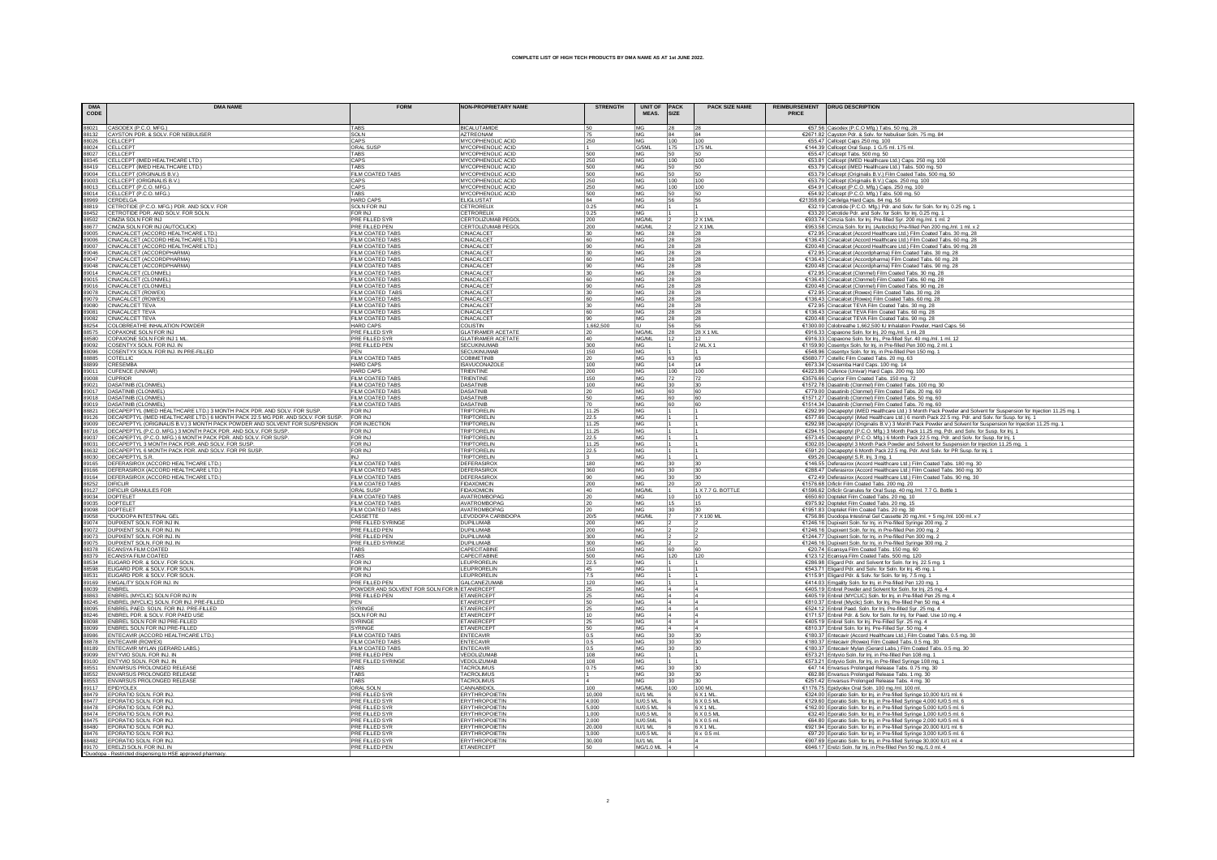# COMPLETE LIST OF HIGH TECH PRODUCTS BY DMA NAME AS AT 1st JUNE 2022.

| DMA CODE | DMA NAME | FORM | NON-PROPRIETARY NAME | STRENGTH | UNIT OF MEAS. | PACK SIZE | PACK SIZE NAME | REIMBURSEMENT PRICE | DRUG DESCRIPTION |
|---|---|---|---|---|---|---|---|---|---|
| 88021 | CASODEX (P.C.O. MFG.) | TABS | BICALUTAMIDE | 50 | MG | 28 | 28 | €57.56 | Casodex (P.C.O Mfg.) Tabs. 50 mg. 28 |
| 88132 | CAYSTON PDR. & SOLV. FOR NEBULISER | SOLN | AZTREONAM | 75 | MG | 84 | 84 | €2671.82 | Cayston Pdr. & Solv. for Nebuliser Soln. 75 mg. 84 |
| 89026 | CELLCEPT | CAPS | MYCOPHENOLIC ACID | 250 | MG | 100 | 100 | €55.47 | Cellcept Caps 250 mg. 100 |
| 88024 | CELLCEPT | ORAL SUSP | MYCOPHENOLIC ACID | 1 | G/5ML | 175 | 175 ML | €144.39 | Cellcept Oral Susp. 1 G./5 ml. 175 ml. |
| 88027 | CELLCEPT | TABS | MYCOPHENOLIC ACID | 500 | MG | 50 | 50 | €55.47 | Cellcept Tabs. 500 mg. 50 |
| 88345 | CELLCEPT (IMED HEALTHCARE LTD.) | CAPS | MYCOPHENOLIC ACID | 250 | MG | 100 | 100 | €53.81 | Cellcept (IMED Healthcare Ltd.) Caps. 250 mg. 100 |
| 88419 | CELLCEPT (IMED HEALTHCARE LTD.) | TABS | MYCOPHENOLIC ACID | 500 | MG | 50 | 50 | €53.79 | Cellcept (IMED Healthcare Ltd.) Tabs. 500 mg. 50 |
| 89004 | CELLCEPT (ORIGINALIS B.V.) | FILM COATED TABS | MYCOPHENOLIC ACID | 500 | MG | 50 | 50 | €53.79 | Cellcept (Originalis B.V.) Film Coated Tabs. 500 mg. 50 |
| 89003 | CELLCEPT (ORIGINALIS B.V.) | CAPS | MYCOPHENOLIC ACID | 250 | MG | 100 | 100 | €53.79 | Cellcept (Originalis B.V.) Caps. 250 mg. 100 |
| 88013 | CELLCEPT (P.C.O. MFG.) | CAPS | MYCOPHENOLIC ACID | 250 | MG | 100 | 100 | €54.91 | Cellcept (P.C.O. Mfg.) Caps. 250 mg. 100 |
| 88014 | CELLCEPT (P.C.O. MFG.) | TABS | MYCOPHENOLIC ACID | 500 | MG | 50 | 50 | €54.92 | Cellcept (P.C.O. Mfg.) Tabs. 500 mg. 50 |
| 88969 | CERDELGA | HARD CAPS | ELIGLUSTAT | 84 | MG | 56 | 56 | €21358.69 | Cerdelga Hard Caps. 84 mg. 56 |
| 88819 | CETROTIDE (P.C.O. MFG.) PDR. AND SOLV. FOR | SOLN FOR INJ | CETRORELIX | 0.25 | MG | 1 | 1 | €32.19 | Cetrotide (P.C.O. Mfg.) Pdr. and Solv. for Soln. for Inj. 0.25 mg. 1 |
| 88452 | CETROTIDE PDR. AND SOLV. FOR SOLN. | FOR INJ | CETRORELIX | 0.25 | MG | 1 | 1 | €33.20 | Cetrotide Pdr. and Solv. for Soln. for Inj. 0.25 mg. 1 |
| 88502 | CIMZIA SOLN FOR INJ | PRE FILLED SYR | CERTOLIZUMAB PEGOL | 200 | MG/ML | 2 | 2 X 1ML | €933.74 | Cimzia Soln. for Inj. Pre-filled Syr. 200 mg./ml. 1 ml. 2 |
| 88677 | CIMZIA SOLN FOR INJ (AUTOCLICK) | PRE FILLED PEN | CERTOLIZUMAB PEGOL | 200 | MG/ML | 2 | 2 X 1ML | €953.58 | Cimzia Soln. for Inj. (Autoclick) Pre-filled Pen 200 mg./ml. 1 ml. x 2 |
| 89005 | CINACALCET (ACCORD HEALTHCARE LTD.) | FILM COATED TABS | CINACALCET | 30 | MG | 28 | 28 | €72.95 | Cinacalcet (Accord Healthcare Ltd.) Film Coated Tabs. 30 mg. 28 |
| 89006 | CINACALCET (ACCORD HEALTHCARE LTD.) | FILM COATED TABS | CINACALCET | 60 | MG | 28 | 28 | €136.43 | Cinacalcet (Accord Healthcare Ltd.) Film Coated Tabs. 60 mg. 28 |
| 89007 | CINACALCET (ACCORD HEALTHCARE LTD.) | FILM COATED TABS | CINACALCET | 90 | MG | 28 | 28 | €200.48 | Cinacalcet (Accord Healthcare Ltd.) Film Coated Tabs. 90 mg. 28 |
| 89046 | CINACALCET (ACCORDPHARMA) | FILM COATED TABS | CINACALCET | 30 | MG | 28 | 28 | €72.95 | Cinacalcet (Accordpharma) Film Coated Tabs. 30 mg. 28 |
| 89047 | CINACALCET (ACCORDPHARMA) | FILM COATED TABS | CINACALCET | 60 | MG | 28 | 28 | €136.43 | Cinacalcet (Accordpharma) Film Coated Tabs. 60 mg. 28 |
| 89048 | CINACALCET (ACCORDPHARMA) | FILM COATED TABS | CINACALCET | 90 | MG | 28 | 28 | €200.48 | Cinacalcet (Accordpharma) Film Coated Tabs. 90 mg. 28 |
| 89014 | CINACALCET (CLONMEL) | FILM COATED TABS | CINACALCET | 30 | MG | 28 | 28 | €72.95 | Cinacalcet (Clonmel) Film Coated Tabs. 30 mg. 28 |
| 89015 | CINACALCET (CLONMEL) | FILM COATED TABS | CINACALCET | 60 | MG | 28 | 28 | €136.43 | Cinacalcet (Clonmel) Film Coated Tabs. 60 mg. 28 |
| 89016 | CINACALCET (CLONMEL) | FILM COATED TABS | CINACALCET | 90 | MG | 28 | 28 | €200.48 | Cinacalcet (Clonmel) Film Coated Tabs. 90 mg. 28 |
| 89078 | CINACALCET (ROWEX) | FILM COATED TABS | CINACALCET | 30 | MG | 28 | 28 | €72.95 | Cinacalcet (Rowex) Film Coated Tabs. 30 mg. 28 |
| 89079 | CINACALCET (ROWEX) | FILM COATED TABS | CINACALCET | 60 | MG | 28 | 28 | €136.43 | Cinacalcet (Rowex) Film Coated Tabs. 60 mg. 28 |
| 89080 | CINACALCET TEVA | FILM COATED TABS | CINACALCET | 30 | MG | 28 | 28 | €72.95 | Cinacalcet TEVA Film Coated Tabs. 30 mg. 28 |
| 89081 | CINACALCET TEVA | FILM COATED TABS | CINACALCET | 60 | MG | 28 | 28 | €136.43 | Cinacalcet TEVA Film Coated Tabs. 60 mg. 28 |
| 89082 | CINACALCET TEVA | FILM COATED TABS | CINACALCET | 90 | MG | 28 | 28 | €200.48 | Cinacalcet TEVA Film Coated Tabs. 90 mg. 28 |
| 88254 | COLOBREATHE INHALATION POWDER | HARD CAPS | COLISTIN | 1,662,500 | IU | 56 | 56 | €1300.00 | Colobreathe 1,662,500 IU Inhalation Powder, Hard Caps. 56 |
| 88575 | COPAXONE SOLN FOR INJ | PRE FILLED SYR | GLATIRAMER ACETATE | 20 | MG/ML | 28 | 28 X 1 ML | €916.33 | Copaxone Soln. for Inj. 20 mg./ml. 1 ml. 28 |
| 88580 | COPAXONE SOLN FOR INJ 1 ML. | PRE FILLED SYR | GLATIRAMER ACETATE | 40 | MG/ML | 12 | 12 | €916.33 | Copaxone Soln. for Inj., Pre-filled Syr. 40 mg./ml. 1 ml. 12 |
| 89092 | COSENTYX SOLN. FOR INJ. IN | PRE FILLED PEN | SECUKINUMAB | 300 | MG | 1 | 2 ML X 1 | €1159.90 | Cosentyx Soln. for Inj. in Pre-filled Pen 300 mg. 2 ml. 1 |
| 88096 | COSENTYX SOLN. FOR INJ. IN PRE-FILLED | PEN | SECUKINUMAB | 150 | MG | 1 | 1 | €548.96 | Cosentyx Soln. for Inj. in Pre-filled Pen 150 mg. 1 |
| 88885 | COTELLIC | FILM COATED TABS | COBIMETINIB | 20 | MG | 63 | 63 | €5680.77 | Cotellic Film Coated Tabs. 20 mg. 63 |
| 88899 | CRESEMBA | HARD CAPS | ISAVUCONAZOLE | 100 | MG | 14 | 14 | €673.34 | Cresemba Hard Caps. 100 mg. 14 |
| 89011 | CUFENCE (UNIVAR) | HARD CAPS | TRIENTINE | 200 | MG | 100 | 100 | €4223.86 | Cufence (Univar) Hard Caps. 200 mg. 100 |
| 89008 | CUPRIOR | FILM COATED TABS | TRIENTINE | 150 | MG | 72 | 72 | €3576.66 | Cuprior Film Coated Tabs. 150 mg. 72 |
| 89021 | DASATINIB (CLONMEL) | FILM COATED TABS | DASATINIB | 100 | MG | 30 | 30 | €1572.78 | Dasatinib (Clonmel) Film Coated Tabs. 100 mg. 30 |
| 89017 | DASATINIB (CLONMEL) | FILM COATED TABS | DASATINIB | 20 | MG | 60 | 60 | €779.00 | Dasatinib (Clonmel) Film Coated Tabs. 20 mg. 60 |
| 89018 | DASATINIB (CLONMEL) | FILM COATED TABS | DASATINIB | 50 | MG | 60 | 60 | €1571.27 | Dasatinib (Clonmel) Film Coated Tabs. 50 mg. 60 |
| 89019 | DASATINIB (CLONMEL) | FILM COATED TABS | DASATINIB | 70 | MG | 60 | 60 | €1514.34 | Dasatinib (Clonmel) Film Coated Tabs. 70 mg. 60 |
| 88821 | DECAPEPTYL (IMED HEALTHCARE LTD.) 3 MONTH PACK PDR. AND SOLV. FOR SUSP. | FOR INJ | TRIPTORELIN | 11.25 | MG | 1 | 1 | €292.99 | Decapeptyl (IMED Healthcare Ltd.) 3 Month Pack Powder and Solvent for Suspension for Injection 11.25 mg. 1 |
| 89126 | DECAPEPTYL (IMED HEALTHCARE LTD.) 6 MONTH PACK 22.5 MG PDR. AND SOLV. FOR SUSP. | FOR INJ | TRIPTORELIN | 22.5 | MG | 1 | 1 | €577.88 | Decapeptyl (IMed Healthcare Ltd.) 6 month Pack 22.5 mg. Pdr. and Solv. for Susp. for Inj. 1 |
| 89009 | DECAPEPTYL (ORIGINALIS B.V.) 3 MONTH PACK POWDER AND SOLVENT FOR SUSPENSION | FOR INJECTION | TRIPTORELIN | 11.25 | MG | 1 | 1 | €292.98 | Decapeptyl (Originalis B.V.) 3 Month Pack Powder and Solvent for Suspension for Injection 11.25 mg. 1 |
| 88716 | DECAPEPTYL (P.C.O. MFG.) 3 MONTH PACK PDR. AND SOLV. FOR SUSP. | FOR INJ | TRIPTORELIN | 11.25 | MG | 1 | 1 | €294.15 | Decapeptyl (P.C.O. Mfg.) 3 Month Pack 11.25 mg. Pdr. and Solv. for Susp. for Inj. 1 |
| 89037 | DECAPEPTYL (P.C.O. MFG.) 6 MONTH PACK PDR. AND SOLV. FOR SUSP. | FOR INJ | TRIPTORELIN | 22.5 | MG | 1 | 1 | €573.45 | Decapeptyl (P.C.O. Mfg.) 6 Month Pack 22.5 mg. Pdr. and Solv. for Susp. for Inj. 1 |
| 88031 | DECAPEPTYL 3 MONTH PACK PDR. AND SOLV. FOR SUSP. | FOR INJ | TRIPTORELIN | 11.25 | MG | 1 | 1 | €302.05 | Decapeptyl 3 Month Pack Powder and Solvent for Suspension for Injection 11.25 mg. 1 |
| 88632 | DECAPEPTYL 6 MONTH PACK PDR. AND SOLV. FOR PR SUSP. | FOR INJ | TRIPTORELIN | 22.5 | MG | 1 | 1 | €591.20 | Decapeptyl 6 Month Pack 22.5 mg. Pdr. And Solv. for PR Susp. for Inj. 1 |
| 88030 | DECAPEPTYL S.R. | INJ | TRIPTORELIN | 3 | MG | 1 | 1 | €95.26 | Decapeptyl S.R. Inj. 3 mg. 1 |
| 89165 | DEFERASIROX (ACCORD HEALTHCARE LTD.) | FILM COATED TABS | DEFERASIROX | 180 | MG | 30 | 30 | €146.55 | Deferasirox (Accord Healthcare Ltd.) Film Coated Tabs. 180 mg. 30 |
| 89166 | DEFERASIROX (ACCORD HEALTHCARE LTD.) | FILM COATED TABS | DEFERASIROX | 360 | MG | 30 | 30 | €288.47 | Deferasirox (Accord Healthcare Ltd.) Film Coated Tabs. 360 mg. 30 |
| 89164 | DEFERASIROX (ACCORD HEALTHCARE LTD.) | FILM COATED TABS | DEFERASIROX | 90 | MG | 30 | 30 | €72.49 | Deferasirox (Accord Healthcare Ltd.) Film Coated Tabs. 90 mg. 30 |
| 88252 | DIFICLIR | FILM COATED TABS | FIDAXOMICIN | 200 | MG | 20 | 20 | €1576.68 | Dificlir Film Coated Tabs. 200 mg. 20 |
| 89127 | DIFICLIR GRANULES FOR | ORAL SUSP | FIDAXOMICIN | 40 | MG/ML | 1 | 1 X 7.7 G. BOTTLE | €1596.62 | Dificlir Granules for Oral Susp. 40 mg./ml. 7.7 G. Bottle 1 |
| 89034 | DOPTELET | FILM COATED TABS | AVATROMBOPAG | 20 | MG | 10 | 10 | €650.60 | Doptelet Film Coated Tabs. 20 mg. 10 |
| 89035 | DOPTELET | FILM COATED TABS | AVATROMBOPAG | 20 | MG | 15 | 15 | €975.92 | Doptelet Film Coated Tabs. 20 mg. 15 |
| 89098 | DOPTELET | FILM COATED TABS | AVATROMBOPAG | 20 | MG | 30 | 30 | €1951.83 | Doptelet Film Coated Tabs. 20 mg. 30 |
| 89058 | *DUODOPA INTESTINAL GEL | CASSETTE | LEVODOPA CARBIDOPA | 20/5 | MG/ML | 7 | 7 X 100 ML | €756.86 | Duodopa Intestinal Gel Cassette 20 mg./ml. + 5 mg./ml. 100 ml. x 7 |
| 89074 | DUPIXENT SOLN. FOR INJ IN | PRE FILLED SYRINGE | DUPILUMAB | 200 | MG | 2 | 2 | €1246.16 | Dupixent Soln. for Inj. in Pre-filled Syringe 200 mg. 2 |
| 89072 | DUPIXENT SOLN. FOR INJ. IN | PRE FILLED PEN | DUPILUMAB | 200 | MG | 2 | 2 | €1246.16 | Dupixent Soln. for Inj. in Pre-filled Pen 200 mg. 2 |
| 89073 | DUPIXENT SOLN. FOR INJ. IN | PRE FILLED PEN | DUPILUMAB | 300 | MG | 2 | 2 | €1244.77 | Dupixent Soln. for Inj. in Pre-filled Pen 300 mg. 2 |
| 89075 | DUPIXENT SOLN. FOR INJ. IN | PRE FILLED SYRINGE | DUPILUMAB | 300 | MG | 2 | 2 | €1246.16 | Dupixent Soln. for Inj. in Pre-filled Syringe 300 mg. 2 |
| 88378 | ECANSYA FILM COATED | TABS | CAPECITABINE | 150 | MG | 60 | 60 | €20.74 | Ecansya Film Coated Tabs. 150 mg. 60 |
| 88379 | ECANSYA FILM COATED | TABS | CAPECITABINE | 500 | MG | 120 | 120 | €123.12 | Ecansya Film Coated Tabs. 500 mg. 120 |
| 88534 | ELIGARD PDR. & SOLV. FOR SOLN. | FOR INJ | LEUPRORELIN | 22.5 | MG | 1 | 1 | €286.98 | Eligard Pdr. and Solvent for Soln. for Inj. 22.5 mg. 1 |
| 88598 | ELIGARD PDR. & SOLV. FOR SOLN. | FOR INJ | LEUPRORELIN | 45 | MG | 1 | 1 | €543.71 | Eligard Pdr. and Solv. for Soln. for Inj. 45 mg. 1 |
| 88531 | ELIGARD PDR. & SOLV. FOR SOLN. | FOR INJ | LEUPRORELIN | 7.5 | MG | 1 | 1 | €115.91 | Eligard Pdr. & Solv. for Soln. for Inj. 7.5 mg. 1 |
| 89169 | EMGALITY SOLN FOR INJ. IN | PRE FILLED PEN | GALCANEZUMAB | 120 | MG | 1 | 1 | €414.03 | Emgality Soln. for Inj. in Pre-filled Pen 120 mg. 1 |
| 88039 | ENBREL | POWDER AND SOLVENT FOR SOLN FOR INJ | ETANERCEPT | 25 | MG | 4 | 4 | €405.19 | Enbrel Powder and Solvent for Soln. for Inj. 25 mg. 4 |
| 88863 | ENBREL (MYCLIC) SOLN FOR INJ IN | PRE FILLED PEN | ETANERCEPT | 25 | MG | 4 | 4 | €405.19 | Enbrel (MYCLIC) Soln. for Inj. in Pre-filled Pen 25 mg. 4 |
| 88245 | ENBREL (MYCLIC) SOLN. FOR INJ. PRE-FILLED | PEN | ETANERCEPT | 50 | MG | 4 | 4 | €810.37 | Enbrel (Myclic) Soln. for Inj. Pre-filled Pen 50 mg. 4 |
| 88095 | ENBREL PAED. SOLN. FOR INJ. PRE-FILLED | SYRINGE | ETANERCEPT | 25 | MG | 4 | 4 | €524.12 | Enbrel Paed. Soln. for Inj. Pre-filled Syr. 25 mg. 4 |
| 88246 | ENBREL PDR. & SOLV. FOR PAED USE | SOLN FOR INJ | ETANERCEPT | 10 | MG | 4 | 4 | €171.57 | Enbrel Pdr. & Solv. for Soln. for Inj. for Paed. Use 10 mg. 4 |
| 88098 | ENBREL SOLN FOR INJ PRE-FILLED | SYRINGE | ETANERCEPT | 25 | MG | 4 | 4 | €405.19 | Enbrel Soln. for Inj. Pre-Filled Syr. 25 mg. 4 |
| 88099 | ENBREL SOLN FOR INJ PRE-FILLED | SYRINGE | ETANERCEPT | 50 | MG | 4 | 4 | €810.37 | Enbrel Soln. for Inj. Pre-Filled Syr. 50 mg. 4 |
| 88986 | ENTECAVIR (ACCORD HEALTHCARE LTD.) | FILM COATED TABS | ENTECAVIR | 0.5 | MG | 30 | 30 | €180.37 | Entecavir (Accord Healthcare Ltd.) Film Coated Tabs. 0.5 mg. 30 |
| 88878 | ENTECAVIR (ROWEX) | FILM COATED TABS | ENTECAVIR | 0.5 | MG | 30 | 30 | €180.37 | Entecavir (Rowex) Film Coated Tabs. 0.5 mg. 30 |
| 88189 | ENTECAVIR MYLAN (GERARD LABS.) | FILM COATED TABS | ENTECAVIR | 0.5 | MG | 30 | 30 | €180.37 | Entecavir Mylan (Gerard Labs.) Film Coated Tabs. 0.5 mg. 30 |
| 89099 | ENTYVIO SOLN. FOR INJ. IN | PRE FILLED PEN | VEDOLIZUMAB | 108 | MG | 1 | 1 | €573.21 | Entyvio Soln. for Inj. in Pre-filled Pen 108 mg. 1 |
| 89100 | ENTYVIO SOLN. FOR INJ. IN | PRE FILLED SYRINGE | VEDOLIZUMAB | 108 | MG | 1 | 1 | €573.21 | Entyvio Soln. for Inj. in Pre-filled Syringe 108 mg. 1 |
| 88551 | ENVARSUS PROLONGED RELEASE | TABS | TACROLIMUS | 0.75 | MG | 30 | 30 | €47.14 | Envarsus Prolonged Release Tabs. 0.75 mg. 30 |
| 88552 | ENVARSUS PROLONGED RELEASE | TABS | TACROLIMUS | 1 | MG | 30 | 30 | €62.86 | Envarsus Prolonged Release Tabs. 1 mg. 30 |
| 88553 | ENVARSUS PROLONGED RELEASE | TABS | TACROLIMUS | 4 | MG | 30 | 30 | €251.42 | Envarsus Prolonged Release Tabs. 4 mg. 30 |
| 89117 | EPIDYOLEX | ORAL SOLN | CANNABIDIOL | 100 | MG/ML | 100 | 100 ML | €1176.75 | Epidyolex Oral Soln. 100 mg./ml. 100 ml. |
| 88479 | EPORATIO SOLN. FOR INJ. | PRE FILLED SYR | ERYTHROPOIETIN | 10,000 | IU/1 ML | 6 | 6 X 1 ML | €324.00 | Eporatio Soln. for Inj. in Pre-filled Syringe 10,000 IU/1 ml. 6 |
| 88477 | EPORATIO SOLN. FOR INJ. | PRE FILLED SYR | ERYTHROPOIETIN | 4,000 | IU/0.5 ML | 6 | 6 X 0.5 ML | €129.60 | Eporatio Soln. for Inj. in Pre-filled Syringe 4,000 IU/0.5 ml. 6 |
| 88478 | EPORATIO SOLN. FOR INJ. | PRE FILLED SYR | ERYTHROPOIETIN | 5,000 | IU/0.5 ML | 6 | 6 X 1 ML | €162.00 | Eporatio Soln. for Inj. in Pre-filled Syringe 5,000 IU/0.5 ml. 6 |
| 88474 | EPORATIO SOLN. FOR INJ. | PRE FILLED SYR | ERYTHROPOIETIN | 1,000 | IU/0.5 ML | 6 | 6 X 0.5 ML | €32.40 | Eporatio Soln. for Inj. in Pre-filled Syringe 1,000 IU/0.5 ml. 6 |
| 88475 | EPORATIO SOLN. FOR INJ. | PRE FILLED SYR | ERYTHROPOIETIN | 2,000 | IU/0.5ML | 6 | 6 X 0.5 ml. | €64.80 | Eporatio Soln. for Inj. in Pre-filled Syringe 2,000 IU/0.5 ml. 6 |
| 88480 | EPORATIO SOLN. FOR INJ. | PRE FILLED SYR | ERYTHROPOIETIN | 20,000 | IU/1 ML | 6 | 6 X 1 ML | €921.94 | Eporatio Soln. for Inj. in Pre-filled Syringe 20,000 IU/1 ml. 6 |
| 88476 | EPORATIO SOLN. FOR INJ. | PRE FILLED SYR | ERYTHROPOIETIN | 3,000 | IU/0.5 ML | 6 | 6 x 0.5 ml. | €97.20 | Eporatio Soln. for Inj. in Pre-filled Syringe 3,000 IU/0.5 ml. 6 |
| 88482 | EPORATIO SOLN. FOR INJ. | PRE FILLED SYR | ERYTHROPOIETIN | 30,000 | IU/1 ML | 4 | 4 | €907.69 | Eporatio Soln. for Inj. in Pre-filled Syringe 30,000 IU/1 ml. 4 |
| 89170 | ERELZI SOLN. FOR INJ. IN | PRE FILLED PEN | ETANERCEPT | 50 | MG/1.0 ML | 4 | 4 | €646.17 | Erelzi Soln. for Inj. in Pre-filled Pen 50 mg./1.0 ml. 4 |

*Duodopa - Restricted dispensing to HSE approved pharmacy.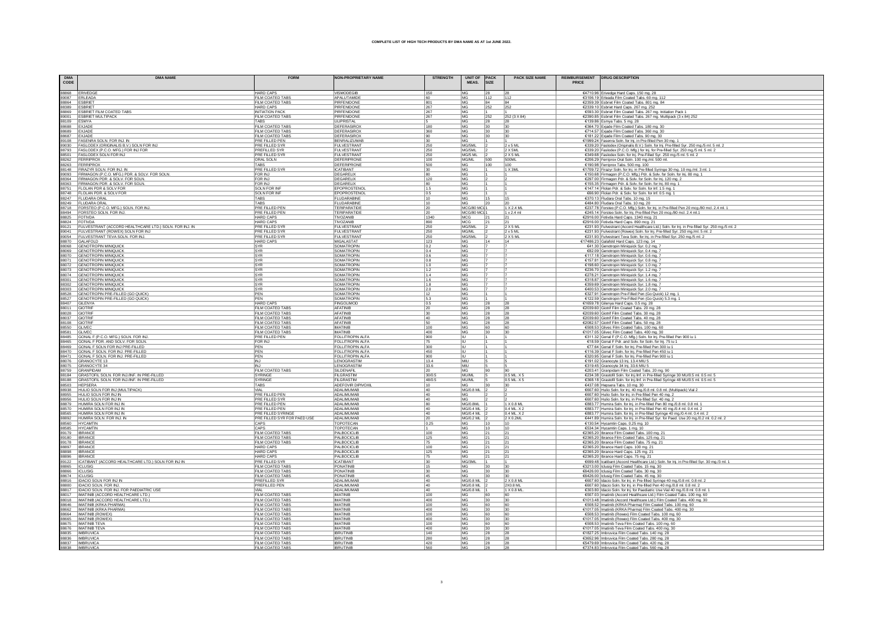# COMPLETE LIST OF HIGH TECH PRODUCTS BY DMA NAME AS AT 1st JUNE 2022.

| DMA CODE | DMA NAME | FORM | NON-PROPRIETARY NAME | STRENGTH | UNIT OF MEAS. | PACK SIZE | PACK SIZE NAME | REIMBURSEMENT PRICE | DRUG DESCRIPTION |
|---|---|---|---|---|---|---|---|---|---|
| 88868 | ERIVEDGE | HARD CAPS | VISMODEGIB | 150 | MG | 28 | 28 | €4710.96 | Erivedge Hard Caps. 150 mg. 28 |
| 89087 | ERLEADA | FILM COATED TABS | APALUTAMIDE | 60 | MG | 112 | 112 | €3106.19 | Erleada Film Coated Tabs. 60 mg. 112 |
| 88864 | ESBRIET | FILM COATED TABS | PIRFENIDONE | 801 | MG | 84 | 84 | €2359.39 | Esbriet Film Coated Tabs. 801 mg. 84 |
| 88389 | ESBRIET | HARD CAPS | PIRFENIDONE | 267 | MG | 252 | 252 | €2339.10 | Esbriet Hard Caps. 267 mg. 252 |
| 88869 | ESBRIET FILM COATED TABS | INITIATION PACK | PIRFENIDONE | 267 | MG | 1 | 1 | €593.30 | Esbriet Film Coated Tabs. 267 mg. Initiation Pack 1 |
| 89001 | ESBRIET MULTIPACK | FILM COATED TABS | PIRFENIDONE | 267 | MG | 252 | 252 (3 X 84) | €2390.85 | Esbriet Film Coated Tabs. 267 mg. Multipack (3 x 84) 252 |
| 88109 | ESMYA | TABS | ULIPRISTAL | 5 | MG | 28 | 28 | €139.86 | Esmya Tabs. 5 mg. 28 |
| 88688 | EXJADE | FILM COATED TABS | DEFERASIROX | 180 | MG | 30 | 30 | €364.70 | Exjade Film Coated Tabs. 180 mg. 30 |
| 88689 | EXJADE | FILM COATED TABS | DEFERASIROX | 360 | MG | 30 | 30 | €714.57 | Exjade Film Coated Tabs. 360 mg. 30 |
| 88687 | EXJADE | FILM COATED TABS | DEFERASIROX | 90 | MG | 30 | 30 | €181.22 | Exjade Film Coated Tabs. 90 mg. 30 |
| 89108 | FASENRA SOLN. FOR INJ. IN | PRE FILLED PEN | BENRALIZUMAB | 30 | MG | 1 | 1 | €1999.24 | Fasenra Soln. for Inj. in Pre-filled Pen 30 mg. 1 |
| 89030 | FASLODEX (ORIGINALIS B.V.) SOLN FOR INJ | PRE FILLED SYR | FULVESTRANT | 250 | MG/5ML | 2 | 2 x 5 ML | €339.20 | Faslodex (Originalis B.V.) Soln. for Inj. Pre-filled Syr. 250 mg./5 ml. 5 ml. 2 |
| 88793 | FASLODEX (P.C.O. MFG.) FOR INJ FOR | PREFILLED SYR | FULVESTRANT | 250 | MG/5ML | 2 | 2 X 5ML | €339.20 | Faslodex (P.C.O. Mfg.) for Inj. for Pre-filled Syr. 250 mg./5 ml. 5 ml. 2 |
| 88501 | FASLODEX SOLN FOR INJ | PRE FILLED SYR | FULVESTRANT | 250 | MG/5 ML | 2 | 2 X 5 ML | €349.68 | Faslodex Soln. for Inj. Pre-Filled Syr. 250 mg./5 ml. 5 ml. 2 |
| 88262 | FERRIPROX | ORAL SOLN | DEFERIPRONE | 100 | MG/ML | 500 | 500ML | €206.29 | Ferriprox Oral Soln. 100 mg./ml. 500 ml. |
| 88263 | FERRIPROX | TABS | DEFERIPRONE | 500 | MG | 100 | 100 | €190.98 | Ferriprox Tabs. 500 mg. 100 |
| 88148 | FIRAZYR SOLN. FOR INJ. IN | PRE FILLED SYR | ICATIBANT | 30 | MG | 1 | 1 X 3ML | €1709.72 | Firazyr Soln. for Inj. in Pre-filled Syringe 30 mg. 10 mg./ml. 3 ml. 1 |
| 89093 | FIRMAGON (P.C.O. MFG.) PDR. & SOLV. FOR SOLN. | FOR INJ | DEGARELIX | 80 | MG | 1 | 1 | €150.68 | Firmagon (P.C.O. Mfg.) Pdr. & Solv. for Soln. for Inj. 80 mg. 1 |
| 88364 | FIRMAGON PDR. & SOLV. FOR SOLN. | FOR INJ | DEGARELIX | 120 | MG | 2 | 2 | €297.00 | Firmagon Pdr. & Solv. for Soln. for Inj. 120 mg. 2 |
| 88363 | FIRMAGON PDR. & SOLV. FOR SOLN. | FOR INJ | DEGARELIX | 80 | MG | 1 | 1 | €155.35 | Firmagon Pdr. & Solv. for Soln. for Inj. 80 mg. 1 |
| 88751 | FLOLAN PDR & SOLV FOR | SOLN FOR INF | EPOPROSTENOL | 1.5 | MG | 1 | 1 | €147.14 | Flolan Pdr. & Solv. for Soln. for Inf. 1.5 mg. 1 |
| 88748 | FLOLAN PDR & SOLV FOR | SOLN FOR INF | EPOPROSTENOL | 0.5 | MG | 1 | 1 | €66.90 | Flolan Pdr. & Solv. for Soln. for Inf. 0.5 mg. 1 |
| 88247 | FLUDARA ORAL | TABS | FLUDARABINE | 10 | MG | 15 | 15 | €370.13 | Fludara Oral Tabs. 10 mg. 15 |
| 88249 | FLUDARA ORAL | TABS | FLUDARABINE | 10 | MG | 20 | 20 | €484.80 | Fludara Oral Tabs. 10 mg. 20 |
| 88718 | FORSTEO (P.C.O. MFG.) SOLN. FOR INJ. | PRE FILLED PEN | TERIPARATIDE | 20 | MCG/80 MCL | 1 | 1 X 2.4 ML | €237.78 | Forsteo (P.C.O. Mfg.) Soln. for Inj. in Pre-filled Pen 20 mcg./80 mcl. 2.4 ml. 1 |
| 88494 | FORSTEO SOLN. FOR INJ. | PRE FILLED PEN | TERIPARATIDE | 20 | MCG/80 MCL | 1 | 1 x 2.4 ml | €245.14 | Forsteo Soln. for Inj. Pre-filled Pen 20 mcg./80 mcl. 2.4 ml. 1 |
| 88825 | FOTIVDA | HARD CAPS | TIVOZANIB | 1340 | MCG | 21 | 21 | €2916.00 | Fotivda Hard Caps. 1340 mcg. 21 |
| 88824 | FOTIVDA | HARD CAPS | TIVOZANIB | 890 | MCG | 21 | 21 | €2916.00 | Fotivda Hard Caps. 890 mcg. 21 |
| 89121 | FULVESTRANT (ACCORD HEALTHCARE LTD.) SOLN. FOR INJ. IN | PRE FILLED SYR | FULVESTRANT | 250 | MG/5ML | 2 | 2 X 5 ML | €231.93 | Fulvestrant (Accord Healthcare Ltd.) Soln. for Inj. in Pre-filled Syr. 250 mg./5 ml. 2 |
| 89041 | FULVESTRANT (ROWEX) SOLN FOR INJ | PRE FILLED SYR | FULVESTRANT | 250 | MG/ML | 2 | 2 x 5 ML | €231.93 | Fulvestrant (Rowex) Soln. for Inj. Pre-filled Syr. 250 mg./ml. 5 ml. 2 |
| 89054 | FULVESTRANT TEVA SOLN. FOR INJ. | PRE FILLED SYR | FULVESTRANT | 250 | MG/5ML | 2 | 2 X 5 ML | €231.93 | Fulvestrant Teva Soln. for Inj. in Pre-filled Syr. 250 mg./5 ml. 2 |
| 88870 | GALAFOLD | HARD CAPS | MIGALASTAT | 123 | MG | 14 | 14 | €17486.23 | Galafold Hard Caps. 123 mg. 14 |
| 88068 | GENOTROPIN MINIQUICK | SYR | SOMATROPIN | 0.2 | MG | 7 | 7 | €41.30 | Genotropin Miniquick Syr. 0.2 mg. 7 |
| 88069 | GENOTROPIN MINIQUICK | SYR | SOMATROPIN | 0.4 | MG | 7 | 7 | €82.09 | Genotropin Miniquick Syr. 0.4 mg. 7 |
| 88070 | GENOTROPIN MINIQUICK | SYR | SOMATROPIN | 0.6 | MG | 7 | 7 | €117.18 | Genotropin Miniquick Syr. 0.6 mg. 7 |
| 88071 | GENOTROPIN MINIQUICK | SYR | SOMATROPIN | 0.8 | MG | 7 | 7 | €157.81 | Genotropin Miniquick Syr. 0.8 mg. 7 |
| 88072 | GENOTROPIN MINIQUICK | SYR | SOMATROPIN | 1.0 | MG | 7 | 7 | €198.60 | Genotropin Miniquick Syr. 1.0 mg. 7 |
| 88073 | GENOTROPIN MINIQUICK | SYR | SOMATROPIN | 1.2 | MG | 7 | 7 | €236.70 | Genotropin Miniquick Syr. 1.2 mg. 7 |
| 88074 | GENOTROPIN MINIQUICK | SYR | SOMATROPIN | 1.4 | MG | 7 | 7 | €278.21 | Genotropin Miniquick Syr. 1.4 mg. 7 |
| 88301 | GENOTROPIN MINIQUICK | SYR | SOMATROPIN | 1.6 | MG | 7 | 7 | €318.87 | Genotropin Miniquick Syr. 1.6 mg. 7 |
| 88302 | GENOTROPIN MINIQUICK | SYR | SOMATROPIN | 1.8 | MG | 7 | 7 | €359.69 | Genotropin Miniquick Syr. 1.8 mg. 7 |
| 88303 | GENOTROPIN MINIQUICK | SYR | SOMATROPIN | 2.0 | MG | 7 | 7 | €400.53 | Genotropin Miniquick Syr. 2.0 mg. 7 |
| 88528 | GENOTROPIN PRE-FILLED (GO QUICK) | PEN | SOMATROPIN | 12 | MG | 1 | 1 | €327.91 | Genotropin Pre-Filled Pen (Go Quick) 12 mg. 1 |
| 88527 | GENOTROPIN PRE-FILLED (GO QUICK) | PEN | SOMATROPIN | 5.3 | MG | 1 | 1 | €122.59 | Genotropin Pre-Filled Pen (Go Quick) 5.3 mg. 1 |
| 88407 | GILENYA | HARD CAPS | FINGOLIMOD | 0.5 | MG | 28 | 28 | €1659.78 | Gilenya Hard Caps. 0.5 mg. 28 |
| 88011 | GIOTRIF | FILM COATED TABS | AFATINIB | 20 | MG | 28 | 28 | €2039.60 | Giotrif Film Coated Tabs. 20 mg. 28 |
| 88028 | GIOTRIF | FILM COATED TABS | AFATINIB | 30 | MG | 28 | 28 | €2039.60 | Giotrif Film Coated Tabs. 30 mg. 28 |
| 88037 | GIOTRIF | FILM COATED TABS | AFATINIB | 40 | MG | 28 | 28 | €2039.60 | Giotrif Film Coated Tabs. 40 mg. 28 |
| 88108 | GIOTRIF | FILM COATED TABS | AFATINIB | 50 | MG | 28 | 28 | €2082.57 | Giotrif Film Coated Tabs. 50 mg. 28 |
| 88550 | GLIVEC | FILM COATED TABS | IMATINIB | 100 | MG | 60 | 60 | €508.53 | Glivec Film Coated Tabs. 100 mg. 60 |
| 88581 | GLIVEC | FILM COATED TABS | IMATINIB | 400 | MG | 30 | 30 | €1017.05 | Glivec Film Coated Tabs. 400 mg. 30 |
| 88485 | GONAL F (P.C.O. MFG.) SOLN. FOR INJ. | PRE FILLED PEN | FOLLITROPIN ALFA | 900 | IU | 1 | 1 | €311.32 | Gonal F (P.C.O. Mfg.) Soln. for Inj. Pre-filled Pen 900 iu 1 |
| 88465 | GONAL F PDR. AND SOLV. FOR SOLN. | FOR INJ | FOLLITROPIN ALFA | 75 | IU | 1 | 1 | €18.59 | Gonal F Pdr. and Solv. for Soln. for Inj. 75 iu 1 |
| 88469 | GONAL F SOLN FOR INJ PRE-FILLED | PEN | FOLLITROPIN ALFA | 300 | IU | 1 | 1 | €77.64 | Gonal F Soln. for Inj. Pre-filled Pen 300 iu 1 |
| 88470 | GONAL F SOLN. FOR INJ. PRE-FILLED | PEN | FOLLITROPIN ALFA | 450 | IU | 1 | 1 | €116.39 | Gonal F Soln. for Inj. Pre-filled Pen 450 iu 1 |
| 88471 | GONAL F SOLN. FOR INJ. PRE-FILLED | PEN | FOLLITROPIN ALFA | 900 | IU | 1 | 1 | €320.95 | Gonal F Soln. for Inj. Pre-filled Pen 900 iu 1 |
| 88076 | GRANOCYTE 13 | INJ | LENOGRASTIM | 13.4 | MIU | 5 | 5 | €191.02 | Granocyte 13 Inj. 13.4 MIU 5 |
| 88075 | GRANOCYTE 34 | INJ | LENOGRASTIM | 33.6 | MIU | 5 | 5 | €319.45 | Granocyte 34 Inj. 33.6 MIU 5 |
| 88759 | GRANPIDAM | FILM COATED TABS | SILDENAFIL | 20 | MG | 90 | 90 | €203.41 | Granpidam Film Coated Tabs. 20 mg. 90 |
| 88184 | GRASTOFIL SOLN. FOR INJ./INF. IN PRE-FILLED | SYRINGE | FILGRASTIM | 30/0.5 | MU/ML | 5 | 0.5 ML. X 5 | €234.38 | Grastofil Soln. for Inj./Inf. in Pre-filled Syringe 30 MU/0.5 ml. 0.5 ml. 5 |
| 88188 | GRASTOFIL SOLN. FOR INJ./INF. IN PRE-FILLED | SYRINGE | FILGRASTIM | 48/0.5 | MU/ML | 5 | 0.5 ML. X 5 | €368.18 | Grastofil Soln. for Inj./Inf. in Pre-filled Syringe 48 MU/0.5 ml. 0.5 ml. 5 |
| 88503 | HEPSERA | TABS | ADEFOVIR DIPIVOXIL | 10 | MG | 30 | 30 | €437.08 | Hepsera Tabs. 10 mg. 30 |
| 88938 | HULIO SOLN FOR INJ (MULTIPACK) | VIAL | ADALIMUMAB | 40 | MG/0.8 ML | 2 | 2 | €607.60 | Hulio Soln. for Inj. 40 mg./0.8 ml. 0.8 ml. (Multipack) Vial 2 |
| 88955 | HULIO SOLN FOR INJ IN | PRE FILLED PEN | ADALIMUMAB | 40 | MG | 2 | 2 | €607.60 | Hulio Soln. for Inj. in Pre-filled Pen 40 mg. 2 |
| 88956 | HULIO SOLN FOR INJ IN | PRE FILLED SYR | ADALIMUMAB | 40 | MG | 2 | 2 | €607.60 | Hulio Soln. for Inj. in Pre-filled Syr. 40 mg. 2 |
| 88879 | HUMIRA SOLN FOR INJ IN | PRE FILLED PEN | ADALIMUMAB | 80 | MG/0.8ML | 1 | 1 X 0.8 ML | €883.77 | Humira Soln. for Inj. in Pre-filled Pen 80 mg./0.8 ml. 0.8 ml. 1 |
| 88570 | HUMIRA SOLN FOR INJ IN | PRE FILLED PEN | ADALIMUMAB | 40 | MG/0.4 ML | 2 | 0.4 ML. X 2 | €883.77 | Humira Soln. for Inj. in Pre-filled Pen 40 mg./0.4 ml. 0.4 ml. 2 |
| 88565 | HUMIRA SOLN FOR INJ IN | PRE FILLED SYRINGE | ADALIMUMAB | 40 | MG/0.4 ML | 2 | 0.4 ML. X 2 | €883.77 | Humira Soln. for Inj. in Pre-filled Syringe 40 mg./0.4 ml. 0.4 ml. 2 |
| 88892 | HUMIRA SOLN. FOR INJ. IN | PRE FILLED SYR FOR PAED USE | ADALIMUMAB | 20 | MG/0.2 ML | 2 | 2 X 0.2ML | €441.89 | Humira Soln. for Inj. in Pre-filled Syr. for Paed. Use 20 mg./0.2 ml. 0.2 ml. 2 |
| 88560 | HYCAMTIN | CAPS | TOPOTECAN | 0.25 | MG | 10 | 10 | €130.54 | Hycamtin Caps. 0.25 mg. 10 |
| 88585 | HYCAMTIN | CAPS | TOPOTECAN | 1 | MG | 10 | 10 | €534.34 | Hycamtin Caps. 1 mg. 10 |
| 89179 | IBRANCE | FILM COATED TABS | PALBOCICLIB | 100 | MG | 21 | 21 | €2365.20 | Ibrance Film Coated Tabs. 100 mg. 21 |
| 89180 | IBRANCE | FILM COATED TABS | PALBOCICLIB | 125 | MG | 21 | 21 | €2365.20 | Ibrance Film Coated Tabs. 125 mg. 21 |
| 89178 | IBRANCE | FILM COATED TABS | PALBOCICLIB | 75 | MG | 21 | 21 | €2365.20 | Ibrance Film Coated Tabs. 75 mg. 21 |
| 88897 | IBRANCE | HARD CAPS | PALBOCICLIB | 100 | MG | 21 | 21 | €2365.20 | Ibrance Hard Caps. 100 mg. 21 |
| 88898 | IBRANCE | HARD CAPS | PALBOCICLIB | 125 | MG | 21 | 21 | €2365.20 | Ibrance Hard Caps. 125 mg. 21 |
| 88896 | IBRANCE | HARD CAPS | PALBOCICLIB | 75 | MG | 21 | 21 | €2365.20 | Ibrance Hard Caps. 75 mg. 21 |
| 89122 | ICATIBANT (ACCORD HEALTHCARE LTD.) SOLN FOR INJ IN | PRE FILLED SYR | ICATIBANT | 30 | MG/3ML | 1 | 1 | €699.48 | Icatibant (Accord Healthcare Ltd.) Soln. for Inj. in Pre-filled Syr. 30 mg./3 ml. 1 |
| 88865 | ICLUSIG | FILM COATED TABS | PONATINIB | 15 | MG | 30 | 30 | €3213.00 | Iclusig Film Coated Tabs. 15 mg. 30 |
| 88866 | ICLUSIG | FILM COATED TABS | PONATINIB | 30 | MG | 30 | 30 | €6426.00 | Iclusig Film Coated Tabs. 30 mg. 30 |
| 88674 | ICLUSIG | FILM COATED TABS | PONATINIB | 45 | MG | 30 | 30 | €6426.00 | Iclusig Film Coated Tabs. 45 mg. 30 |
| 88816 | IDACIO SOLN FOR INJ IN | PREFILLED SYR | ADALIMUMAB | 40 | MG/0.8 ML | 2 | 2 X 0.8 ML | €607.60 | Idacio Soln. for Inj. in Pre-filled Syringe 40 mg./0.8 ml. 0.8 ml. 2 |
| 88800 | IDACIO SOLN. FOR INJ. | PREFILLED PEN | ADALIMUMAB | 40 | MG/0.8 ML | 2 | 2X0.8 ML | €607.60 | Idacio Soln. for Inj. in Pre-filled Pen 40 mg./0.8 ml. 0.8 ml. 2 |
| 88817 | IDACIO SOLN. FOR INJ. FOR PAEDIATRIC USE | VIAL | ADALIMUMAB | 40 | MG/0.8 ML | 1 | 1 X 0.8 ML | €303.80 | Idacio Soln. for Inj. for Paediatric Use Vial 40 mg./0.8 ml. 0.8 ml. 1 |
| 88017 | IMATINIB (ACCORD HEALTHCARE LTD.) | FILM COATED TABS | IMATINIB | 100 | MG | 60 | 60 | €507.03 | Imatinib (Accord Healthcare Ltd.) Film Coated Tabs. 100 mg. 60 |
| 88018 | IMATINIB (ACCORD HEALTHCARE LTD.) | FILM COATED TABS | IMATINIB | 400 | MG | 30 | 30 | €1013.48 | Imatinib (Accord Healthcare Ltd.) Film Coated Tabs. 400 mg. 30 |
| 88646 | IMATINIB (KRKA PHARMA) | FILM COATED TABS | IMATINIB | 100 | MG | 60 | 60 | €508.52 | Imatinib (KRKA Pharma) Film Coated Tabs. 100 mg. 60 |
| 88662 | IMATINIB (KRKA PHARMA) | FILM COATED TABS | IMATINIB | 400 | MG | 30 | 30 | €1017.05 | Imatinib (KRKA Pharma) Film Coated Tabs. 400 mg. 30 |
| 88664 | IMATINIB (ROWEX) | FILM COATED TABS | IMATINIB | 100 | MG | 60 | 60 | €508.53 | Imatinib (Rowex) Film Coated Tabs. 100 mg. 60 |
| 88665 | IMATINIB (ROWEX) | FILM COATED TABS | IMATINIB | 400 | MG | 30 | 30 | €1017.05 | Imatinib (Rowex) Film Coated Tabs. 400 mg. 30 |
| 88675 | IMATINIB TEVA | FILM COATED TABS | IMATINIB | 100 | MG | 60 | 60 | €508.53 | Imatinib Teva Film Coated Tabs. 100 mg. 60 |
| 88676 | IMATINIB TEVA | FILM COATED TABS | IMATINIB | 400 | MG | 30 | 30 | €1017.05 | Imatinib Teva Film Coated Tabs. 400 mg. 30 |
| 88835 | IMBRUVICA | FILM COATED TABS | IBRUTINIB | 140 | MG | 28 | 28 | €1827.25 | Imbruvica Film Coated Tabs. 140 mg. 28 |
| 88836 | IMBRUVICA | FILM COATED TABS | IBRUTINIB | 280 | MG | 28 | 28 | €3652.96 | Imbruvica Film Coated Tabs. 280 mg. 28 |
| 88837 | IMBRUVICA | FILM COATED TABS | IBRUTINIB | 420 | MG | 28 | 28 | €5479.69 | Imbruvica Film Coated Tabs. 420 mg. 28 |
| 88838 | IMBRUVICA | FILM COATED TABS | IBRUTINIB | 560 | MG | 28 | 28 | €7374.83 | Imbruvica Film Coated Tabs. 560 mg. 28 |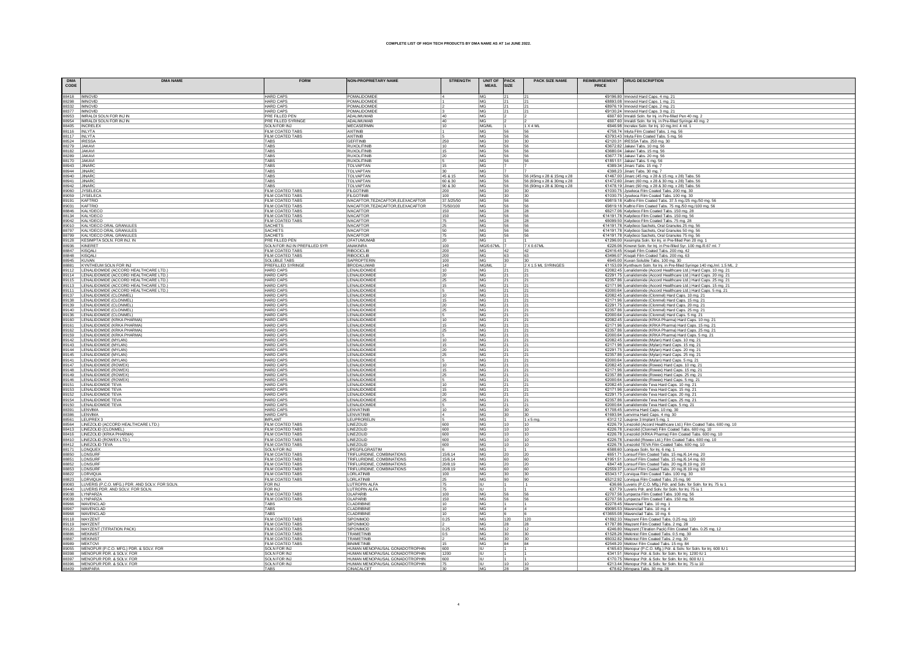# COMPLETE LIST OF HIGH TECH PRODUCTS BY DMA NAME AS AT 1st JUNE 2022.

| DMA CODE | DMA NAME | FORM | NON-PROPRIETARY NAME | STRENGTH | UNIT OF MEAS. | PACK SIZE | PACK SIZE NAME | REIMBURSEMENT PRICE | DRUG DESCRIPTION |
|---|---|---|---|---|---|---|---|---|---|
| 88418 | IMNOVID | HARD CAPS | POMALIDOMIDE | 4 | MG | 21 | 21 | €9196.80 | Imnovid Hard Caps. 4 mg. 21 |
| 88298 | IMNOVID | HARD CAPS | POMALIDOMIDE | 1 | MG | 21 | 21 | €8893.08 | Imnovid Hard Caps. 1 mg. 21 |
| 88332 | IMNOVID | HARD CAPS | POMALIDOMIDE | 2 | MG | 21 | 21 | €8976.19 | Imnovid Hard Caps. 2 mg. 21 |
| 88377 | IMNOVID | HARD CAPS | POMALIDOMIDE | 3 | MG | 21 | 21 | €9130.24 | Imnovid Hard Caps. 3 mg. 21 |
| 88953 | IMRALDI SOLN FOR INJ IN | PRE FILLED PEN | ADALIMUMAB | 40 | MG | 2 | 2 | €607.60 | Imraldi Soln. for Inj. in Pre-filled Pen 40 mg. 2 |
| 88954 | IMRALDI SOLN FOR INJ IN | PRE FILLED SYRINGE | ADALIMUMAB | 40 | MG | 2 | 2 | €607.60 | Imraldi Soln. for Inj. in Pre-filled Syringe 40 mg. 2 |
| 88405 | INCRELEX | SOLN FOR INJ | MECASERMIN | 10 | MG/ML | 1 | 1 X 4 ML | €648.98 | Increlex Soln. for Inj. 10 mg./ml. 4 ml. 1 |
| 88116 | INLYTA | FILM COATED TABS | AXITINIB | 1 | MG | 56 | 56 | €758.74 | Inlyta Film Coated Tabs. 1 mg. 56 |
| 88117 | INLYTA | FILM COATED TABS | AXITINIB | 5 | MG | 56 | 56 | €3793.43 | Inlyta Film Coated Tabs. 5 mg. 56 |
| 88524 | IRESSA | TABS | GEFITINIB | 250 | MG | 30 | 30 | €2120.31 | IRESSA Tabs. 250 mg. 30 |
| 88279 | JAKAVI | TABS | RUXOLITINIB | 10 | MG | 56 | 56 | €3672.82 | Jakavi Tabs. 10 mg. 56 |
| 88182 | JAKAVI | TABS | RUXOLITINIB | 15 | MG | 56 | 56 | €3680.04 | Jakavi Tabs. 15 mg. 56 |
| 88289 | JAKAVI | TABS | RUXOLITINIB | 20 | MG | 56 | 56 | €3677.78 | Jakavi Tabs. 20 mg. 56 |
| 88170 | JAKAVI | TABS | RUXOLITINIB | 5 | MG | 56 | 56 | €1851.51 | Jakavi Tabs. 5 mg. 56 |
| 88943 | JINARC | TABS | TOLVAPTAN | 15 | MG | 7 | 7 | €389.34 | Jinarc Tabs. 15 mg. 7 |
| 88944 | JINARC | TABS | TOLVAPTAN | 30 | MG | 7 | 7 | €398.23 | Jinarc Tabs. 30 mg. 7 |
| 88940 | JINARC | TABS | TOLVAPTAN | 45 & 15 | MG | 56 | 56 (45mg x 28 & 15mg x 28 | €1467.00 | Jinarc (45 mg. x 28 & 15 mg. x 28) Tabs. 56 |
| 88941 | JINARC | TABS | TOLVAPTAN | 60 & 30 | MG | 56 | 56 (60mg x 28 & 30mg x 28 | €1472.60 | Jinarc (60 mg. x 28 & 30 mg. x 28) Tabs. 56 |
| 88942 | JINARC | TABS | TOLVAPTAN | 90 & 30 | MG | 56 | 56 (90mg x 28 & 30mg x 28 | €1478.19 | Jinarc (90 mg. x 28 & 30 mg. x 28) Tabs. 56 |
| 89060 | JYSELECA | FILM COATED TABS | FILGOTINIB | 200 | MG | 30 | 30 | €1030.75 | Jyseleca Film Coated Tabs. 200 mg. 30 |
| 89059 | JYSELECA | FILM COATED TABS | FILGOTINIB | 100 | MG | 30 | 30 | €1030.75 | Jyseleca Film Coated Tabs. 100 mg. 30 |
| 89191 | KAFTRIO | FILM COATED TABS | IVACAFTOR,TEZACAFTOR,ELEXACAFTOR | 37.5/25/50 | MG | 56 | 56 | €9819.18 | Kaftrio Film Coated Tabs. 37.5 mg./25 mg./50 mg. 56 |
| 89031 | KAFTRIO | FILM COATED TABS | IVACAFTOR,TEZACAFTOR,ELEXACAFTOR | 75/50/100 | MG | 56 | 56 | €9819.18 | Kaftrio Film Coated Tabs. 75 mg./50 mg./100 mg. 56 |
| 88846 | KALYDECO | FILM COATED TABS | IVACAFTOR | 150 | MG | 28 | 28 | €6217.06 | Kalydeco Film Coated Tabs. 150 mg. 28 |
| 88134 | KALYDECO | FILM COATED TABS | IVACAFTOR | 150 | MG | 56 | 56 | €14191.78 | Kalydeco Film Coated Tabs. 150 mg. 56 |
| 89042 | KALYDECO | FILM COATED TABS | IVACAFTOR | 75 | MG | 28 | 28 | €6099.50 | Kalydeco Film Coated Tabs. 75 mg. 28 |
| 89010 | KALYDECO ORAL GRANULES | SACHETS | IVACAFTOR | 25 | MG | 56 | 56 | €14191.78 | Kalydeco Sachets, Oral Granules 25 mg. 56 |
| 88797 | KALYDECO ORAL GRANULES | SACHETS | IVACAFTOR | 50 | MG | 56 | 56 | €14191.78 | Kalydeco Sachets, Oral Granules 50 mg. 56 |
| 88799 | KALYDECO ORAL GRANULES | SACHETS | IVACAFTOR | 75 | MG | 56 | 56 | €14191.78 | Kalydeco Sachets, Oral Granules 75 mg. 56 |
| 89128 | KESIMPTA SOLN. FOR INJ. IN | PRE FILLED PEN | OFATUMUMAB | 20 | MG | 1 | 1 | €1296.00 | Kesimpta Soln. for Inj. in Pre-filled Pen 20 mg. 1 |
| 88936 | KINERET | SOLN FOR INJ IN PREFILLED SYR | ANAKINRA | 100 | MG/0.67ML | 7 | 7 X 0.67ML | €226.06 | Kineret Soln. for Inj. in Pre-filled Syr. 100 mg./0.67 ml. 7 |
| 88847 | KISQALI | FILM COATED TABS | RIBOCICLIB | 200 | MG | 42 | 42 | €2416.45 | Kisqali Film Coated Tabs. 200 mg. 42 |
| 88848 | KISQALI | FILM COATED TABS | RIBOCICLIB | 200 | MG | 63 | 63 | €3496.07 | Kisqali Film Coated Tabs. 200 mg. 63 |
| 88945 | KUVAN | SOLUBLE TABS | SAPROPTERIN | 100 | MG | 30 | 30 | €645.00 | Kuvan Soluble Tabs. 100 mg. 30 |
| 88881 | KYNTHEUM SOLN FOR INJ | PREFILLED SYRINGE | BRODALUMAB | 140 | MG/ML | 2 | 2 X 1.5 ML SYRINGES | €1153.09 | Kyntheum Soln. for Inj. in Pre-filled Syringe 140 mg./ml. 1.5 ML. 2 |
| 89112 | LENALIDOMIDE (ACCORD HEALTHCARE LTD.) | HARD CAPS | LENALIDOMIDE | 10 | MG | 21 | 21 | €2082.45 | Lenalidomide (Accord Healthcare Ltd.) Hard Caps. 10 mg. 21 |
| 89114 | LENALIDOMIDE (ACCORD HEALTHCARE LTD.) | HARD CAPS | LENALIDOMIDE | 20 | MG | 21 | 21 | €2291.75 | Lenalidomide (Accord Healthcare Ltd.) Hard Caps. 20 mg. 21 |
| 89115 | LENALIDOMIDE (ACCORD HEALTHCARE LTD.) | HARD CAPS | LENALIDOMIDE | 25 | MG | 21 | 21 | €2357.86 | Lenalidomide (Accord Healthcare Ltd.) Hard Caps. 25 mg. 21 |
| 89113 | LENALIDOMIDE (ACCORD HEALTHCARE LTD.) | HARD CAPS | LENALIDOMIDE | 15 | MG | 21 | 21 | €2171.96 | Lenalidomide (Accord Healthcare Ltd.) Hard Caps. 15 mg. 21 |
| 89111 | LENALIDOMIDE (ACCORD HEALTHCARE LTD.) | HARD CAPS | LENALIDOMIDE | 5 | MG | 21 | 21 | €2000.64 | Lenalidomide (Accord Healthcare Ltd.) Hard Caps. 5 mg. 21 |
| 89137 | LENALIDOMIDE (CLONMEL) | HARD CAPS | LENALIDOMIDE | 10 | MG | 21 | 21 | €2082.45 | Lenalidomide (Clonmel) Hard Caps. 10 mg. 21 |
| 89138 | LENALIDOMIDE (CLONMEL) | HARD CAPS | LENALIDOMIDE | 15 | MG | 21 | 21 | €2171.96 | Lenalidomide (Clonmel) Hard Caps. 15 mg. 21 |
| 89139 | LENALIDOMIDE (CLONMEL) | HARD CAPS | LENALIDOMIDE | 20 | MG | 21 | 21 | €2291.75 | Lenalidomide (Clonmel) Hard Caps. 20 mg. 21 |
| 89140 | LENALIDOMIDE (CLONMEL) | HARD CAPS | LENALIDOMIDE | 25 | MG | 21 | 21 | €2357.86 | Lenalidomide (Clonmel) Hard Caps. 25 mg. 21 |
| 89136 | LENALIDOMIDE (CLONMEL) | HARD CAPS | LENALIDOMIDE | 5 | MG | 21 | 21 | €2000.64 | Lenalidomide (Clonmel) Hard Caps. 5 mg. 21 |
| 89160 | LENALIDOMIDE (KRKA PHARMA) | HARD CAPS | LENALIDOMIDE | 10 | MG | 21 | 21 | €2082.45 | Lenalidomide (KRKA Pharma) Hard Caps. 10 mg. 21 |
| 89161 | LENALIDOMIDE (KRKA PHARMA) | HARD CAPS | LENALIDOMIDE | 15 | MG | 21 | 21 | €2171.96 | Lenalidomide (KRKA Pharma) Hard Caps. 15 mg. 21 |
| 89162 | LENALIDOMIDE (KRKA PHARMA) | HARD CAPS | LENALIDOMIDE | 25 | MG | 21 | 21 | €2357.86 | Lenalidomide (KRKA Pharma) Hard Caps. 25 mg. 21 |
| 89159 | LENALIDOMIDE (KRKA PHARMA) | HARD CAPS | LENALIDOMIDE | 5 | MG | 21 | 21 | €2000.64 | Lenalidomide (KRKA Pharma) Hard Caps. 5 mg. 21 |
| 89142 | LENALIDOMIDE (MYLAN) | HARD CAPS | LENALIDOMIDE | 10 | MG | 21 | 21 | €2082.45 | Lenalidomide (Mylan) Hard Caps. 10 mg. 21 |
| 89143 | LENALIDOMIDE (MYLAN) | HARD CAPS | LENALIDOMIDE | 15 | MG | 21 | 21 | €2171.96 | Lenalidomide (Mylan) Hard Caps. 15 mg. 21 |
| 89144 | LENALIDOMIDE (MYLAN) | HARD CAPS | LENALIDOMIDE | 20 | MG | 21 | 21 | €2291.75 | Lenalidomide (Mylan) Hard Caps. 20 mg. 21 |
| 89145 | LENALIDOMIDE (MYLAN) | HARD CAPS | LENALIDOMIDE | 25 | MG | 21 | 21 | €2357.86 | Lenalidomide (Mylan) Hard Caps. 25 mg. 21 |
| 89141 | LENALIDOMIDE (MYLAN) | HARD CAPS | LENALIDOMIDE | 5 | MG | 21 | 21 | €2000.64 | Lenalidomide (Mylan) Hard Caps. 5 mg. 21 |
| 89147 | LENALIDOMIDE (ROWEX) | HARD CAPS | LENALIDOMIDE | 10 | MG | 21 | 21 | €2082.45 | Lenalidomide (Rowex) Hard Caps. 10 mg. 21 |
| 89148 | LENALIDOMIDE (ROWEX) | HARD CAPS | LENALIDOMIDE | 15 | MG | 21 | 21 | €2171.96 | Lenalidomide (Rowex) Hard Caps. 15 mg. 21 |
| 89149 | LENALIDOMIDE (ROWEX) | HARD CAPS | LENALIDOMIDE | 25 | MG | 21 | 21 | €2357.86 | Lenalidomide (Rowex) Hard Caps. 25 mg. 21 |
| 89146 | LENALIDOMIDE (ROWEX) | HARD CAPS | LENALIDOMIDE | 5 | MG | 21 | 21 | €2000.64 | Lenalidomide (Rowex) Hard Caps. 5 mg. 21 |
| 89151 | LENALIDOMIDE TEVA | HARD CAPS | LENALIDOMIDE | 10 | MG | 21 | 21 | €2082.45 | Lenalidomide Teva Hard Caps. 10 mg. 21 |
| 89153 | LENALIDOMIDE TEVA | HARD CAPS | LENALIDOMIDE | 15 | MG | 21 | 21 | €2171.96 | Lenalidomide Teva Hard Caps. 15 mg. 21 |
| 89152 | LENALIDOMIDE TEVA | HARD CAPS | LENALIDOMIDE | 20 | MG | 21 | 21 | €2291.75 | Lenalidomide Teva Hard Caps. 20 mg. 21 |
| 89154 | LENALIDOMIDE TEVA | HARD CAPS | LENALIDOMIDE | 25 | MG | 21 | 21 | €2357.86 | Lenalidomide Teva Hard Caps. 25 mg. 21 |
| 89150 | LENALIDOMIDE TEVA | HARD CAPS | LENALIDOMIDE | 5 | MG | 21 | 21 | €2000.64 | Lenalidomide Teva Hard Caps. 5 mg. 21 |
| 88391 | LENVIMA | HARD CAPS | LENVATINIB | 10 | MG | 30 | 30 | €1708.45 | Lenvima Hard Caps. 10 mg. 30 |
| 88386 | LENVIMA | HARD CAPS | LENVATINIB | 4 | MG | 30 | 30 | €1693.94 | Lenvima Hard Caps. 4 mg. 30 |
| 88561 | LEUPREX 3 | IMPLANT | LEUPRORELIN | 5 | MG | 1 | 1 x 5 mg. | €312.12 | Leuprex 3 Implant 5 mg. 1 |
| 88564 | LINEZOLID (ACCORD HEALTHCARE LTD.) | FILM COATED TABS | LINEZOLID | 600 | MG | 10 | 10 | €226.79 | Linezolid (Accord Healthcare Ltd.) Film Coated Tabs. 600 mg. 10 |
| 88413 | LINEZOLID (CLONMEL) | FILM COATED TABS | LINEZOLID | 600 | MG | 10 | 10 | €226.78 | Linezolid (Clonmel) Film Coated Tabs. 600 mg. 10 |
| 88416 | LINEZOLID (KRKA PHARMA) | FILM COATED TABS | LINEZOLID | 600 | MG | 10 | 10 | €226.78 | Linezolid (KRKA Pharma) Film Coated Tabs. 600 mg. 10 |
| 88410 | LINEZOLID (ROWEX LTD.) | FILM COATED TABS | LINEZOLID | 600 | MG | 10 | 10 | €226.78 | Linezolid (Rowex Ltd.) Film Coated Tabs. 600 mg. 10 |
| 88412 | LINEZOLID TEVA | FILM COATED TABS | LINEZOLID | 600 | MG | 10 | 10 | €226.78 | Linezolid TEVA Film Coated Tabs. 600 mg. 10 |
| 88171 | LONQUEX | SOLN FOR INJ | LIPEGFILGRASTIM | 6 | MG | 1 | 1 | €588.60 | Lonquex Soln. for Inj. 6 mg. 1 |
| 88850 | LONSURF | FILM COATED TABS | TRIFLURIDINE, COMBINATIONS | 15/6.14 | MG | 20 | 20 | €651.71 | Lonsurf Film Coated Tabs. 15 mg./6.14 mg. 20 |
| 88851 | LONSURF | FILM COATED TABS | TRIFLURIDINE, COMBINATIONS | 15/6.14 | MG | 60 | 60 | €1951.51 | Lonsurf Film Coated Tabs. 15 mg./6.14 mg. 60 |
| 88852 | LONSURF | FILM COATED TABS | TRIFLURIDINE, COMBINATIONS | 20/8.19 | MG | 20 | 20 | €847.48 | Lonsurf Film Coated Tabs. 20 mg./8.19 mg. 20 |
| 88853 | LONSURF | FILM COATED TABS | TRIFLURIDINE, COMBINATIONS | 20/8.19 | MG | 60 | 60 | €2559.37 | Lonsurf Film Coated Tabs. 20 mg./8.19 mg. 60 |
| 88822 | LORVIQUA | FILM COATED TABS | LORLATINIB | 100 | MG | 30 | 30 | €5343.17 | Lorviqua Film Coated Tabs. 100 mg. 30 |
| 88823 | LORVIQUA | FILM COATED TABS | LORLATINIB | 25 | MG | 90 | 90 | €5212.92 | Lorviqua Film Coated Tabs. 25 mg. 90 |
| 89083 | LUVERIS (P.C.O. MFG.) PDR. AND SOLV. FOR SOLN. | FOR INJ | LUTROPIN ALFA | 75 | IU | 1 | 1 | €36.66 | Luveris (P.C.O. Mfg.) Pdr. and Solv. for Soln. for Inj. 75 iu 1 |
| 88440 | LUVERIS PDR. AND SOLV. FOR SOLN. | FOR INJ | LUTROPIN ALFA | 75 | IU | 1 | 1 | €37.79 | Luveris Pdr. and Solv. for Soln. for Inj. 75 iu 1 |
| 89038 | LYNPARZA | FILM COATED TABS | OLAPARIB | 100 | MG | 56 | 56 | €2707.56 | Lynparza Film Coated Tabs. 100 mg. 56 |
| 89039 | LYNPARZA | FILM COATED TABS | OLAPARIB | 150 | MG | 56 | 56 | €2707.56 | Lynparza Film Coated Tabs. 150 mg. 56 |
| 88966 | MAVENCLAD | TABS | CLADRIBINE | 10 | MG | 1 | 1 | €2278.45 | Mavenclad Tabs. 10 mg. 1 |
| 88967 | MAVENCLAD | TABS | CLADRIBINE | 10 | MG | 4 | 4 | €9095.53 | Mavenclad Tabs. 10 mg. 4 |
| 88968 | MAVENCLAD | TABS | CLADRIBINE | 10 | MG | 6 | 6 | €13655.08 | Mavenclad Tabs. 10 mg. 6 |
| 89118 | MAYZENT | FILM COATED TABS | SIPONIMOD | 0.25 | MG | 120 | 120 | €1892.33 | Mayzent Film Coated Tabs. 0.25 mg. 120 |
| 89119 | MAYZENT | FILM COATED TABS | SIPONIMOD | 2 | MG | 28 | 28 | €1787.86 | Mayzent Film Coated Tabs. 2 mg. 28 |
| 89120 | MAYZENT (TITRATION PACK) | FILM COATED TABS | SIPONIMOD | 0.25 | MG | 12 | 12 | €246.80 | Mayzent (Titration Pack) Film Coated Tabs. 0.25 mg. 12 |
| 88886 | MEKINIST | FILM COATED TABS | TRAMETINIB | 0.5 | MG | 30 | 30 | €1528.26 | Mekinist Film Coated Tabs. 0.5 mg. 30 |
| 88887 | MEKINIST | FILM COATED TABS | TRAMETINIB | 2 | MG | 30 | 30 | €6032.82 | Mekinist Film Coated Tabs. 2 mg. 30 |
| 88989 | MEKTOVI | FILM COATED TABS | BINIMETINIB | 15 | MG | 84 | 84 | €2548.20 | Mektovi Film Coated Tabs. 15 mg. 84 |
| 89055 | MENOPUR (P.C.O. MFG.) PDR. & SOLV. FOR | SOLN FOR INJ | HUMAN MENOPAUSAL GONADOTROPHIN | 600 | IU | 1 | 1 | €165.63 | Menopur (P.C.O. Mfg.) Pdr. & Solv. for Soln. for Inj. 600 IU 1 |
| 88398 | MENOPUR PDR. & SOLV. FOR | SOLN FOR INJ | HUMAN MENOPAUSAL GONADOTROPHIN | 1200 | IU | 1 | 1 | €341.51 | Menopur Pdr. & Solv. for Soln. for Inj. 1200 IU 1 |
| 88397 | MENOPUR PDR. & SOLV. FOR | SOLN FOR INJ | HUMAN MENOPAUSAL GONADOTROPHIN | 600 | IU | 1 | 1 | €170.75 | Menopur Pdr. & Solv. for Soln. for Inj. 600 IU 1 |
| 88396 | MENOPUR PDR. & SOLV. FOR | SOLN FOR INJ | HUMAN MENOPAUSAL GONADOTROPHIN | 75 | IU | 10 | 10 | €213.44 | Menopur Pdr. & Solv. for Soln. for Inj. 75 iu 10 |
| 88409 | MIMPARA | TABS | CINACALCET | 30 | MG | 28 | 28 | €78.62 | Mimpara Tabs. 30 mg. 28 |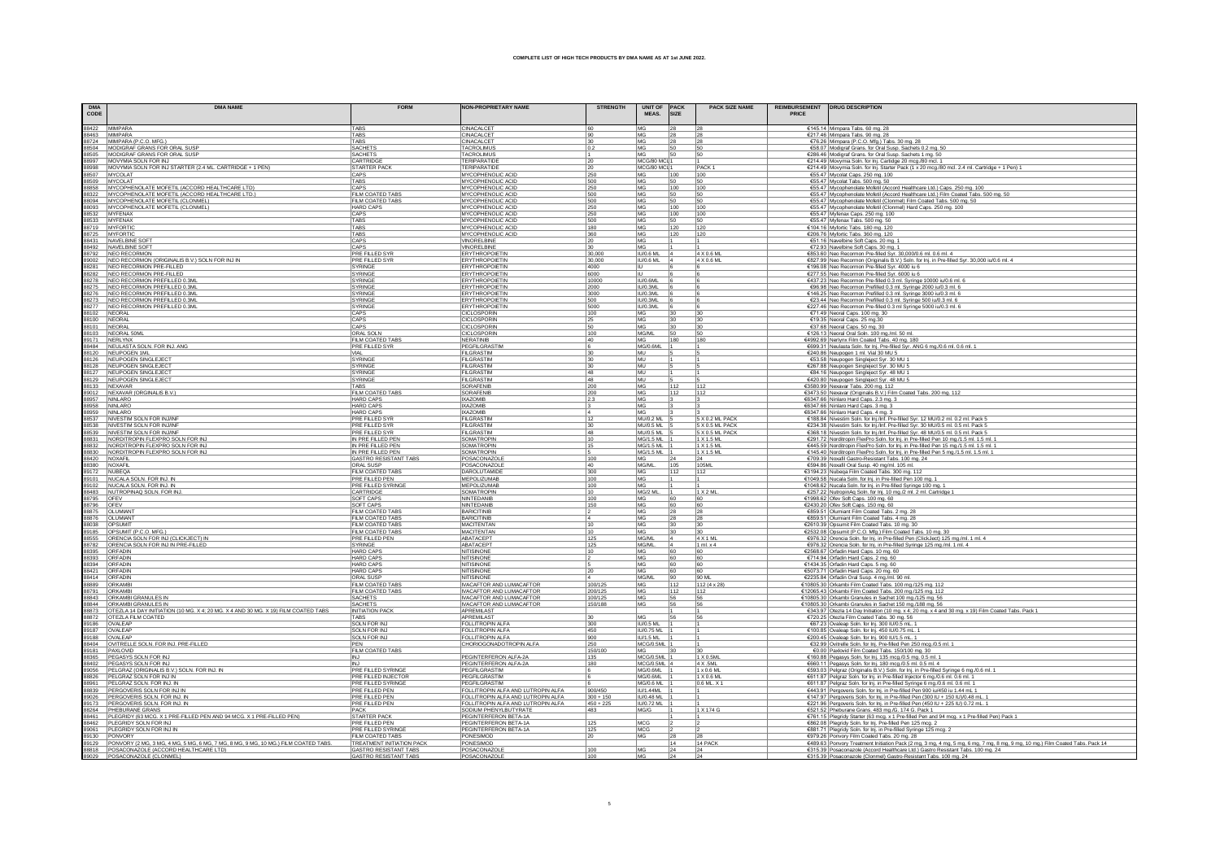**COMPLETE LIST OF HIGH TECH PRODUCTS BY DMA NAME AS AT 1st JUNE 2022.**

| DMA CODE | DMA NAME | FORM | NON-PROPRIETARY NAME | STRENGTH | UNIT OF MEAS. | PACK SIZE | PACK SIZE NAME | REIMBURSEMENT PRICE | DRUG DESCRIPTION |
|---|---|---|---|---|---|---|---|---|---|
| 88422 | MIMPARA | TABS | CINACALCET | 60 | MG | 28 | 28 | €145.14 | Mimpara Tabs. 60 mg. 28 |
| 88463 | MIMPARA | TABS | CINACALCET | 90 | MG | 28 | 28 | €217.46 | Mimpara Tabs. 90 mg. 28 |
| 88724 | MIMPARA (P.C.O. MFG.) | TABS | CINACALCET | 30 | MG | 28 | 28 | €76.26 | Mimpara (P.C.O. Mfg.) Tabs. 30 mg. 28 |
| 88504 | MODIGRAF GRANS FOR ORAL SUSP | SACHETS | TACROLIMUS | 0.2 | MG | 50 | 50 | €58.07 | Modigraf Grans. for Oral Susp. Sachets 0.2 mg. 50 |
| 88505 | MODIGRAF GRANS FOR ORAL SUSP | SACHETS | TACROLIMUS | 1 | MG | 50 | 50 | €286.46 | Modigraf Grans. for Oral Susp. Sachets 1 mg. 50 |
| 88997 | MOVYMIA SOLN FOR INJ | CARTRIDGE | TERIPARATIDE | 20 | MCG/80 MCL | 1 | 1 | €214.49 | Movymia Soln. for Inj. Cartridge 20 mcg./80 mcl. 1 |
| 88998 | MOVYMIA SOLN FOR INJ STARTER (2.4 ML. CARTRIDGE + 1 PEN) | STARTER PACK | TERIPARATIDE | 20 | MCG/80 MCL | 1 | PACK 1 | €214.49 | Movymia Soln. for Inj. Starter Pack (1 x 20 mcg./80 mcl. 2.4 ml. Cartridge + 1 Pen) 1 |
| 88507 | MYCOLAT | CAPS | MYCOPHENOLIC ACID | 250 | MG | 100 | 100 | €55.47 | Mycolat Caps. 250 mg. 100 |
| 88509 | MYCOLAT | TABS | MYCOPHENOLIC ACID | 500 | MG | 50 | 50 | €55.47 | Mycolat Tabs. 500 mg. 50 |
| 88858 | MYCOPHENOLATE MOFETIL (ACCORD HEALTHCARE LTD) | CAPS | MYCOPHENOLIC ACID | 250 | MG | 100 | 100 | €55.47 | Mycophenolate Mofetil (Accord Healthcare Ltd.) Caps. 250 mg. 100 |
| 88322 | MYCOPHENOLATE MOFETIL (ACCORD HEALTHCARE LTD.) | FILM COATED TABS | MYCOPHENOLIC ACID | 500 | MG | 50 | 50 | €55.47 | Mycophenolate Mofetil (Accord Healthcare Ltd.) Film Coated Tabs. 500 mg. 50 |
| 88094 | MYCOPHENOLATE MOFETIL (CLONMEL) | FILM COATED TABS | MYCOPHENOLIC ACID | 500 | MG | 50 | 50 | €55.47 | Mycophenolate Mofetil (Clonmel) Film Coated Tabs. 500 mg. 50 |
| 88093 | MYCOPHENOLATE MOFETIL (CLONMEL) | HARD CAPS | MYCOPHENOLIC ACID | 250 | MG | 100 | 100 | €55.47 | Mycophenolate Mofetil (Clonmel) Hard Caps. 250 mg. 100 |
| 88532 | MYFENAX | CAPS | MYCOPHENOLIC ACID | 250 | MG | 100 | 100 | €55.47 | Myfenax Caps. 250 mg. 100 |
| 88533 | MYFENAX | TABS | MYCOPHENOLIC ACID | 500 | MG | 50 | 50 | €55.47 | Myfenax Tabs. 500 mg. 50 |
| 88719 | MYFORTIC | TABS | MYCOPHENOLIC ACID | 180 | MG | 120 | 120 | €104.16 | Myfortic Tabs. 180 mg. 120 |
| 88725 | MYFORTIC | TABS | MYCOPHENOLIC ACID | 360 | MG | 120 | 120 | €208.76 | Myfortic Tabs. 360 mg. 120 |
| 88431 | NAVELBINE SOFT | CAPS | VINORELBINE | 20 | MG | 1 | 1 | €51.16 | Navelbine Soft Caps. 20 mg. 1 |
| 88492 | NAVELBINE SOFT | CAPS | VINORELBINE | 30 | MG | 1 | 1 | €72.93 | Navelbine Soft Caps. 30 mg. 1 |
| 88792 | NEO RECORMON | PRE FILLED SYR | ERYTHROPOIETIN | 30,000 | IU/0.6 ML | 4 | 4 X 0.6 ML | €853.60 | Neo Recormon Pre-filled Syr. 30,000/0.6 ml. 0.6 ml. 4 |
| 89002 | NEO RECORMON (ORIGINALIS B.V.) SOLN FOR INJ IN | PRE FILLED SYR | ERYTHROPOIETIN | 30,000 | IU/0.6 ML | 4 | 4 X 0.6 ML | €827.99 | Neo Recormon (Originalis B.V.) Soln. for Inj. in Pre-filled Syr. 30,000 iu/0.6 ml. 4 |
| 88281 | NEO RECORMON PRE-FILLED | SYRINGE | ERYTHROPOIETIN | 4000 | IU | 6 | 6 | €196.08 | Neo Recormon Pre-filled Syr. 4000 iu 6 |
| 88282 | NEO RECORMON PRE-FILLED | SYRINGE | ERYTHROPOIETIN | 6000 | IU | 6 | 6 | €277.55 | Neo Recormon Pre-filled Syr. 6000 iu 6 |
| 88278 | NEO RECORMON PREFILLED 0.3ML | SYRINGE | ERYTHROPOIETIN | 10000 | IU/0.6ML | 6 | 6 | €437.23 | Neo Recormon Pre-filled 0.3 ml. Syringe 10000 iu/0.6 ml. 6 |
| 88275 | NEO RECORMON PREFILLED 0.3ML | SYRINGE | ERYTHROPOIETIN | 2000 | IU/0.3ML | 6 | 6 | €96.98 | Neo Recormon Prefilled 0.3 ml. Syringe 2000 iu/0.3 ml. 6 |
| 88276 | NEO RECORMON PREFILLED 0.3ML | SYRINGE | ERYTHROPOIETIN | 3000 | IU/0.3ML | 6 | 6 | €146.25 | Neo Recormon Prefilled 0.3 ml. Syringe 3000 iu/0.3 ml. 6 |
| 88273 | NEO RECORMON PREFILLED 0.3ML | SYRINGE | ERYTHROPOIETIN | 500 | IU/0.3ML | 6 | 6 | €23.44 | Neo Recormon Prefilled 0.3 ml. Syringe 500 iu/0.3 ml. 6 |
| 88277 | NEO RECORMON PREFILLED 0.3ML | SYRINGE | ERYTHROPOIETIN | 5000 | IU/0.3ML | 6 | 6 | €227.46 | Neo Recormon Pre-filled 0.3 ml Syringe 5000 iu/0.3 ml. 6 |
| 88102 | NEORAL | CAPS | CICLOSPORIN | 100 | MG | 30 | 30 | €71.49 | Neoral Caps. 100 mg. 30 |
| 88100 | NEORAL | CAPS | CICLOSPORIN | 25 | MG | 30 | 30 | €19.35 | Neoral Caps. 25 mg.30 |
| 88101 | NEORAL | CAPS | CICLOSPORIN | 50 | MG | 30 | 30 | €37.68 | Neoral Caps. 50 mg. 30 |
| 88103 | NEORAL 50ML | ORAL SOLN | CICLOSPORIN | 100 | MG/ML | 50 | 50 | €126.13 | Neoral Oral Soln. 100 mg./ml. 50 ml. |
| 89171 | NERLYNX | FILM COATED TABS | NERATINIB | 40 | MG | 180 | 180 | €4992.69 | Nerlynx Film Coated Tabs. 40 mg. 180 |
| 88484 | NEULASTA SOLN. FOR INJ. ANG | PRE FILLED SYR | PEGFILGRASTIM | 6 | MG/0.6ML | 1 | 1 | €699.31 | Neulasta Soln. for Inj. Pre-filled Syr. ANG 6 mg./0.6 ml. 0.6 ml. 1 |
| 88120 | NEUPOGEN 1ML | VIAL | FILGRASTIM | 30 | MU | 5 | 5 | €240.86 | Neupogen 1 ml. Vial 30 MU 5 |
| 88126 | NEUPOGEN SINGLEJECT | SYRINGE | FILGRASTIM | 30 | MU | 1 | 1 | €53.58 | Neupogen Singleject Syr. 30 MU 1 |
| 88128 | NEUPOGEN SINGLEJECT | SYRINGE | FILGRASTIM | 30 | MU | 5 | 5 | €267.88 | Neupogen Singleject Syr. 30 MU 5 |
| 88127 | NEUPOGEN SINGLEJECT | SYRINGE | FILGRASTIM | 48 | MU | 1 | 1 | €84.16 | Neupogen Singleject Syr. 48 MU 1 |
| 88129 | NEUPOGEN SINGLEJECT | SYRINGE | FILGRASTIM | 48 | MU | 5 | 5 | €420.80 | Neupogen Singleject Syr. 48 MU 5 |
| 88133 | NEXAVAR | TABS | SORAFENIB | 200 | MG | 112 | 112 | €3580.99 | Nexavar Tabs. 200 mg. 112 |
| 89012 | NEXAVAR (ORIGINALIS B.V.) | FILM COATED TABS | SORAFENIB | 200 | MG | 112 | 112 | €3473.50 | Nexavar (Originalis B.V.) Film Coated Tabs. 200 mg. 112 |
| 88957 | NINLARO | HARD CAPS | IXAZOMIB | 2.3 | MG | 3 | 3 | €6347.66 | Ninlaro Hard Caps. 2.3 mg. 3 |
| 88958 | NINLARO | HARD CAPS | IXAZOMIB | 3 | MG | 3 | 3 | €6347.66 | Ninlaro Hard Caps. 3 mg. 3 |
| 88959 | NINLARO | HARD CAPS | IXAZOMIB | 4 | MG | 3 | 3 | €6347.66 | Ninlaro Hard Caps. 4 mg. 3 |
| 88537 | NIVESTIM SOLN FOR INJ/INF | PRE FILLED SYR | FILGRASTIM | 12 | MU/0.2 ML | 5 | 5 X 0.2 ML PACK | €188.84 | Nivestim Soln. for Inj./Inf. Pre-filled Syr. 12 MU/0.2 ml. 0.2 ml. Pack 5 |
| 88538 | NIVESTIM SOLN FOR INJ/INF | PRE FILLED SYR | FILGRASTIM | 30 | MU/0.5 ML | 5 | 5 X 0.5 ML PACK | €234.38 | Nivestim Soln. for Inj./Inf. Pre-filled Syr. 30 MU/0.5 ml. 0.5 ml. Pack 5 |
| 88539 | NIVESTIM SOLN FOR INJ/INF | PRE FILLED SYR | FILGRASTIM | 48 | MU/0.5 ML | 5 | 5 X 0.5 ML PACK | €368.18 | Nivestim Soln. for Inj./Inf. Pre-filled Syr. 48 MU/0.5 ml. 0.5 ml. Pack 5 |
| 88831 | NORDITROPIN FLEXPRO SOLN FOR INJ | IN PRE FILLED PEN | SOMATROPIN | 10 | MG/1.5 ML | 1 | 1 X 1.5 ML | €291.72 | Norditropin FlexPro Soln. for Inj. in Pre-filled Pen 10 mg./1.5 ml. 1.5 ml. 1 |
| 88832 | NORDITROPIN FLEXPRO SOLN FOR INJ | IN PRE FILLED PEN | SOMATROPIN | 15 | MG/1.5 ML | 1 | 1 X 1.5 ML | €445.59 | Norditropin FlexPro Soln. for Inj. in Pre-filled Pen 15 mg./1.5 ml. 1.5 ml. 1 |
| 88830 | NORDITROPIN FLEXPRO SOLN FOR INJ | IN PRE FILLED PEN | SOMATROPIN | 5 | MG/1.5 ML | 1 | 1 X 1.5 ML | €145.40 | Norditropin FlexPro Soln. for Inj. in Pre-filled Pen 5 mg./1.5 ml. 1.5 ml. 1 |
| 88420 | NOXAFIL | GASTRO RESISTANT TABS | POSACONAZOLE | 100 | MG | 24 | 24 | €709.39 | Noxafil Gastro-Resistant Tabs. 100 mg. 24 |
| 88380 | NOXAFIL | ORAL SUSP | POSACONAZOLE | 40 | MG/ML | 105 | 105ML | €594.86 | Noxafil Oral Susp. 40 mg/ml. 105 ml. |
| 89172 | NUBEQA | FILM COATED TABS | DAROLUTAMIDE | 300 | MG | 112 | 112 | €3194.23 | Nubeqa Film Coated Tabs. 300 mg. 112 |
| 89101 | NUCALA SOLN. FOR INJ. IN | PRE FILLED PEN | MEPOLIZUMAB | 100 | MG | 1 | 1 | €1049.58 | Nucala Soln. for Inj. in Pre-filled Pen 100 mg. 1 |
| 89102 | NUCALA SOLN. FOR INJ. IN | PRE FILLED SYRINGE | MEPOLIZUMAB | 100 | MG | 1 | 1 | €1048.62 | Nucala Soln. for Inj. in Pre-filled Syringe 100 mg. 1 |
| 88483 | NUTROPINAQ SOLN. FOR INJ. | CARTRIDGE | SOMATROPIN | 10 | MG/2 ML | 1 | 1 X 2 ML | €257.22 | NutropinAq Soln. for Inj. 10 mg./2 ml. 2 ml. Cartridge 1 |
| 88795 | OFEV | SOFT CAPS | NINTEDANIB | 100 | MG | 60 | 60 | €1998.62 | Ofev Soft Caps. 100 mg. 60 |
| 88796 | OFEV | SOFT CAPS | NINTEDANIB | 150 | MG | 60 | 60 | €2430.20 | Ofev Soft Caps. 150 mg. 60 |
| 88875 | OLUMIANT | FILM COATED TABS | BARICITINIB | 2 | MG | 28 | 28 | €859.51 | Olumiant Film Coated Tabs. 2 mg. 28 |
| 88876 | OLUMIANT | FILM COATED TABS | BARICITINIB | 4 | MG | 28 | 28 | €859.51 | Olumiant Film Coated Tabs. 4 mg. 28 |
| 89038 | OPSUMIT | FILM COATED TABS | MACITENTAN | 10 | MG | 30 | 30 | €2610.39 | Opsumit Film Coated Tabs. 10 mg. 30 |
| 89185 | OPSUMIT (P.C.O. MFG.) | FILM COATED TABS | MACITENTAN | 10 | MG | 30 | 30 | €2532.08 | Opsumit (P.C.O. Mfg.) Film Coated Tabs. 10 mg. 30 |
| 88555 | ORENCIA SOLN FOR INJ (CLICKJECT) IN | PRE FILLED PEN | ABATACEPT | 125 | MG/ML | 4 | 4 X 1 ML | €976.32 | Orencia Soln. for Inj. in Pre-filled Pen (ClickJect) 125 mg./ml. 1 ml. 4 |
| 88782 | ORENCIA SOLN FOR INJ IN PRE-FILLED | SYRINGE | ABATACEPT | 125 | MG/ML | 4 | 1 ml. x 4 | €976.32 | Orencia Soln. for Inj. in Pre-filled Syringe 125 mg./ml. 1 ml. 4 |
| 88395 | ORFADIN | HARD CAPS | NITISINONE | 10 | MG | 60 | 60 | €2568.67 | Orfadin Hard Caps. 10 mg. 60 |
| 88393 | ORFADIN | HARD CAPS | NITISINONE | 2 | MG | 60 | 60 | €714.94 | Orfadin Hard Caps. 2 mg. 60 |
| 88394 | ORFADIN | HARD CAPS | NITISINONE | 5 | MG | 60 | 60 | €1434.35 | Orfadin Hard Caps. 5 mg. 60 |
| 88421 | ORFADIN | HARD CAPS | NITISINONE | 20 | MG | 60 | 60 | €5073.71 | Orfadin Hard Caps. 20 mg. 60 |
| 88414 | ORFADIN | ORAL SUSP | NITISINONE | 4 | MG/ML | 90 | 90 ML | €2235.84 | Orfadin Oral Susp. 4 mg./ml. 90 ml. |
| 88889 | ORKAMBI | FILM COATED TABS | IVACAFTOR AND LUMACAFTOR | 100/125 | MG | 112 | 112 (4 x 28) | €10805.30 | Orkambi Film Coated Tabs. 100 mg./125 mg. 112 |
| 88791 | ORKAMBI | FILM COATED TABS | IVACAFTOR AND LUMACAFTOR | 200/125 | MG | 112 | 112 | €12065.43 | Orkambi Film Coated Tabs. 200 mg./125 mg. 112 |
| 88843 | ORKAMBI GRANULES IN | SACHETS | IVACAFTOR AND LUMACAFTOR | 100/125 | MG | 56 | 56 | €10805.30 | Orkambi Granules in Sachet 100 mg./125 mg. 56 |
| 88844 | ORKAMBI GRANULES IN | SACHETS | IVACAFTOR AND LUMACAFTOR | 150/188 | MG | 56 | 56 | €10805.30 | Orkambi Granules in Sachet 150 mg./188 mg. 56 |
| 88873 | OTEZLA 14 DAY INITIATION (10 MG. X 4; 20 MG. X 4 AND 30 MG. X 19) FILM COATED TABS | INITIATION PACK | APREMILAST | | | 1 | 1 | €343.97 | Otezla 14 Day Initiation (10 mg. x 4; 20 mg. x 4 and 30 mg. x 19) Film Coated Tabs. Pack 1 |
| 88872 | OTEZLA FILM COATED | TABS | APREMILAST | 30 | MG | 56 | 56 | €720.25 | Otezla Film Coated Tabs. 30 mg. 56 |
| 89186 | OVALEAP | SOLN FOR INJ | FOLLITROPIN ALFA | 300 | IU/0.5 ML | 1 | 1 | €87.23 | Ovaleap Soln. for Inj. 300 IU/0.5 mL. 1 |
| 89187 | OVALEAP | SOLN FOR INJ | FOLLITROPIN ALFA | 450 | IU/0.75 ML | 1 | 1 | €100.85 | Ovaleap Soln. for Inj. 450 IU/0.75 mL. 1 |
| 89188 | OVALEAP | SOLN FOR INJ | FOLLITROPIN ALFA | 900 | IU/1.5 ML | 1 | 1 | €200.45 | Ovaleap Soln. for Inj. 900 IU/1.5 mL. 1 |
| 88404 | OVITRELLE SOLN. FOR INJ. PRE-FILLED | PEN | CHORIOGONADOTROPIN ALFA | 250 | MCG/0.5ML | 1 | 1 | €32.99 | Ovitrelle Soln. for Inj. Pre-filled Pen 250 mcg./0.5 ml. 1 |
| 89181 | PAXLOVID | FILM COATED TABS | | 150/100 | MG | 30 | 30 | €0.00 | Paxlovid Film Coated Tabs. 150/100 mg. 30 |
| 88365 | PEGASYS SOLN FOR INJ | INJ | PEGINTERFERON ALFA-2A | 135 | MCG/0.5ML | 1 | 1 X 0.5ML | €160.88 | Pegasys Soln. for Inj. 135 mcg./0.5 mg. 0.5 ml. 1 |
| 88402 | PEGASYS SOLN FOR INJ | INJ | PEGINTERFERON ALFA-2A | 180 | MCG/0.5ML | 4 | 4 X .5ML | €660.11 | Pegasys Soln. for Inj. 180 mcg./0.5 ml. 0.5 ml. 4 |
| 89056 | PELGRAZ (ORIGINALIS B.V.) SOLN. FOR INJ. IN | PRE FILLED SYRINGE | PEGFILGRASTIM | 6 | MG/0.6ML | 1 | 1 x 0.6 ML | €593.03 | Pelgraz (Originalis B.V.) Soln. for Inj. in Pre-filled Syringe 6 mg./0.6 ml. 1 |
| 88826 | PELGRAZ SOLN FOR INJ IN | PRE FILLED INJECTOR | PEGFILGRASTIM | 6 | MG/0.6ML | 1 | 1 X 0.6 ML | €611.87 | Pelgraz Soln. for Inj. in Pre-filled Injector 6 mg./0.6 ml. 0.6 ml. 1 |
| 88961 | PELGRAZ SOLN. FOR INJ. IN | PRE FILLED SYRINGE | PEGFILGRASTIM | 6 | MG/0.6 ML | 1 | 0.6 ML. X 1 | €611.87 | Pelgraz Soln. for Inj. in Pre-filled Syringe 6 mg./0.6 ml. 0.6 ml. 1 |
| 88839 | PERGOVERIS SOLN FOR INJ IN | PRE FILLED PEN | FOLLITROPIN ALFA AND LUTROPIN ALFA | 900/450 | IU/1.44ML | 1 | 1 | €443.91 | Pergoveris Soln. for Inj. in Pre-filled Pen 900 iu/450 iu 1.44 ml. 1 |
| 89026 | PERGOVERIS SOLN. FOR INJ. IN | PRE FILLED PEN | FOLLITROPIN ALFA AND LUTROPIN ALFA | 300 + 150 | IU/0.48 ML | 1 | 1 | €147.97 | Pergoveris Soln. for Inj. in Pre-filled Pen (300 IU + 150 IU)/0.48 mL. 1 |
| 89173 | PERGOVERIS SOLN. FOR INJ. IN | PRE FILLED PEN | FOLLITROPIN ALFA AND LUTROPIN ALFA | 450 + 225 | IU/0.72 ML | 1 | 1 | €221.96 | Pergoveris Soln. for Inj. in Pre-filled Pen (450 IU + 225 IU) 0.72 mL. 1 |
| 88264 | PHEBURANE GRANS | PACK | SODIUM PHENYLBUTYRATE | 483 | MG/G | 1 | 1 X 174 G | €521.52 | Pheburane Grans. 483 mg./G. 174 G. Pack 1 |
| 88461 | PLEGRIDY (63 MCG. X 1 PRE-FILLED PEN AND 94 MCG. X 1 PRE-FILLED PEN) | STARTER PACK | PEGINTERFERON BETA-1A | | | 1 | 1 | €761.15 | Plegridy Starter (63 mcg. x 1 Pre-filled Pen and 94 mcg. x 1 Pre-filled Pen) Pack 1 |
| 88462 | PLEGRIDY SOLN FOR INJ | PRE FILLED PEN | PEGINTERFERON BETA-1A | 125 | MCG | 2 | 2 | €862.08 | Plegridy Soln. for Inj. Pre-filled Pen 125 mcg. 2 |
| 89061 | PLEGRIDY SOLN FOR INJ IN | PRE FILLED SYRINGE | PEGINTERFERON BETA-1A | 125 | MCG | 2 | 2 | €881.71 | Plegridy Soln. for Inj. in Pre-filled Syringe 125 mcg. 2 |
| 89130 | PONVORY | FILM COATED TABS | PONESIMOD | 20 | MG | 28 | 28 | €979.26 | Ponvory Film Coated Tabs. 20 mg. 28 |
| 89129 | PONVORY (2 MG, 3 MG, 4 MG, 5 MG, 6 MG, 7 MG, 8 MG, 9 MG, 10 MG.) FILM COATED TABS. | TREATMENT INITIATION PACK | PONESIMOD | | | 14 | 14 PACK | €489.63 | Ponvory Treatment Initiation Pack (2 mg, 3 mg, 4 mg, 5 mg, 6 mg, 7 mg, 8 mg, 9 mg, 10 mg.) Film Coated Tabs. Pack 14 |
| 88818 | POSACONAZOLE (ACCORD HEALTHCARE LTD) | GASTRO RESISTANT TABS | POSACONAZOLE | 100 | MG | 24 | 24 | €315.39 | Posaconazole (Accord Healthcare Ltd.) Gastro Resistant Tabs. 100 mg. 24 |
| 89029 | POSACONAZOLE (CLONMEL) | GASTRO RESISTANT TABS | POSACONAZOLE | 100 | MG | 24 | 24 | €315.39 | Posaconazole (Clonmel) Gastro-Resistant Tabs. 100 mg. 24 |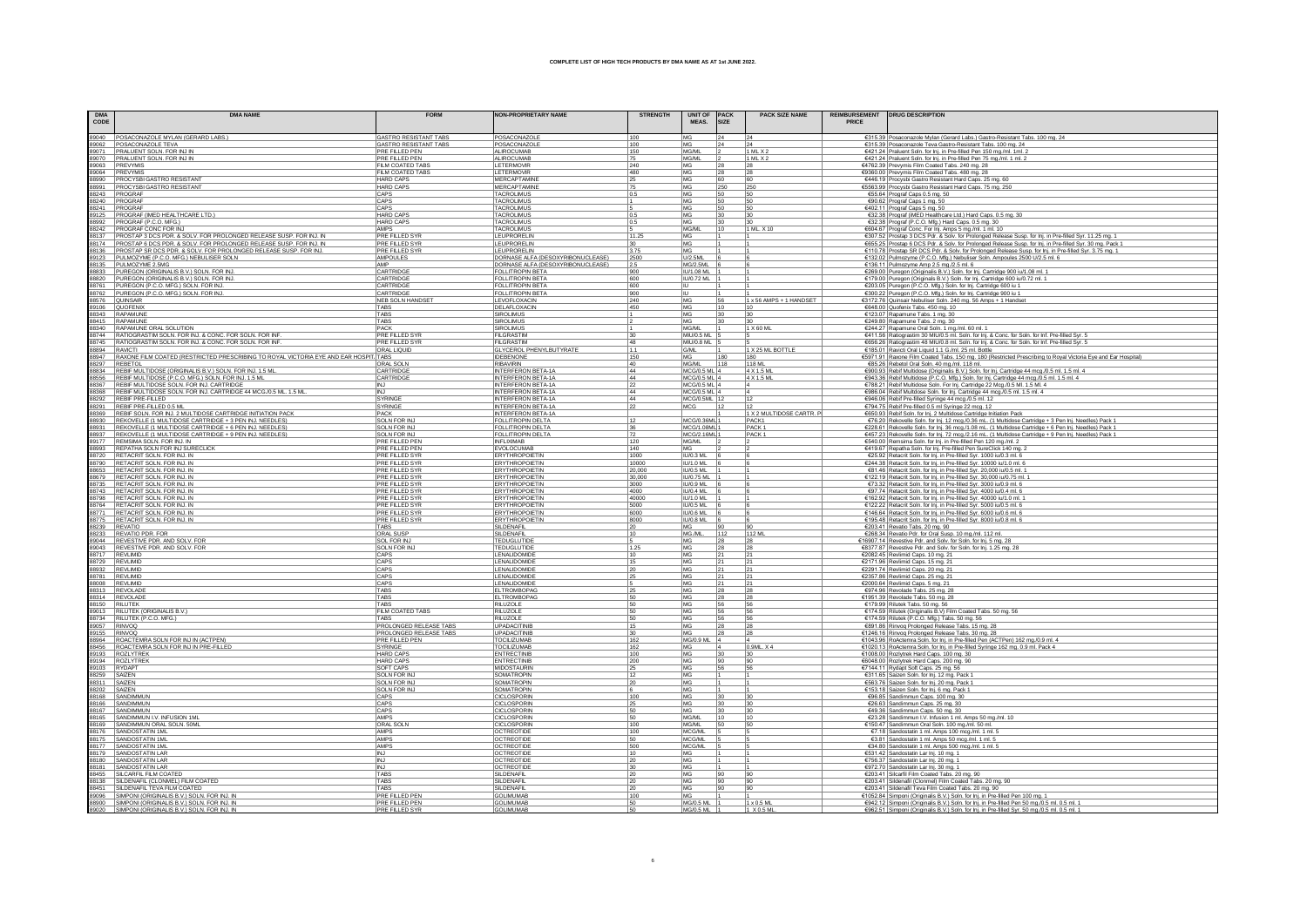# COMPLETE LIST OF HIGH TECH PRODUCTS BY DMA NAME AS AT 1st JUNE 2022.

| DMA CODE | DMA NAME | FORM | NON-PROPRIETARY NAME | STRENGTH | UNIT OF MEAS. | PACK SIZE | PACK SIZE NAME | REIMBURSEMENT PRICE | DRUG DESCRIPTION |
|---|---|---|---|---|---|---|---|---|---|
| 89040 | POSACONAZOLE MYLAN (GERARD LABS.) | GASTRO RESISTANT TABS | POSACONAZOLE | 100 | MG | 24 | 24 | €315.39 | Posaconazole Mylan (Gerard Labs.) Gastro-Resistant Tabs. 100 mg. 24 |
| 89062 | POSACONAZOLE TEVA | GASTRO RESISTANT TABS | POSACONAZOLE | 100 | MG | 24 | 24 | €315.39 | Posaconazole Teva Gastro-Resistant Tabs. 100 mg. 24 |
| 89071 | PRALUENT SOLN. FOR INJ IN | PRE FILLED PEN | ALIROCUMAB | 150 | MG/ML | 2 | 1 ML X 2 | €421.24 | Praluent Soln. for Inj. in Pre-filled Pen 150 mg./ml. 1ml. 2 |
| 89070 | PRALUENT SOLN. FOR INJ IN | PRE FILLED PEN | ALIROCUMAB | 75 | MG/ML | 2 | 1 ML X 2 | €421.24 | Praluent Soln. for Inj. in Pre-filled Pen 75 mg./ml. 1 ml. 2 |
| 89063 | PREVYMIS | FILM COATED TABS | LETERMOVIR | 240 | MG | 28 | 28 | €4762.39 | Prevymis Film Coated Tabs. 240 mg. 28 |
| 89064 | PREVYMIS | FILM COATED TABS | LETERMOVIR | 480 | MG | 28 | 28 | €9360.00 | Prevymis Film Coated Tabs. 480 mg. 28 |
| 88990 | PROCYSBI GASTRO RESISTANT | HARD CAPS | MERCAPTAMINE | 25 | MG | 60 | 60 | €448.19 | Procysbi Gastro Resistant Hard Caps. 25 mg. 60 |
| 88991 | PROCYSBI GASTRO RESISTANT | HARD CAPS | MERCAPTAMINE | 75 | MG | 250 | 250 | €5563.99 | Procysbi Gastro Resistant Hard Caps. 75 mg. 250 |
| 88243 | PROGRAF | CAPS | TACROLIMUS | 0.5 | MG | 50 | 50 | €55.64 | Prograf Caps 0.5 mg. 50 |
| 88240 | PROGRAF | CAPS | TACROLIMUS | 1 | MG | 50 | 50 | €90.62 | Prograf Caps 1 mg. 50 |
| 88241 | PROGRAF | CAPS | TACROLIMUS | 5 | MG | 50 | 50 | €402.11 | Prograf Caps 5 mg. 50 |
| 89125 | PROGRAF (IMED HEALTHCARE LTD.) | HARD CAPS | TACROLIMUS | 0.5 | MG | 30 | 30 | €32.38 | Prograf (IMED Healthcare Ltd.) Hard Caps. 0.5 mg. 30 |
| 88992 | PROGRAF (P.C.O. MFG.) | HARD CAPS | TACROLIMUS | 0.5 | MG | 30 | 30 | €32.38 | Prograf (P.C.O. Mfg.) Hard Caps. 0.5 mg. 30 |
| 88242 | PROGRAF CONC FOR INJ | AMPS | TACROLIMUS | 5 | MG/ML | 10 | 1 ML X 10 | €604.87 | Prograf Conc. For Inj. Amps 5 mg./ml. 1 ml. 10 |
| 88137 | PROSTAP 3 DCS PDR. & SOLV. FOR PROLONGED RELEASE SUSP. FOR INJ. IN | PRE FILLED SYR | LEUPRORELIN | 11.25 | MG | 1 | 1 | €307.52 | Prostap 3 DCS Pdr. & Solv. for Prolonged Release Susp. for Inj. in Pre-filled Syr. 11.25 mg. 1 |
| 88174 | PROSTAP 6 DCS PDR. & SOLV. FOR PROLONGED RELEASE SUSP. FOR INJ. IN | PRE FILLED SYR | LEUPRORELIN | 30 | MG | 1 | 1 | €655.25 | Prostap 6 DCS Pdr. & Solv. for Prolonged Release Susp. for Inj. in Pre-filled Syr. 30 mg. Pack 1 |
| 88136 | PROSTAP SR DCS PDR. & SOLV. FOR PROLONGED RELEASE SUSP. FOR INJ. | PRE FILLED SYR | LEUPRORELIN | 3.75 | MG | 1 | 1 | €110.78 | Prostap SR DCS Pdr. & Solv. for Prolonged Release Susp. for Inj. in Pre-filled Syr. 3.75 mg. 1 |
| 89123 | PULMOZYME (P.C.O. MFG.) NEBULISER SOLN | AMPOULES | DORNASE ALFA (DESOXYRIBONUCLEASE) | 2500 | U/2.5ML | 6 | 6 | €132.02 | Pulmozyme (P.C.O. Mfg.) Nebuliser Soln. Ampoules 2500 U/2.5 ml. 6 |
| 88135 | PULMOZYME 2.5MG | AMP | DORNASE ALFA (DESOXYRIBONUCLEASE) | 2.5 | MG/2.5ML | 6 | 6 | €136.11 | Pulmozyme Amp 2.5 mg./2.5 ml. 6 |
| 88833 | PUREGON (ORIGINALIS B.V.) SOLN. FOR INJ. | CARTRIDGE | FOLLITROPIN BETA | 900 | IU/1.08 ML | 1 | 1 | €269.00 | Puregon (Originalis B.V.) Soln. for Inj. Cartridge 900 iu/1.08 ml. 1 |
| 88820 | PUREGON (ORIGINALIS B.V.) SOLN. FOR INJ. | CARTRIDGE | FOLLITROPIN BETA | 600 | IU/0.72 ML | 1 | 1 | €179.00 | Puregon (Originalis B.V.) Soln. for Inj. Cartridge 600 iu/0.72 ml. 1 |
| 88761 | PUREGON (P.C.O. MFG.) SOLN. FOR INJ. | CARTRIDGE | FOLLITROPIN BETA | 600 | IU | 1 | 1 | €203.05 | Puregon (P.C.O. Mfg.) Soln. for Inj. Cartridge 600 iu 1 |
| 88762 | PUREGON (P.C.O. MFG.) SOLN. FOR INJ. | CARTRIDGE | FOLLITROPIN BETA | 900 | IU | 1 | 1 | €300.22 | Puregon (P.C.O. Mfg.) Soln. for Inj. Cartridge 900 iu 1 |
| 88576 | QUINSAIR | NEB SOLN HANDSET | LEVOFLOXACIN | 240 | MG | 56 | 1 x 56 AMPS + 1 HANDSET | €3172.76 | Quinsair Nebuliser Soln. 240 mg. 56 Amps + 1 Handset |
| 89106 | QUOFENIX | TABS | DELAFLOXACIN | 450 | MG | 10 | 10 | €648.00 | Quofenix Tabs. 450 mg. 10 |
| 88343 | RAPAMUNE | TABS | SIROLIMUS | 1 | MG | 30 | 30 | €123.07 | Rapamune Tabs. 1 mg. 30 |
| 88415 | RAPAMUNE | TABS | SIROLIMUS | 2 | MG | 30 | 30 | €249.80 | Rapamune Tabs. 2 mg. 30 |
| 88340 | RAPAMUNE ORAL SOLUTION | PACK | SIROLIMUS | 1 | MG/ML | 1 | 1 X 60 ML | €244.27 | Rapamune Oral Soln. 1 mg./ml. 60 ml. 1 |
| 88744 | RATIOGRASTIM SOLN. FOR INJ. & CONC. FOR SOLN. FOR INF. | PRE FILLED SYR | FILGRASTIM | 30 | MIU/0.5 ML | 5 | 5 | €411.56 | Ratiograstim 30 MIU/0.5 ml. Soln. for Inj. & Conc. for Soln. for Inf. Pre-filled Syr. 5 |
| 88745 | RATIOGRASTIM SOLN. FOR INJ. & CONC. FOR SOLN. FOR INF. | PRE FILLED SYR | FILGRASTIM | 48 | MIU/0.8 ML | 5 | 5 | €656.26 | Ratiograstim 48 MIU/0.8 ml. Soln. for Inj. & Conc. for Soln. for Inf. Pre-filled Syr. 5 |
| 88694 | RAVICTI | ORAL LIQUID | GLYCEROL PHENYLBUTYRATE | 1.1 | G/ML | 1 | 1 X 25 ML BOTTLE | €185.01 | Ravicti Oral Liquid 1.1 G./ml. 25 ml. Bottle |
| 88947 | RAXONE FILM COATED (RESTRICTED PRESCRIBING TO ROYAL VICTORIA EYE AND EAR HOSPITAL) | TABS | IDEBENONE | 150 | MG | 180 | 180 | €5971.91 | Raxone Film Coated Tabs. 150 mg. 180 (Restricted Prescribing to Royal Victoria Eye and Ear Hospital) |
| 88297 | REBETOL | ORAL SOLN | RIBAVIRIN | 40 | MG/ML | 118 | 118 ML | €85.26 | Rebetol Oral Soln. 40 mg./ml. 118 ml. |
| 88834 | REBIF MULTIDOSE (ORIGINALIS B.V.) SOLN. FOR INJ. 1.5 ML | CARTRIDGE | INTERFERON BETA-1A | 44 | MCG/0.5 ML | 4 | 4 X 1.5 ML | €900.93 | Rebif Multidose (Originalis B.V.) Soln. for Inj. Cartridge 44 mcg./0.5 ml. 1.5 ml. 4 |
| 88556 | REBIF MULTIDOSE (P.C.O. MFG.) SOLN. FOR INJ. 1.5 ML | CARTRIDGE | INTERFERON BETA-1A | 44 | MCG/0.5 ML | 4 | 4 X 1.5 ML | €943.36 | Rebif Multidose (P.C.O. Mfg.) Soln. for Inj. Cartridge 44 mcg./0.5 ml. 1.5 ml. 4 |
| 88367 | REBIF MULTIDOSE SOLN. FOR INJ. CARTRIDGE | INJ | INTERFERON BETA-1A | 22 | MCG/0.5 ML | 4 | 4 | €788.21 | Rebif Multidose Soln. For Inj. Cartridge 22 Mcg./0.5 Ml. 1.5 Ml. 4 |
| 88368 | REBIF MULTIDOSE SOLN. FOR INJ. CARTRIDGE 44 MCG./0.5 ML. 1.5 ML. | INJ | INTERFERON BETA-1A | 44 | MCG/0.5 ML | 4 | 4 | €986.04 | Rebif Multidose Soln. for Inj. Cartridge 44 mcg./0.5 ml. 1.5 ml. 4 |
| 88292 | REBIF PRE-FILLED | SYRINGE | INTERFERON BETA-1A | 44 | MCG/0.5ML | 12 | 12 | €948.06 | Rebif Pre-filled Syringe 44 mcg./0.5 ml. 12 |
| 88291 | REBIF PRE-FILLED 0.5 ML | SYRINGE | INTERFERON BETA-1A | 22 | MCG | 12 | 12 | €794.75 | Rebif Pre-filled 0.5 ml Syringe 22 mcg. 12 |
| 88369 | REBIF SOLN. FOR INJ. 2 MULTIDOSE CARTRIDGE INITIATION PACK | PACK | INTERFERON BETA-1A | | | 1 | 1 X 2 MULTIDOSE CARTR. P | €650.93 | Rebif Soln. for Inj. 2 Multidose Cartridge Initiation Pack |
| 88930 | REKOVELLE (1 MULTIDOSE CARTRIDGE + 3 PEN INJ. NEEDLES) | SOLN FOR INJ | FOLLITROPIN DELTA | 12 | MCG/0.36ML | 1 | PACK1 | €76.20 | Rekovelle Soln. for Inj. 12 mcg./0.36 mL. (1 Multidose Cartridge + 3 Pen Inj. Needles) Pack 1 |
| 88931 | REKOVELLE (1 MULTIDOSE CARTRIDGE + 6 PEN INJ. NEEDLES) | SOLN FOR INJ | FOLLITROPIN DELTA | 36 | MCG/1.08ML | 1 | PACK 1 | €228.61 | Rekovelle Soln. for Inj. 36 mcg./1.08 mL. (1 Multidose Cartridge + 6 Pen Inj. Needles) Pack 1 |
| 88937 | REKOVELLE (1 MULTIDOSE CARTRIDGE + 9 PEN INJ. NEEDLES) | SOLN FOR INJ | FOLLITROPIN DELTA | 72 | MCG/2.16ML | 1 | PACK 1 | €457.23 | Rekovelle Soln. for Inj. 72 mcg./2.16 mL. (1 Multidose Cartridge + 9 Pen Inj. Needles) Pack 1 |
| 89177 | REMSIMA SOLN. FOR INJ. IN | PRE FILLED PEN | INFLIXIMAB | 120 | MG/ML | 2 | 2 | €540.00 | Remsima Soln. for Inj. in Pre-filled Pen 120 mg./ml. 2 |
| 88693 | REPATHA SOLN FOR INJ SURECLICK | PRE FILLED PEN | EVOLOCUMAB | 140 | MG | 2 | 2 | €419.67 | Repatha Soln. for Inj. Pre-filled Pen SureClick 140 mg. 2 |
| 88720 | RETACRIT SOLN. FOR INJ. IN | PRE FILLED SYR | ERYTHROPOIETIN | 1000 | IU/0.3 ML | 6 | 6 | €25.92 | Retacrit Soln. for Inj. in Pre-filled Syr. 1000 iu/0.3 ml. 6 |
| 88790 | RETACRIT SOLN. FOR INJ. IN | PRE FILLED SYR | ERYTHROPOIETIN | 10000 | IU/1.0 ML | 6 | 6 | €244.38 | Retacrit Soln. for Inj. in Pre-filled Syr. 10000 iu/1.0 ml. 6 |
| 88653 | RETACRIT SOLN. FOR INJ. IN | PRE FILLED SYR | ERYTHROPOIETIN | 20,000 | IU/0.5 ML | 1 | 1 | €81.46 | Retacrit Soln. for Inj. in Pre-filled Syr. 20,000 iu/0.5 ml. 1 |
| 88679 | RETACRIT SOLN. FOR INJ. IN | PRE FILLED SYR | ERYTHROPOIETIN | 30,000 | IU/0.75 ML | 1 | 1 | €122.19 | Retacrit Soln. for Inj. in Pre-filled Syr. 30,000 iu/0.75 ml. 1 |
| 88735 | RETACRIT SOLN. FOR INJ. IN | PRE FILLED SYR | ERYTHROPOIETIN | 3000 | IU/0.9 ML | 6 | 6 | €73.32 | Retacrit Soln. for Inj. in Pre-filled Syr. 3000 iu/0.9 ml. 6 |
| 88743 | RETACRIT SOLN. FOR INJ. IN | PRE FILLED SYR | ERYTHROPOIETIN | 4000 | IU/0.4 ML | 6 | 6 | €97.74 | Retacrit Soln. for Inj. in Pre-filled Syr. 4000 iu/0.4 ml. 6 |
| 88798 | RETACRIT SOLN. FOR INJ. IN | PRE FILLED SYR | ERYTHROPOIETIN | 40000 | IU/1.0 ML | 1 | 1 | €162.92 | Retacrit Soln. for Inj. in Pre-filled Syr. 40000 iu/1.0 ml. 1 |
| 88764 | RETACRIT SOLN. FOR INJ. IN | PRE FILLED SYR | ERYTHROPOIETIN | 5000 | IU/0.5 ML | 6 | 6 | €122.22 | Retacrit Soln. for Inj. in Pre-filled Syr. 5000 iu/0.5 ml. 6 |
| 88771 | RETACRIT SOLN. FOR INJ. IN | PRE FILLED SYR | ERYTHROPOIETIN | 6000 | IU/0.6 ML | 6 | 6 | €146.64 | Retacrit Soln. for Inj. in Pre-filled Syr. 6000 iu/0.6 ml. 6 |
| 88775 | RETACRIT SOLN. FOR INJ. IN | PRE FILLED SYR | ERYTHROPOIETIN | 8000 | IU/0.8 ML | 6 | 6 | €195.48 | Retacrit Soln. for Inj. in Pre-filled Syr. 8000 iu/0.8 ml. 6 |
| 88239 | REVATIO | TABS | SILDENAFIL | 20 | MG | 90 | 90 | €203.41 | Revatio Tabs. 20 mg. 90 |
| 88233 | REVATIO PDR. FOR | ORAL SUSP | SILDENAFIL | 10 | MG./ML. | 112 | 112 ML | €268.34 | Revatio Pdr. for Oral Susp. 10 mg./ml. 112 ml. |
| 89044 | REVESTIVE PDR. AND SOLV. FOR | SOL FOR INJ | TEDUGLUTIDE | 5 | MG | 28 | 28 | €16907.74 | Revestive Pdr. and Solv. for Soln. for Inj. 5 mg. 28 |
| 89043 | REVESTIVE PDR. AND SOLV. FOR | SOLN FOR INJ | TEDUGLUTIDE | 1.25 | MG | 28 | 28 | €8377.87 | Revestive Pdr. and Solv. for Soln. for Inj. 1.25 mg. 28 |
| 88717 | REVLIMID | CAPS | LENALIDOMIDE | 10 | MG | 21 | 21 | €2082.45 | Revlimid Caps. 10 mg. 21 |
| 88729 | REVLIMID | CAPS | LENALIDOMIDE | 15 | MG | 21 | 21 | €2171.96 | Revlimid Caps. 15 mg. 21 |
| 88932 | REVLIMID | CAPS | LENALIDOMIDE | 20 | MG | 21 | 21 | €2291.74 | Revlimid Caps. 20 mg. 21 |
| 88781 | REVLIMID | CAPS | LENALIDOMIDE | 25 | MG | 21 | 21 | €2357.86 | Revlimid Caps. 25 mg. 21 |
| 88008 | REVLIMID | CAPS | LENALIDOMIDE | 5 | MG | 21 | 21 | €2000.64 | Revlimid Caps. 5 mg. 21 |
| 88313 | REVOLADE | TABS | ELTROMBOPAG | 25 | MG | 28 | 28 | €974.96 | Revolade Tabs. 25 mg. 28 |
| 88314 | REVOLADE | TABS | ELTROMBOPAG | 50 | MG | 28 | 28 | €1951.39 | Revolade Tabs. 50 mg. 28 |
| 88150 | RILUTEK | TABS | RILUZOLE | 50 | MG | 56 | 56 | €179.99 | Rilutek Tabs. 50 mg. 56 |
| 89013 | RILUTEK (ORIGINALIS B.V.) | FILM COATED TABS | RILUZOLE | 50 | MG | 56 | 56 | €174.59 | Rilutek (Originalis B.V) Film Coated Tabs. 50 mg. 56 |
| 88734 | RILUTEK (P.C.O. MFG.) | TABS | RILUZOLE | 50 | MG | 56 | 56 | €174.59 | Rilutek (P.C.O. Mfg.) Tabs. 50 mg. 56 |
| 89057 | RINVOQ | PROLONGED RELEASE TABS | UPADACITINIB | 15 | MG | 28 | 28 | €891.86 | Rinvoq Prolonged Release Tabs. 15 mg. 28 |
| 89155 | RINVOQ | PROLONGED RELEASE TABS | UPADACITINIB | 30 | MG | 28 | 28 | €1246.16 | Rinvoq Prolonged Release Tabs. 30 mg. 28 |
| 88964 | ROACTEMRA SOLN FOR INJ IN (ACTPEN) | PRE FILLED PEN | TOCILIZUMAB | 162 | MG/0.9 ML | 4 | 4 | €1043.96 | RoActemra Soln. for Inj. in Pre-filled Pen (ACTPen) 162 mg./0.9 ml. 4 |
| 88456 | ROACTEMRA SOLN FOR INJ IN PRE-FILLED | SYRINGE | TOCILIZUMAB | 162 | MG | 4 | 0.9ML. X 4 | €1020.13 | RoActemra Soln. for Inj. in Pre-filled Syringe 162 mg. 0.9 ml. Pack 4 |
| 89193 | ROZLYTREK | HARD CAPS | ENTRECTINIB | 100 | MG | 30 | 30 | €1008.00 | Rozlytrek Hard Caps. 100 mg. 30 |
| 89194 | ROZLYTREK | HARD CAPS | ENTRECTINIB | 200 | MG | 90 | 90 | €6048.00 | Rozlytrek Hard Caps. 200 mg. 90 |
| 89103 | RYDAPT | SOFT CAPS | MIDOSTAURIN | 25 | MG | 56 | 56 | €7144.11 | Rydapt Soft Caps. 25 mg. 56 |
| 88259 | SAIZEN | SOLN FOR INJ | SOMATROPIN | 12 | MG | 1 | 1 | €311.65 | Saizen Soln. for Inj. 12 mg. Pack 1 |
| 88311 | SAIZEN | SOLN FOR INJ | SOMATROPIN | 20 | MG | 1 | 1 | €563.76 | Saizen Soln. for Inj. 20 mg. Pack 1 |
| 88202 | SAIZEN | SOLN FOR INJ | SOMATROPIN | 6 | MG | 1 | 1 | €153.18 | Saizen Soln. for Inj. 6 mg. Pack 1 |
| 88168 | SANDIMMUN | CAPS | CICLOSPORIN | 100 | MG | 30 | 30 | €96.85 | Sandimmun Caps. 100 mg. 30 |
| 88166 | SANDIMMUN | CAPS | CICLOSPORIN | 25 | MG | 30 | 30 | €26.63 | Sandimmun Caps. 25 mg. 30 |
| 88167 | SANDIMMUN | CAPS | CICLOSPORIN | 50 | MG | 30 | 30 | €49.36 | Sandimmun Caps. 50 mg. 30 |
| 88165 | SANDIMMUN I.V. INFUSION 1ML | AMPS | CICLOSPORIN | 50 | MG/ML | 10 | 10 | €23.28 | Sandimmun I.V. Infusion 1 ml. Amps 50 mg./ml. 10 |
| 88169 | SANDIMMUN ORAL SOLN. 50ML | ORAL SOLN | CICLOSPORIN | 100 | MG/ML | 50 | 50 | €150.47 | Sandimmun Oral Soln. 100 mg./ml. 50 ml. |
| 88176 | SANDOSTATIN 1ML | AMPS | OCTREOTIDE | 100 | MCG/ML | 5 | 5 | €7.18 | Sandostatin 1 ml. Amps 100 mcg./ml. 1 ml. 5 |
| 88175 | SANDOSTATIN 1ML | AMPS | OCTREOTIDE | 50 | MCG/ML | 5 | 5 | €3.81 | Sandostatin 1 ml. Amps 50 mcg./ml. 1 ml. 5 |
| 88177 | SANDOSTATIN 1ML | AMPS | OCTREOTIDE | 500 | MCG/ML | 5 | 5 | €34.80 | Sandostatin 1 ml. Amps 500 mcg./ml. 1 ml. 5 |
| 88179 | SANDOSTATIN LAR | INJ | OCTREOTIDE | 10 | MG | 1 | 1 | €531.42 | Sandostatin Lar Inj. 10 mg. 1 |
| 88180 | SANDOSTATIN LAR | INJ | OCTREOTIDE | 20 | MG | 1 | 1 | €756.37 | Sandostatin Lar Inj. 20 mg. 1 |
| 88181 | SANDOSTATIN LAR | INJ | OCTREOTIDE | 30 | MG | 1 | 1 | €972.70 | Sandostatin Lar Inj. 30 mg. 1 |
| 88455 | SILCARFIL FILM COATED | TABS | SILDENAFIL | 20 | MG | 90 | 90 | €203.41 | Silcarfil Film Coated Tabs. 20 mg. 90 |
| 88138 | SILDENAFIL (CLONMEL) FILM COATED | TABS | SILDENAFIL | 20 | MG | 90 | 90 | €203.41 | Sildenafil (Clonmel) Film Coated Tabs. 20 mg. 90 |
| 88451 | SILDENAFIL TEVA FILM COATED | TABS | SILDENAFIL | 20 | MG | 90 | 90 | €203.41 | Sildenafil Teva Film Coated Tabs. 20 mg. 90 |
| 89096 | SIMPONI (ORIGINALIS B.V.) SOLN. FOR INJ. IN | PRE FILLED PEN | GOLIMUMAB | 100 | MG | 1 | 1 | €1052.84 | Simponi (Originalis B.V.) Soln. for Inj. in Pre-filled Pen 100 mg. 1 |
| 88900 | SIMPONI (ORIGINALIS B.V.) SOLN. FOR INJ. IN | PRE FILLED PEN | GOLIMUMAB | 50 | MG/0.5 ML | 1 | 1 x 0.5 ML | €942.12 | Simponi (Originalis B.V.) Soln. for Inj. in Pre-filled Pen 50 mg./0.5 ml. 0.5 ml. 1 |
| 89020 | SIMPONI (ORIGINALIS B.V.) SOLN. FOR INJ. IN | PRE FILLED SYR | GOLIMUMAB | 50 | MG/0.5 ML | 1 | 1 X 0.5 ML | €962.51 | Simponi (Originalis B.V.) Soln. for Inj. in Pre-filled Syr. 50 mg./0.5 ml. 0.5 ml. 1 |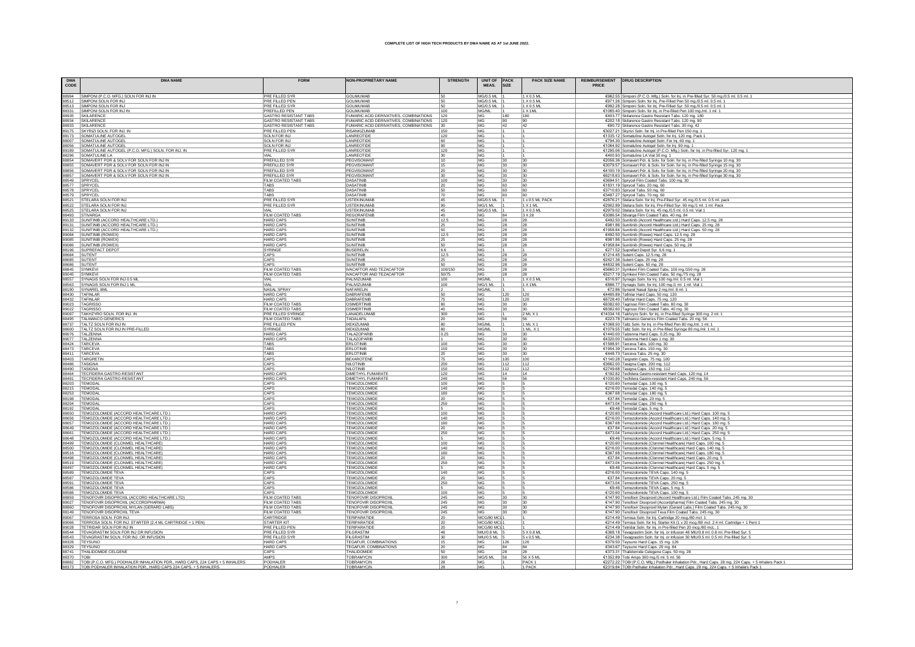# COMPLETE LIST OF HIGH TECH PRODUCTS BY DMA NAME AS AT 1st JUNE 2022.

| DMA CODE | DMA NAME | FORM | NON-PROPRIETARY NAME | STRENGTH | UNIT OF MEAS. | PACK SIZE | PACK SIZE NAME | REIMBURSEMENT PRICE | DRUG DESCRIPTION |
|---|---|---|---|---|---|---|---|---|---|
| 88994 | SIMPONI (P.C.O. MFG.) SOLN FOR INJ IN | PRE FILLED SYR | GOLIMUMAB | 50 | MG/0.5 ML | 1 | 1 X 0.5 ML | €962.55 | Simponi (P.C.O. Mfg.) Soln. for Inj. in Pre-filled Syr. 50 mg./0.5 ml. 0.5 ml. 1 |
| 88512 | SIMPONI SOLN FOR INJ | PRE FILLED PEN | GOLIMUMAB | 50 | MG/0.5 ML | 1 | 1 X 0.5 ML | €971.26 | Simponi Soln. for Inj. Pre-Filled Pen 50 mg./0.5 ml. 0.5 ml. 1 |
| 88513 | SIMPONI SOLN FOR INJ | PRE FILLED SYR | GOLIMUMAB | 50 | MG/0.5 ML | 1 | 1 X 0.5 ML | €992.28 | Simponi Soln. for Inj. Pre-Filled Syr. 50 mg./0.5 ml. 0.5 ml. 1 |
| 88331 | SIMPONI SOLN FOR INJ IN | PREFILLED PEN | GOLIMUMAB | 100 | MG/ML | 1 | 1 X 1ML | €1085.40 | Simponi Soln. for Inj. in Pre-filled Pen 100 mg./ml. 1 ml. 1 |
| 88935 | SKILARENCE | GASTRO RESISTANT TABS | FUMARIC ACID DERIVATIVES, COMBINATIONS | 120 | MG | 180 | 180 | €403.77 | Skilarence Gastro Resistant Tabs. 120 mg. 180 |
| 88934 | SKILARENCE | GASTRO RESISTANT TABS | FUMARIC ACID DERIVATIVES, COMBINATIONS | 120 | MG | 90 | 90 | €202.18 | Skilarence Gastro Resistant Tabs. 120 mg. 90 |
| 88933 | SKILARENCE | GASTRO RESISTANT TABS | FUMARIC ACID DERIVATIVES, COMBINATIONS | 30 | MG | 42 | 42 | €90.72 | Skilarence Gastro Resistant Tabs. 30 mg. 42 |
| 89175 | SKYRIZI SOLN. FOR INJ. IN | PRE FILLED PEN | RISANKIZUMAB | 150 | MG | 1 | 1 | €3027.21 | Skyrizi Soln. for Inj. in Pre-filled Pen 150 mg. 1 |
| 88173 | SOMATULINE AUTOGEL | SOLN FOR INJ | LANREOTIDE | 120 | MG | 1 | 1 | €1335.12 | Somatuline Autogel Soln. for Inj. 120 mg. Pack 1 |
| 88007 | SOMATULINE AUTOGEL | SOLN FOR INJ | LANREOTIDE | 60 | MG | 1 | 1 | €794.30 | Somatuline Autogel Soln. For Inj. 60 mg. 1 |
| 88056 | SOMATULINE AUTOGEL | SOLN FOR INJ | LANREOTIDE | 90 | MG | 1 | 1 | €1064.92 | Somatuline Autogel Soln. for Inj. 90 mg. 1 |
| 89189 | SOMATULINE AUTOGEL (P.C.O. MFG.) SOLN. FOR INJ. IN | PRE FILLED SYR | LANREOTIDE | 120 | MG | 1 | 1 | €1295.08 | Somatuline Autogel (P.C.O. Mfg.) Soln. for Inj. in Pre-filled Syr. 120 mg. 1 |
| 88296 | SOMATULINE LA | VIAL | LANREOTIDE | 30 | MG | 1 | 1 | €400.93 | Somatuline LA Vial 30 mg. 1 |
| 88854 | SOMAVERT PDR & SOLV FOR SOLN FOR INJ IN | PREFILLED SYR | PEGVISOMANT | 10 | MG | 30 | 30 | €2056.36 | Somavert Pdr. & Solv. for Soln. for Inj. in Pre-filled Syringe 10 mg. 30 |
| 88855 | SOMAVERT PDR & SOLV FOR SOLN FOR INJ IN | PREFILLED SYR | PEGVISOMANT | 15 | MG | 30 | 30 | €3079.57 | Somavert Pdr. & Solv. for Soln. for Inj. in Pre-filled Syringe 15 mg. 30 |
| 88856 | SOMAVERT PDR & SOLV FOR SOLN FOR INJ IN | PREFILLED SYR | PEGVISOMANT | 20 | MG | 30 | 30 | €4100.19 | Somavert Pdr. & Solv. for Soln. for Inj. in Pre-filled Syringe 20 mg. 30 |
| 88857 | SOMAVERT PDR & SOLV FOR SOLN FOR INJ IN | PREFILLED SYR | PEGVISOMANT | 30 | MG | 30 | 30 | €6218.63 | Somavert Pdr. & Solv. for Soln. for Inj. in Pre-filled Syringe 30 mg. 30 |
| 88549 | SPRYCEL | FILM COATED TABS | DASATINIB | 100 | MG | 30 | 30 | €3894.51 | Sprycel Film Coated Tabs. 100 mg. 30 |
| 88577 | SPRYCEL | TABS | DASATINIB | 20 | MG | 60 | 60 | €1831.19 | Sprycel Tabs. 20 mg. 60 |
| 88578 | SPRYCEL | TABS | DASATINIB | 50 | MG | 60 | 60 | €3710.83 | Sprycel Tabs. 50 mg. 60 |
| 88579 | SPRYCEL | TABS | DASATINIB | 70 | MG | 60 | 60 | €3487.27 | Sprycel Tabs. 70 mg. 60 |
| 88521 | STELARA SOLN FOR INJ | PRE FILLED SYR | USTEKINUMAB | 45 | MG/0.5 ML | 1 | 1 x 0.5 ML PACK | €2876.21 | Stelara Soln. for Inj. Pre-Filled Syr. 45 mg./0.5 ml. 0.5 ml. pack |
| 88522 | STELARA SOLN FOR INJ | PRE FILLED SYR | USTEKINUMAB | 90 | MG/1 ML | 1 | 1 X 1 ML | €2902.89 | Stelara Soln. for Inj. Pre-Filled Syr. 90 mg./1 ml. 1 ml. Pack |
| 88525 | STELARA SOLN FOR INJ | VIAL | USTEKINUMAB | 45 | MG/0.5 ML | 1 | 1 X 0.5 ML | €2979.02 | Stelara Soln. for Inj. 45 mg./0.5 ml. 0.5 ml. Vial 1 |
| 88493 | STIVARGA | FILM COATED TABS | REGORAFENIB | 40 | MG | 84 | 3 X 28 | €3086.54 | Stivarga Film Coated Tabs. 40 mg. 84 |
| 89133 | SUNITINIB (ACCORD HEALTHCARE LTD.) | HARD CAPS | SUNITINIB | 12.5 | MG | 28 | 28 | €492.50 | Sunitinib (Accord Healthcare Ltd.) Hard Caps. 12.5 mg. 28 |
| 89131 | SUNITINIB (ACCORD HEALTHCARE LTD.) | HARD CAPS | SUNITINIB | 25 | MG | 28 | 28 | €981.86 | Sunitinib (Accord Healthcare Ltd.) Hard Caps. 25 mg. 28 |
| 89132 | SUNITINIB (ACCORD HEALTHCARE LTD.) | HARD CAPS | SUNITINIB | 50 | MG | 28 | 28 | €1958.84 | Sunitinib (Accord Healthcare Ltd.) Hard Caps. 50 mg. 28 |
| 89084 | SUNITINIB (ROWEX) | HARD CAPS | SUNITINIB | 12.5 | MG | 28 | 28 | €492.50 | Sunitinib (Rowex) Hard Caps. 12.5 mg. 28 |
| 89085 | SUNITINIB (ROWEX) | HARD CAPS | SUNITINIB | 25 | MG | 28 | 28 | €981.86 | Sunitinib (Rowex) Hard Caps. 25 mg. 28 |
| 89086 | SUNITINIB (ROWEX) | HARD CAPS | SUNITINIB | 50 | MG | 28 | 28 | €1958.84 | Sunitinib (Rowex) Hard Caps. 50 mg. 28 |
| 88196 | SUPREFACT DEPOT | SYRINGE | BUSERELIN | 6.6 | MG | 1 | 1 | €271.52 | Suprefact Depot Syr. 6.6 mg. 1 |
| 88684 | SUTENT | CAPS | SUNITINIB | 12.5 | MG | 28 | 28 | €1214.45 | Sutent Caps. 12.5 mg. 28 |
| 88685 | SUTENT | CAPS | SUNITINIB | 25 | MG | 28 | 28 | €2421.36 | Sutent Caps. 25 mg. 28 |
| 88686 | SUTENT | CAPS | SUNITINIB | 50 | MG | 28 | 28 | €4832.96 | Sutent Caps. 50 mg. 28 |
| 88845 | SYMKEVI | FILM COATED TABS | IVACAFTOR AND TEZACAFTOR | 100/150 | MG | 28 | 28 | €5660.31 | Symkevi Film Coated Tabs. 100 mg./150 mg. 28 |
| 89045 | SYMKEVI | FILM COATED TABS | IVACAFTOR AND TEZACAFTOR | 50/75 | MG | 28 | 28 | €5217.19 | Symkevi Film Coated Tabs. 50 mg./75 mg. 28 |
| 88557 | SYNAGIS SOLN FOR INJ 0.5 ML | VIAL | PALIVIZUMAB | 100 | MG/ML | 1 | 1 X 0.5 ML | €516.97 | Synagis Soln. for Inj. 100 mg./ml. 0.5 ml. Vial 1 |
| 88563 | SYNAGIS SOLN FOR INJ 1 ML | VIAL | PALIVIZUMAB | 100 | MG/1 ML | 1 | 1 X 1ML | €886.77 | Synagis Soln. for Inj. 100 mg./1 ml. 1 ml. Vial 1 |
| 88190 | SYNAREL 8ML | NASAL SPRAY | NAFARELIN | 2 | MG/ML | 1 | 1 | €72.86 | Synarel Nasal Spray 2 mg./ml. 8 ml. 1 |
| 88430 | TAFINLAR | HARD CAPS | DABRAFENIB | 50 | MG | 120 | 120 | €4485.89 | Tafinlar Hard Caps. 50 mg. 120 |
| 88432 | TAFINLAR | HARD CAPS | DABRAFENIB | 75 | MG | 120 | 120 | €6728.40 | Tafinlar Hard Caps. 75 mg. 120 |
| 89023 | TAGRISSO | FILM COATED TABS | OSIMERTINIB | 80 | MG | 30 | 30 | €6382.60 | Tagrisso Film Coated Tabs. 80 mg. 30 |
| 89022 | TAGRISSO | FILM COATED TABS | OSIMERTINIB | 40 | MG | 30 | 30 | €6382.60 | Tagrisso Film Coated Tabs. 40 mg. 30 |
| 89097 | TAKHZYRO SOLN. FOR INJ. IN | PRE FILLED SYRINGE | LANADELUMAB | 300 | MG | 1 | 2 ML X 1 | €14334.18 | Takhzyro Soln. for Inj. in Pre-filled Syringe 300 mg. 2 ml. 1 |
| 88495 | TALMANCO GENERICS | FILM COATED TABS | TADALAFIL | 20 | MG | 56 | 56 | €223.78 | Talmanco Generics Film Coated Tabs. 20 mg. 56 |
| 88737 | TALTZ SOLN FOR INJ IN | PRE FILLED PEN | IXEKIZUMAB | 80 | MG/ML | 1 | 1 ML X 1 | €1068.50 | Taltz Soln. for Inj. in Pre-filled Pen 80 mg./ml. 1 ml. 1 |
| 88600 | TALTZ SOLN FOR INJ IN PRE-FILLED | SYRINGE | IXEKIZUMAB | 80 | MG/ML | 1 | 1 ML. X 1 | €1079.55 | Taltz Soln. for Inj. in Pre-filled Syringe 80 mg./ml. 1 ml. 1 |
| 89076 | TALZENNA | HARD CAPS | TALAZOPARIB | 0.25 | MG | 30 | 30 | €1440.00 | Talzenna Hard Caps. 0.25 mg. 30 |
| 89077 | TALZENNA | HARD CAPS | TALAZOPARIB | 1 | MG | 30 | 30 | €4320.00 | Talzenna Hard Caps 1 mg. 30 |
| 88424 | TARCEVA | TABS | ERLOTINIB | 100 | MG | 30 | 30 | €1598.91 | Tarceva Tabs. 100 mg. 30 |
| 88473 | TARCEVA | TABS | ERLOTINIB | 150 | MG | 30 | 30 | €1954.39 | Tarceva Tabs. 150 mg. 30 |
| 88411 | TARCEVA | TABS | ERLOTINIB | 25 | MG | 30 | 30 | €448.73 | Tarceva Tabs. 25 mg. 30 |
| 88403 | TARGRETIN | CAPS | BEXAROTENE | 75 | MG | 100 | 100 | €1140.28 | Targretin Caps. 75 mg. 100 |
| 88486 | TASIGNA | CAPS | NILOTINIB | 200 | MG | 112 | 112 | €3662.00 | Tasigna Caps. 200 mg. 112 |
| 88490 | TASIGNA | CAPS | NILOTINIB | 150 | MG | 112 | 112 | €2749.68 | Tasigna Caps. 150 mg. 112 |
| 88464 | TECFIDERA GASTRO-RESISTANT | HARD CAPS | DIMETHYL FUMARATE | 120 | MG | 14 | 14 | €192.82 | Tecfidera Gastro-resistant Hard Caps. 120 mg. 14 |
| 88491 | TECFIDERA GASTRO-RESISTANT | HARD CAPS | DIMETHYL FUMARATE | 240 | MG | 56 | 56 | €1030.80 | Tecfidera Gastro-resistant Hard Caps. 240 mg. 56 |
| 88203 | TEMODAL | CAPS | TEMOZOLOMIDE | 100 | MG | 5 | 5 | €120.60 | Temodal Caps. 100 mg. 5 |
| 88215 | TEMODAL | CAPS | TEMOZOLOMIDE | 140 | MG | 5 | 5 | €216.00 | Temodal Caps. 140 mg. 5 |
| 88253 | TEMODAL | CAPS | TEMOZOLOMIDE | 180 | MG | 5 | 5 | €367.68 | Temodal Caps. 180 mg. 5 |
| 88198 | TEMODAL | CAPS | TEMOZOLOMIDE | 20 | MG | 5 | 5 | €37.84 | Temodal Caps. 20 mg. 5 |
| 88204 | TEMODAL | CAPS | TEMOZOLOMIDE | 250 | MG | 5 | 5 | €473.04 | Temodal Caps. 250 mg. 5 |
| 88192 | TEMODAL | CAPS | TEMOZOLOMIDE | 5 | MG | 5 | 5 | €9.46 | Temodal Caps. 5 mg. 5 |
| 88650 | TEMOZOLOMIDE (ACCORD HEALTHCARE LTD.) | HARD CAPS | TEMOZOLOMIDE | 100 | MG | 5 | 5 | €120.60 | Temozolomide (Accord Healthcare Ltd.) Hard Caps. 100 mg. 5 |
| 88656 | TEMOZOLOMIDE (ACCORD HEALTHCARE LTD.) | HARD CAPS | TEMOZOLOMIDE | 140 | MG | 5 | 5 | €216.00 | Temozolomide (Accord Healthcare Ltd.) Hard Caps. 140 mg. 5 |
| 88657 | TEMOZOLOMIDE (ACCORD HEALTHCARE LTD.) | HARD CAPS | TEMOZOLOMIDE | 180 | MG | 5 | 5 | €367.68 | Temozolomide (Accord Healthcare Ltd.) Hard Caps. 180 mg. 5 |
| 88649 | TEMOZOLOMIDE (ACCORD HEALTHCARE LTD.) | HARD CAPS | TEMOZOLOMIDE | 20 | MG | 5 | 5 | €37.84 | Temozolomide (Accord Healthcare Ltd.) Hard Caps. 20 mg. 5 |
| 88661 | TEMOZOLOMIDE (ACCORD HEALTHCARE LTD.) | HARD CAPS | TEMOZOLOMIDE | 250 | MG | 5 | 5 | €473.04 | Temozolomide (Accord Healthcare Ltd.) Hard Caps. 250 mg. 5 |
| 88648 | TEMOZOLOMIDE (ACCORD HEALTHCARE LTD.) | HARD CAPS | TEMOZOLOMIDE | 5 | MG | 5 | 5 | €9.46 | Temozolomide (Accord Healthcare Ltd.) Hard Caps. 5 mg. 5 |
| 88499 | TEMOZOLOMIDE (CLONMEL HEALTHCARE) | HARD CAPS | TEMOZOLOMIDE | 100 | MG | 5 | 5 | €120.60 | Temozolomide (Clonmel Healthcare) Hard Caps. 100 mg. 5 |
| 88500 | TEMOZOLOMIDE (CLONMEL HEALTHCARE) | HARD CAPS | TEMOZOLOMIDE | 140 | MG | 5 | 5 | €216.00 | Temozolomide (Clonmel Healthcare) Hard Caps. 140 mg. 5 |
| 88516 | TEMOZOLOMIDE (CLONMEL HEALTHCARE) | HARD CAPS | TEMOZOLOMIDE | 180 | MG | 5 | 5 | €367.68 | Temozolomide (Clonmel Healthcare) Hard Caps. 180 mg. 5 |
| 88498 | TEMOZOLOMIDE (CLONMEL HEALTHCARE) | HARD CAPS | TEMOZOLOMIDE | 20 | MG | 5 | 5 | €37.84 | Temozolomide (Clonmel Healthcare) Hard Caps. 20 mg. 5 |
| 88519 | TEMOZOLOMIDE (CLONMEL HEALTHCARE) | HARD CAPS | TEMOZOLOMIDE | 250 | MG | 5 | 5 | €473.04 | Temozolomide (Clonmel Healthcare) Hard Caps. 250 mg. 5 |
| 88497 | TEMOZOLOMIDE (CLONMEL HEALTHCARE) | HARD CAPS | TEMOZOLOMIDE | 5 | MG | 5 | 5 | €9.46 | Temozolomide (Clonmel Healthcare) Hard Caps. 5 mg. 5 |
| 88589 | TEMOZOLOMIDE TEVA | CAPS | TEMOZOLOMIDE | 140 | MG | 5 | 5 | €216.00 | Temozolomide TEVA Caps. 140 mg. 5 |
| 88587 | TEMOZOLOMIDE TEVA | CAPS | TEMOZOLOMIDE | 20 | MG | 5 | 5 | €37.84 | Temozolomide TEVA Caps. 20 mg. 5 |
| 88591 | TEMOZOLOMIDE TEVA | CAPS | TEMOZOLOMIDE | 250 | MG | 5 | 5 | €473.04 | Temozolomide TEVA Caps. 250 mg. 5 |
| 88586 | TEMOZOLOMIDE TEVA | CAPS | TEMOZOLOMIDE | 5 | MG | 5 | 5 | €9.46 | Temozolomide TEVA Caps. 5 mg. 5 |
| 88588 | TEMOZOLOMIDE TEVA | CAPS | TEMOZOLOMIDE | 100 | MG | 5 | 5 | €120.60 | Temozolomide TEVA Caps. 100 mg. 5 |
| 88859 | TENOFOVIR DISOPROXIL (ACCORD HEALTHCARE LTD) | FILM COATED TABS | TENOFOVIR DISOPROXIL | 245 | MG | 30 | 30 | €147.90 | Tenofovir Disoproxil (Accord Healthcare Ltd.) Film Coated Tabs. 245 mg. 30 |
| 89027 | TENOFOVIR DISOPROXIL (ACCORDPHARMA) | FILM COATED TABS | TENOFOVIR DISOPROXIL | 245 | MG | 30 | 30 | €147.90 | Tenofovir Disoproxil (Accordpharma) Film Coated Tabs. 245 mg. 30 |
| 88860 | TENOFOVIR DISOPROXIL MYLAN (GERARD LABS) | FILM COATED TABS | TENOFOVIR DISOPROXIL | 245 | MG | 30 | 30 | €147.90 | Tenofovir Disoproxil Mylan (Gerard Labs.) Film Coated Tabs. 245 mg. 30 |
| 88149 | TENOFOVIR DISOPROXIL TEVA | FILM COATED TABS | TENOFOVIR DISOPROXIL | 245 | MG | 30 | 30 | €147.90 | Tenofovir Disoproxil Teva Film Coated Tabs. 245 mg. 30 |
| 89067 | TERROSA SOLN. FOR INJ. | CARTRIDGE | TERIPARATIDE | 20 | MCG/80 MCL | 1 | 1 | €214.49 | Terrosa Soln. for Inj. Cartridge 20 mcg./80 mcl. 1 |
| 89066 | TERROSA SOLN. FOR INJ. STARTER (2.4 ML CARTRIDGE + 1 PEN) | STARTER KIT | TERIPARATIDE | 20 | MCG/80 MCL | 1 | 1 | €214.49 | Terrosa Soln. for Inj. Starter Kit (1 x 20 mcg./80 mcl. 2.4 ml. Cartridge + 1 Pen) 1 |
| 89028 | TETRIDAR SOLN FOR INJ IN | PRE FILLED PEN | TERIPARATIDE | 20 | MCG/80 MCL | 1 | 1 | €214.49 | Tetridar Soln. for Inj. in Pre-filled Pen 20 mcg./80 mcL. 1 |
| 88544 | TEVAGRASTIM SOLN FOR INJ OR INFUSION | PRE FILLED SYR | FILGRASTIM | 48 | MIU/0.8 ML | 5 | 5 X 0.8 ML | €368.18 | Tevagrastim Soln. for Inj. or Infusion 48 MIU/0.8 ml. 0.8 ml. Pre-filled Syr. 5 |
| 88543 | TEVAGRASTIM SOLN. FOR INJ. OR INFUSION | PRE FILLED SYR | FILGRASTIM | 30 | MIU/0.5 ML | 5 | 5 x 0.5 ML | €234.38 | Tevagrastim Soln. for Inj. or Infusion 30 MIU/0.5 ml. 0.5 ml. Pre-filled Syr. 5 |
| 88328 | TEYSUNO | HARD CAPS | TEGAFUR, COMBINATIONS | 15 | MG | 126 | 126 | €379.50 | Teysuno Hard Caps. 15 mg. 126 |
| 88329 | TEYSUNO | HARD CAPS | TEGAFUR, COMBINATIONS | 20 | MG | 84 | 84 | €343.67 | Teysuno Hard Caps. 20 mg. 84 |
| 88741 | THALIDOMIDE CELGENE | CAPS | THALIDOMIDE | 50 | MG | 28 | 28 | €373.31 | Thalidomide Celegene Caps. 50 mg. 28 |
| 88370 | TOBI | AMPS | TOBRAMYCIN | 300 | MG/5 ML | 56 | 56 X 5 ML | €1352.89 | Tobi Amps 300 mg./5 ml. 5 ml. 56 |
| 88882 | TOBI (P.C.O. MFG.) PODHALER INHALATION PDR., HARD CAPS, 224 CAPS + 5 INHALERS | PODHALER | TOBRAMYCIN | 28 | MG | 1 | PACK 1 | €2272.22 | TOBI (P.C.O. Mfg.) Podhaler Inhalation Pdr., Hard Caps. 28 mg. 224 Caps. + 5 Inhalers Pack 1 |
| 88373 | TOBI PODHALER INHALATION PDR., HARD CAPS 224 CAPS. + 5 INHALERS | PODHALER | TOBRAMYCIN | 28 | MG | 1 | 1 PACK | €2319.84 | TOBI Podhaler Inhalation Pdr., Hard Caps. 28 mg. 224 Caps. + 5 Inhalers Pack 1 |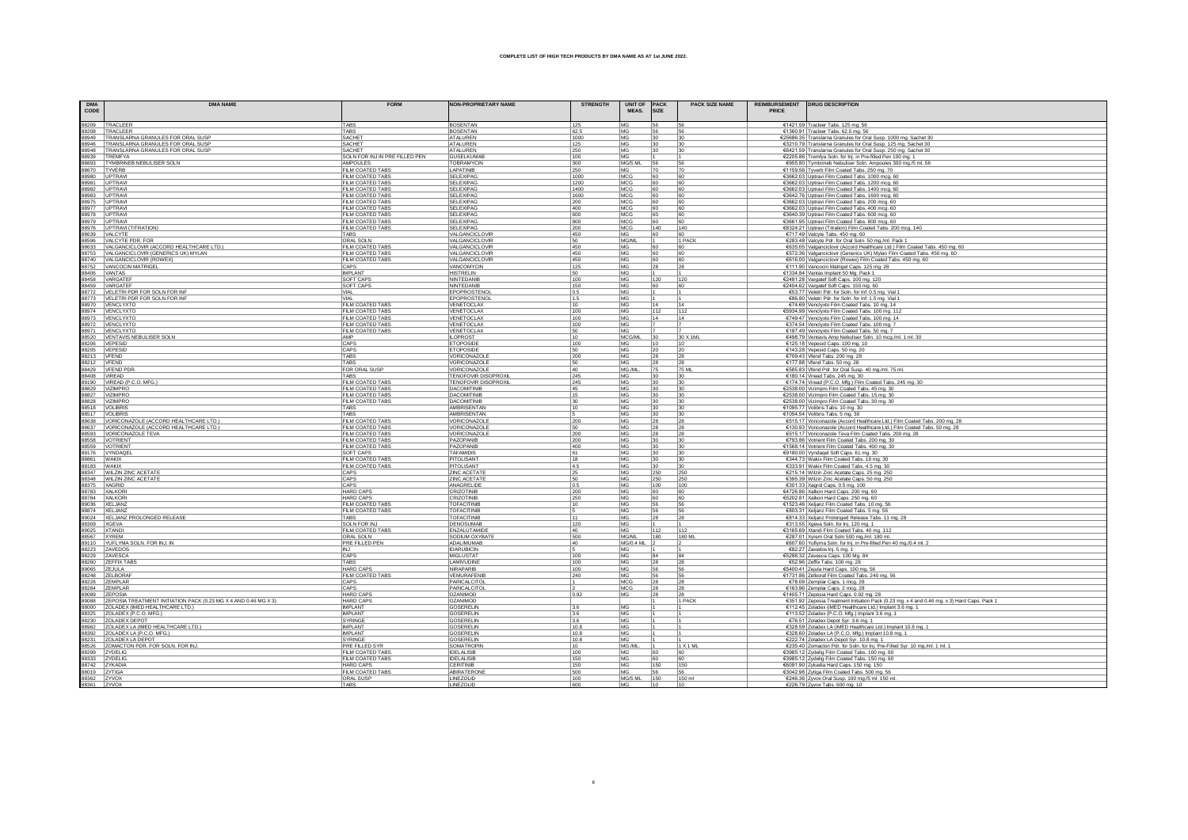# COMPLETE LIST OF HIGH TECH PRODUCTS BY DMA NAME AS AT 1st JUNE 2022.

| DMA CODE | DMA NAME | FORM | NON-PROPRIETARY NAME | STRENGTH | UNIT OF MEAS. | PACK SIZE | PACK SIZE NAME | REIMBURSEMENT PRICE | DRUG DESCRIPTION |
|---|---|---|---|---|---|---|---|---|---|
| 88209 | TRACLEER | TABS | BOSENTAN | 125 | MG | 56 | 56 | €1421.59 | Tracleer Tabs. 125 mg. 56 |
| 88208 | TRACLEER | TABS | BOSENTAN | 62.5 | MG | 56 | 56 | €1360.91 | Tracleer Tabs. 62.5 mg. 56 |
| 88949 | TRANSLARNA GRANULES FOR ORAL SUSP | SACHET | ATALUREN | 1000 | MG | 30 | 30 | €25686.35 | Translarna Granules for Oral Susp. 1000 mg. Sachet 30 |
| 88946 | TRANSLARNA GRANULES FOR ORAL SUSP | SACHET | ATALUREN | 125 | MG | 30 | 30 | €3210.79 | Translarna Granules for Oral Susp. 125 mg. Sachet 30 |
| 88948 | TRANSLARNA GRANULES FOR ORAL SUSP | SACHET | ATALUREN | 250 | MG | 30 | 30 | €6421.59 | Translarna Granules for Oral Susp. 250 mg. Sachet 30 |
| 88939 | TREMFYA | SOLN FOR INJ IN PRE FILLED PEN | GUSELKUMAB | 100 | MG | 1 | 1 | €2205.86 | Tremfya Soln. for Inj. in Pre-filled Pen 100 mg. 1 |
| 88893 | TYMBRINEB NEBULISER SOLN | AMPOULES | TOBRAMYCIN | 300 | MG/5 ML | 56 | 56 | €955.80 | Tymbrineb Nebuliser Soln. Ampoules 300 mg./5 ml. 56 |
| 88670 | TYVERB | FILM COATED TABS | LAPATINIB | 250 | MG | 70 | 70 | €1159.56 | Tyverb Film Coated Tabs. 250 mg. 70 |
| 88980 | UPTRAVI | FILM COATED TABS | SELEXIPAG | 1000 | MCG | 60 | 60 | €3662.03 | Uptravi Film Coated Tabs. 1000 mcg. 60 |
| 88981 | UPTRAVI | FILM COATED TABS | SELEXIPAG | 1200 | MCG | 60 | 60 | €3662.03 | Uptravi Film Coated Tabs. 1200 mcg. 60 |
| 88982 | UPTRAVI | FILM COATED TABS | SELEXIPAG | 1400 | MCG | 60 | 60 | €3662.03 | Uptravi Film Coated Tabs. 1400 mcg. 60 |
| 88983 | UPTRAVI | FILM COATED TABS | SELEXIPAG | 1600 | MCG | 60 | 60 | €3642.76 | Uptravi Film Coated Tabs. 1600 mcg. 60 |
| 88975 | UPTRAVI | FILM COATED TABS | SELEXIPAG | 200 | MCG | 60 | 60 | €3662.03 | Uptravi Film Coated Tabs. 200 mcg. 60 |
| 88977 | UPTRAVI | FILM COATED TABS | SELEXIPAG | 400 | MCG | 60 | 60 | €3662.03 | Uptravi Film Coated Tabs. 400 mcg. 60 |
| 88978 | UPTRAVI | FILM COATED TABS | SELEXIPAG | 600 | MCG | 60 | 60 | €3640.39 | Uptravi Film Coated Tabs. 600 mcg. 60 |
| 88979 | UPTRAVI | FILM COATED TABS | SELEXIPAG | 800 | MCG | 60 | 60 | €3661.95 | Uptravi Film Coated Tabs. 800 mcg. 60 |
| 88976 | UPTRAVI (TITRATION) | FILM COATED TABS | SELEXIPAG | 200 | MCG | 140 | 140 | €8324.21 | Uptravi (Titration) Film Coated Tabs. 200 mcg. 140 |
| 88639 | VALCYTE | TABS | VALGANCICLOVIR | 450 | MG | 60 | 60 | €717.49 | Valcyte Tabs. 450 mg. 60 |
| 88596 | VALCYTE PDR. FOR | ORAL SOLN | VALGANCICLOVIR | 50 | MG/ML | 1 | 1 PACK | €283.48 | Valcyte Pdr. for Oral Soln. 50 mg./ml. Pack 1 |
| 88633 | VALGANCICLOVIR (ACCORD HEALTHCARE LTD.) | FILM COATED TABS | VALGANCICLOVIR | 450 | MG | 60 | 60 | €635.05 | Valganciclovir (Accord Healthcare Ltd.) Film Coated Tabs. 450 mg. 60 |
| 88753 | VALGANCICLOVIR (GENERICS UK) MYLAN | FILM COATED TABS | VALGANCICLOVIR | 450 | MG | 60 | 60 | €572.36 | Valganciclovir (Generics UK) Mylan Film Coated Tabs. 450 mg. 60 |
| 88740 | VALGANCICLOVIR (ROWEX) | FILM COATED TABS | VALGANCICLOVIR | 450 | MG | 60 | 60 | €616.00 | Valganciclovir (Rowex) Film Coated Tabs. 450 mg. 60 |
| 88752 | VANCOCIN MATRIGEL | CAPS | VANCOMYCIN | 125 | MG | 28 | 28 | €111.90 | Vancocin Matrigel Caps. 125 mg. 28 |
| 88406 | VANTAS | IMPLANT | HISTRELIN | 50 | MG | 1 | 1 | €1334.84 | Vantas Implant 50 Mg. Pack 1 |
| 88458 | VARGATEF | SOFT CAPS | NINTEDANIB | 100 | MG | 120 | 120 | €2481.28 | Vargatef Soft Caps. 100 mg. 120 |
| 88459 | VARGATEF | SOFT CAPS | NINTEDANIB | 150 | MG | 60 | 60 | €2404.62 | Vargatef Soft Caps. 150 mg. 60 |
| 88772 | VELETRI PDR FOR SOLN FOR INF | VIAL | EPOPROSTENOL | 0.5 | MG | 1 | 1 | €53.77 | Veletri Pdr. for Soln. for Inf. 0.5 mg. Vial 1 |
| 88773 | VELETRI PDR FOR SOLN FOR INF | VIAL | EPOPROSTENOL | 1.5 | MG | 1 | 1 | €86.80 | Veletri Pdr. for Soln. for Inf. 1.5 mg. Vial 1 |
| 88970 | VENCLYXTO | FILM COATED TABS | VENETOCLAX | 10 | MG | 14 | 14 | €74.89 | Venclyxto Film Coated Tabs. 10 mg. 14 |
| 88974 | VENCLYXTO | FILM COATED TABS | VENETOCLAX | 100 | MG | 112 | 112 | €5934.99 | Venclyxto Film Coated Tabs. 100 mg. 112 |
| 88973 | VENCLYXTO | FILM COATED TABS | VENETOCLAX | 100 | MG | 14 | 14 | €749.47 | Venclyxto Film Coated Tabs. 100 mg. 14 |
| 88972 | VENCLYXTO | FILM COATED TABS | VENETOCLAX | 100 | MG | 7 | 7 | €374.54 | Venclyxto Film Coated Tabs. 100 mg. 7 |
| 88971 | VENCLYXTO | FILM COATED TABS | VENETOCLAX | 50 | MG | 7 | 7 | €187.49 | Venclyxto Film Coated Tabs. 50 mg. 7 |
| 88520 | VENTAVIS NEBULISER SOLN | AMP | ILOPROST | 10 | MCG/ML | 30 | 30 X 1ML | €498.79 | Ventavis Amp Nebuliser Soln. 10 mcg./ml. 1 ml. 30 |
| 88206 | VEPESID | CAPS | ETOPOSIDE | 100 | MG | 10 | 10 | €125.18 | Vepesid Caps. 100 mg. 10 |
| 88205 | VEPESID | CAPS | ETOPOSIDE | 50 | MG | 20 | 20 | €143.28 | Vepesid Caps. 50 mg. 20 |
| 88213 | VFEND | TABS | VORICONAZOLE | 200 | MG | 28 | 28 | €709.43 | Vfend Tabs. 200 mg. 28 |
| 88212 | VFEND | TABS | VORICONAZOLE | 50 | MG | 28 | 28 | €177.88 | Vfend Tabs. 50 mg. 28 |
| 88429 | VFEND PDR. | FOR ORAL SUSP | VORICONAZOLE | 40 | MG./ML. | 75 | 75 ML | €585.83 | Vfend Pdr. for Oral Susp. 40 mg./ml. 75 ml. |
| 88408 | VIREAD | TABS | TENOFOVIR DISOPROXIL | 245 | MG | 30 | 30 | €180.14 | Viread Tabs. 245 mg. 30 |
| 89190 | VIREAD (P.C.O. MFG.) | FILM COATED TABS | TENOFOVIR DISOPROXIL | 245 | MG | 30 | 30 | €174.74 | Viread (P.C.O. Mfg.) Film Coated Tabs. 245 mg. 30 |
| 88829 | VIZIMPRO | FILM COATED TABS | DACOMITINIB | 45 | MG | 30 | 30 | €2538.00 | Vizimpro Film Coated Tabs. 45 mg. 30 |
| 88827 | VIZIMPRO | FILM COATED TABS | DACOMITINIB | 15 | MG | 30 | 30 | €2538.00 | Vizimpro Film Coated Tabs. 15 mg. 30 |
| 88828 | VIZIMPRO | FILM COATED TABS | DACOMITINIB | 30 | MG | 30 | 30 | €2538.00 | Vizimpro Film Coated Tabs. 30 mg. 30 |
| 88518 | VOLIBRIS | TABS | AMBRISENTAN | 10 | MG | 30 | 30 | €1095.77 | Volibris Tabs. 10 mg. 30 |
| 88517 | VOLIBRIS | TABS | AMBRISENTAN | 5 | MG | 30 | 30 | €1054.54 | Volibris Tabs. 5 mg. 30 |
| 88638 | VORICONAZOLE (ACCORD HEALTHCARE LTD.) | FILM COATED TABS | VORICONAZOLE | 200 | MG | 28 | 28 | €515.17 | Voriconazole (Accord Healthcare Ltd.) Film Coated Tabs. 200 mg. 28 |
| 88637 | VORICONAZOLE (ACCORD HEALTHCARE LTD.) | FILM COATED TABS | VORICONAZOLE | 50 | MG | 28 | 28 | €130.93 | Voriconazole (Accord Healthcare Ltd.) Film Coated Tabs. 50 mg. 28 |
| 88593 | VORICONAZOLE TEVA | FILM COATED TABS | VORICONAZOLE | 200 | MG | 28 | 28 | €515.17 | Voriconazole Teva Film Coated Tabs. 200 mg. 28 |
| 88558 | VOTRIENT | FILM COATED TABS | PAZOPANIB | 200 | MG | 30 | 30 | €793.86 | Votrient Film Coated Tabs. 200 mg. 30 |
| 88559 | VOTRIENT | FILM COATED TABS | PAZOPANIB | 400 | MG | 30 | 30 | €1568.14 | Votrient Film Coated Tabs. 400 mg. 30 |
| 89176 | VYNDAQEL | SOFT CAPS | TAFAMIDIS | 61 | MG | 30 | 30 | €9180.00 | Vyndaqel Soft Caps. 61 mg. 30 |
| 88861 | WAKIX | FILM COATED TABS | PITOLISANT | 18 | MG | 30 | 30 | €344.73 | Wakix Film Coated Tabs. 18 mg. 30 |
| 88183 | WAKIX | FILM COATED TABS | PITOLISANT | 4.5 | MG | 30 | 30 | €333.91 | Wakix Film Coated Tabs. 4.5 mg. 30 |
| 88347 | WILZIN ZINC ACETATE | CAPS | ZINC ACETATE | 25 | MG | 250 | 250 | €215.14 | Wilzin Zinc Acetate Caps. 25 mg. 250 |
| 88348 | WILZIN ZINC ACETATE | CAPS | ZINC ACETATE | 50 | MG | 250 | 250 | €395.39 | Wilzin Zinc Acetate Caps. 50 mg. 250 |
| 88375 | XAGRID | CAPS | ANAGRELIDE | 0.5 | MG | 100 | 100 | €301.33 | Xagrid Caps. 0.5 mg. 100 |
| 88783 | XALKORI | HARD CAPS | CRIZOTINIB | 200 | MG | 60 | 60 | €4726.86 | Xalkori Hard Caps. 200 mg. 60 |
| 88784 | XALKORI | HARD CAPS | CRIZOTINIB | 250 | MG | 60 | 60 | €5202.81 | Xalkori Hard Caps. 250 mg. 60 |
| 89036 | XELJANZ | FILM COATED TABS | TOFACITINIB | 10 | MG | 56 | 56 | €1523.46 | Xeljanz Film Coated Tabs. 10 mg. 56 |
| 88874 | XELJANZ | FILM COATED TABS | TOFACITINIB | 5 | MG | 56 | 56 | €803.31 | Xeljanz Film Coated Tabs. 5 mg. 56 |
| 89024 | XELJANZ PROLONGED RELEASE | TABS | TOFACITINIB | 11 | MG | 28 | 28 | €814.33 | Xeljanz Prolonged Release Tabs. 11 mg. 28 |
| 88309 | XGEVA | SOLN FOR INJ | DENOSUMAB | 120 | MG | 1 | 1 | €313.55 | Xgeva Soln. for Inj. 120 mg. 1 |
| 89025 | XTANDI | FILM COATED TABS | ENZALUTAMIDE | 40 | MG | 112 | 112 | €3165.69 | Xtandi Film Coated Tabs. 40 mg. 112 |
| 88567 | XYREM | ORAL SOLN | SODIUM OXYBATE | 500 | MG/ML | 180 | 180 ML | €287.01 | Xyrem Oral Soln 500 mg./ml. 180 ml. |
| 89110 | YUFLYMA SOLN. FOR INJ. IN | PRE FILLED PEN | ADALIMUMAB | 40 | MG/0.4 ML | 2 | 2 | €607.60 | Yuflyma Soln. for Inj. in Pre-filled Pen 40 mg./0.4 ml. 2 |
| 88223 | ZAVEDOS | INJ | IDARUBICIN | 5 | MG | 1 | 1 | €82.27 | Zavedos Inj. 5 mg. 1 |
| 88229 | ZAVESCA | CAPS | MIGLUSTAT | 100 | MG | 84 | 84 | €5286.32 | Zavesca Caps. 100 Mg. 84 |
| 88260 | ZEFFIX TABS | TABS | LAMIVUDINE | 100 | MG | 28 | 28 | €52.96 | Zeffix Tabs. 100 mg. 28 |
| 89065 | ZEJULA | HARD CAPS | NIRAPARIB | 100 | MG | 56 | 56 | €5400.41 | Zejula Hard Caps. 100 mg. 56 |
| 88248 | ZELBORAF | FILM COATED TABS | VEMURAFENIB | 240 | MG | 56 | 56 | €1731.86 | Zelboraf Film Coated Tabs. 240 mg. 56 |
| 88226 | ZEMPLAR | CAPS | PARICALCITOL | 1 | MCG | 28 | 28 | €78.09 | Zemplar Caps. 1 mcg. 28 |
| 88284 | ZEMPLAR | CAPS | PARICALCITOL | 2 | MCG | 28 | 28 | €163.96 | Zemplar Caps. 2 mcg. 28 |
| 89089 | ZEPOSIA | HARD CAPS | OZANIMOD | 0.92 | MG | 28 | 28 | €1405.71 | Zeposia Hard Caps. 0.92 mg. 28 |
| 89088 | ZEPOSIA TREATMENT INITIATION PACK (0.23 MG X 4 AND 0.46 MG X 3) | HARD CAPS | OZANIMOD | | | 1 | 1 PACK | €351.92 | Zeposia Treatment Initiation Pack (0.23 mg. x 4 and 0.46 mg. x 3) Hard Caps. Pack 1 |
| 88000 | ZOLADEX (IMED HEALTHCARE LTD.) | IMPLANT | GOSERELIN | 3.6 | MG | 1 | 1 | €112.45 | Zoladex (IMED Healthcare Ltd.) Implant 3.6 mg. 1 |
| 88325 | ZOLADEX (P.C.O. MFG.) | IMPLANT | GOSERELIN | 3.6 | MG | 1 | 1 | €113.52 | Zoladex (P.C.O. Mfg.) Implant 3.6 mg. 1 |
| 88230 | ZOLADEX DEPOT | SYRINGE | GOSERELIN | 3.6 | MG | 1 | 1 | €76.51 | Zoladex Depot Syr. 3.6 mg. 1 |
| 88962 | ZOLADEX LA (IMED HEALTHCARE LTD.) | IMPLANT | GOSERELIN | 10.8 | MG | 1 | 1 | €328.59 | Zoladex LA (IMED Healthcare Ltd.) Implant 10.8 mg. 1 |
| 88392 | ZOLADEX LA (P.C.O. MFG.) | IMPLANT | GOSERELIN | 10.8 | MG | 1 | 1 | €328.60 | Zoladex LA (P.C.O. Mfg.) Implant 10.8 mg. 1 |
| 88231 | ZOLADEX LA DEPOT | SYRINGE | GOSERELIN | 10.8 | MG | 1 | 1 | €222.74 | Zoladex LA Depot Syr. 10.8 mg. 1 |
| 88526 | ZOMACTON PDR. FOR SOLN. FOR INJ. | PRE FILLED SYR | SOMATROPIN | 10 | MG./ML. | 1 | 1 X 1 ML | €235.40 | Zomacton Pdr. for Soln. for Inj. Pre-Filled Syr. 10 mg./ml. 1 ml. 1 |
| 88299 | ZYDELIG | FILM COATED TABS | IDELALISIB | 100 | MG | 60 | 60 | €3985.12 | Zydelig Film Coated Tabs. 100 mg. 60 |
| 88333 | ZYDELIG | FILM COATED TABS | IDELALISIB | 150 | MG | 60 | 60 | €3985.12 | Zydelig Film Coated Tabs. 150 mg. 60 |
| 88742 | ZYKADIA | HARD CAPS | CERITINIB | 150 | MG | 150 | 150 | €6091.90 | Zykadia Hard Caps. 150 mg. 150 |
| 88019 | ZYTIGA | FILM COATED TABS | ABIRATERONE | 500 | MG | 56 | 56 | €3042.98 | Zytiga Film Coated Tabs. 500 mg. 56 |
| 88362 | ZYVOX | ORAL SUSP | LINEZOLID | 100 | MG/5 ML | 150 | 150 ml | €246.36 | Zyvox Oral Susp. 100 mg./5 ml. 150 ml. |
| 88361 | ZYVOX | TABS | LINEZOLID | 600 | MG | 10 | 10 | €226.79 | Zyvox Tabs. 600 mg. 10 |